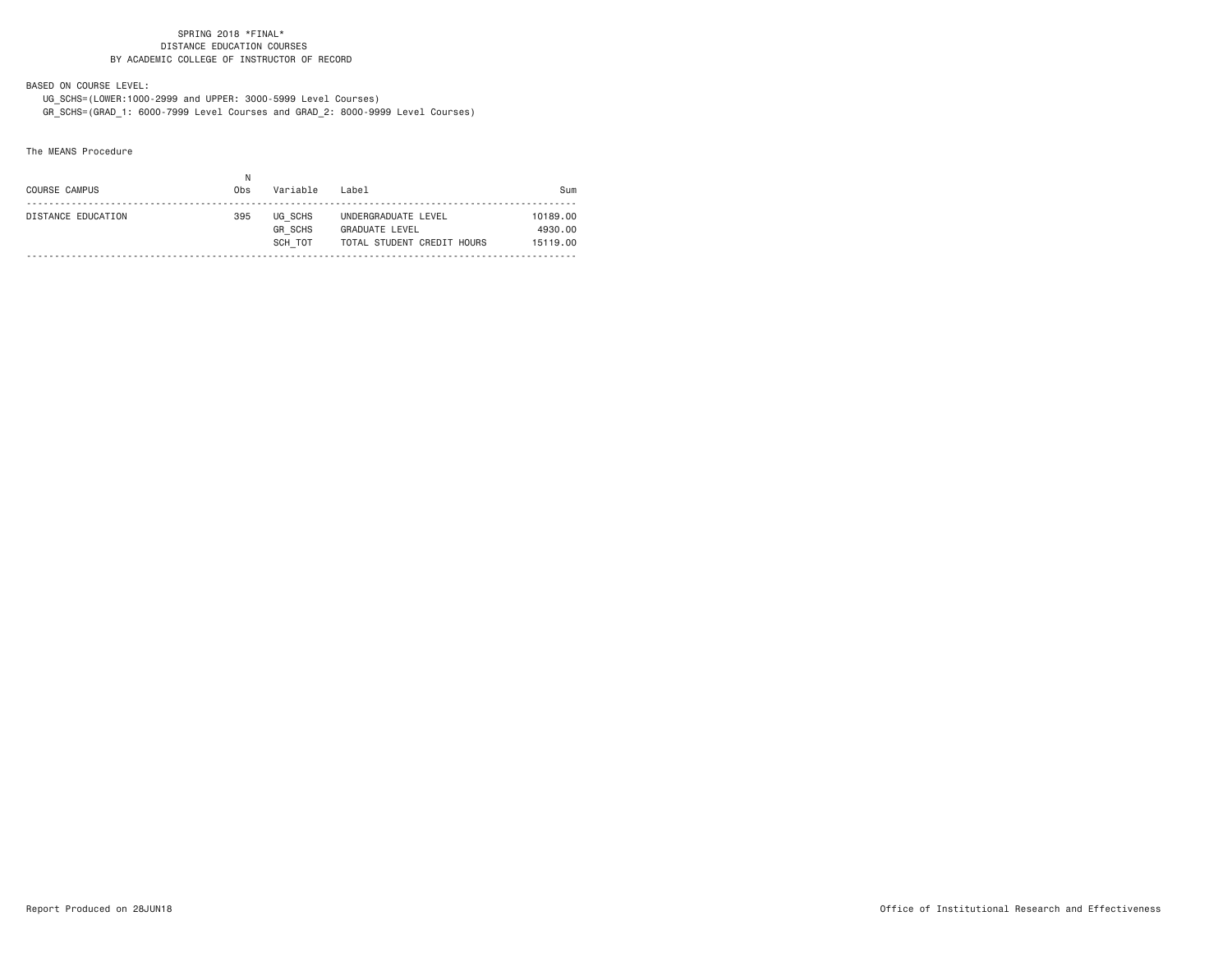SPRING 2018 *FINAL*
DISTANCE EDUCATION COURSES
BY ACADEMIC COLLEGE OF INSTRUCTOR OF RECORD

BASED ON COURSE LEVEL:
UG_SCHS=(LOWER:1000-2999 and UPPER: 3000-5999 Level Courses)
GR_SCHS=(GRAD_1: 6000-7999 Level Courses and GRAD_2: 8000-9999 Level Courses)

The MEANS Procedure

| COURSE CAMPUS | N Obs | Variable | Label | Sum |
|---|---|---|---|---|
| DISTANCE EDUCATION | 395 | UG_SCHS | UNDERGRADUATE LEVEL | 10189.00 |
| | | GR_SCHS | GRADUATE LEVEL | 4930.00 |
| | | SCH_TOT | TOTAL STUDENT CREDIT HOURS | 15119.00 |

Report Produced on 28JUN18

Office of Institutional Research and Effectiveness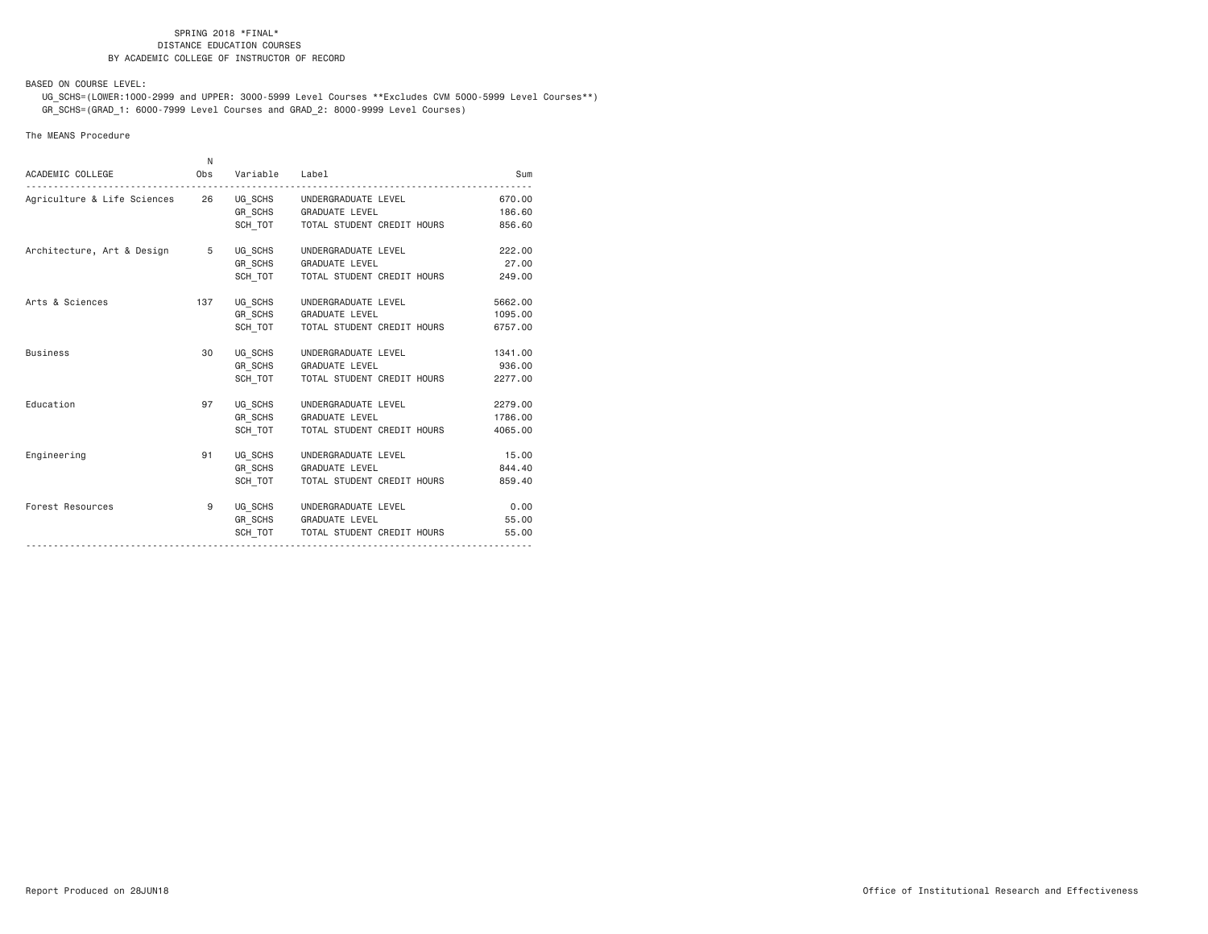SPRING 2018 *FINAL*
DISTANCE EDUCATION COURSES
BY ACADEMIC COLLEGE OF INSTRUCTOR OF RECORD

BASED ON COURSE LEVEL:
UG_SCHS=(LOWER:1000-2999 and UPPER: 3000-5999 Level Courses **Excludes CVM 5000-5999 Level Courses**)
GR_SCHS=(GRAD_1: 6000-7999 Level Courses and GRAD_2: 8000-9999 Level Courses)

The MEANS Procedure

| ACADEMIC COLLEGE | N Obs | Variable | Label | Sum |
|---|---|---|---|---|
| Agriculture & Life Sciences | 26 | UG_SCHS | UNDERGRADUATE LEVEL | 670.00 |
| | | GR_SCHS | GRADUATE LEVEL | 186.60 |
| | | SCH_TOT | TOTAL STUDENT CREDIT HOURS | 856.60 |
| Architecture, Art & Design | 5 | UG_SCHS | UNDERGRADUATE LEVEL | 222.00 |
| | | GR_SCHS | GRADUATE LEVEL | 27.00 |
| | | SCH_TOT | TOTAL STUDENT CREDIT HOURS | 249.00 |
| Arts & Sciences | 137 | UG_SCHS | UNDERGRADUATE LEVEL | 5662.00 |
| | | GR_SCHS | GRADUATE LEVEL | 1095.00 |
| | | SCH_TOT | TOTAL STUDENT CREDIT HOURS | 6757.00 |
| Business | 30 | UG_SCHS | UNDERGRADUATE LEVEL | 1341.00 |
| | | GR_SCHS | GRADUATE LEVEL | 936.00 |
| | | SCH_TOT | TOTAL STUDENT CREDIT HOURS | 2277.00 |
| Education | 97 | UG_SCHS | UNDERGRADUATE LEVEL | 2279.00 |
| | | GR_SCHS | GRADUATE LEVEL | 1786.00 |
| | | SCH_TOT | TOTAL STUDENT CREDIT HOURS | 4065.00 |
| Engineering | 91 | UG_SCHS | UNDERGRADUATE LEVEL | 15.00 |
| | | GR_SCHS | GRADUATE LEVEL | 844.40 |
| | | SCH_TOT | TOTAL STUDENT CREDIT HOURS | 859.40 |
| Forest Resources | 9 | UG_SCHS | UNDERGRADUATE LEVEL | 0.00 |
| | | GR_SCHS | GRADUATE LEVEL | 55.00 |
| | | SCH_TOT | TOTAL STUDENT CREDIT HOURS | 55.00 |

Report Produced on 28JUN18

Office of Institutional Research and Effectiveness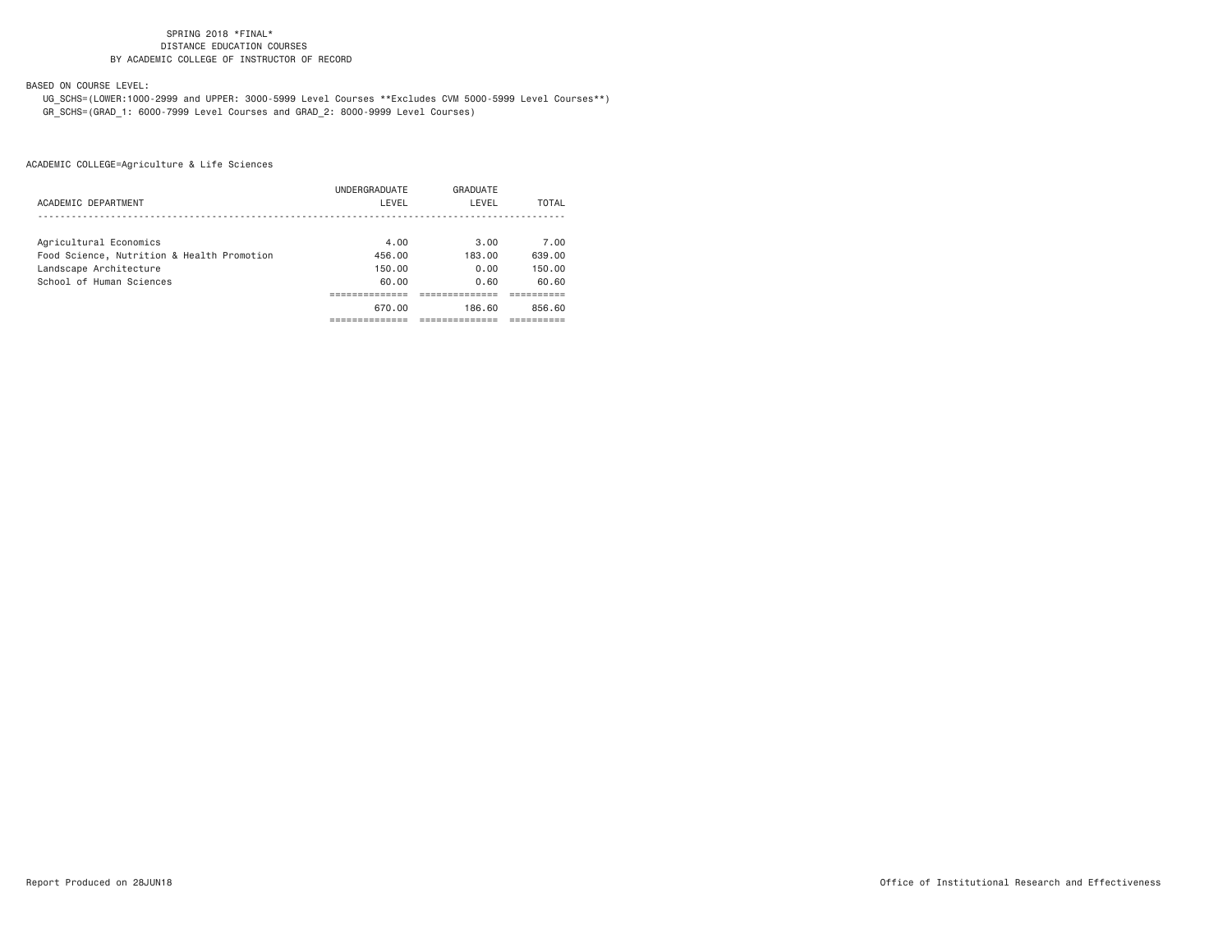SPRING 2018 *FINAL*
DISTANCE EDUCATION COURSES
BY ACADEMIC COLLEGE OF INSTRUCTOR OF RECORD

BASED ON COURSE LEVEL:

UG_SCHS=(LOWER:1000-2999 and UPPER: 3000-5999 Level Courses **Excludes CVM 5000-5999 Level Courses**)
GR_SCHS=(GRAD_1: 6000-7999 Level Courses and GRAD_2: 8000-9999 Level Courses)

ACADEMIC COLLEGE=Agriculture & Life Sciences

| ACADEMIC DEPARTMENT | UNDERGRADUATE LEVEL | GRADUATE LEVEL | TOTAL |
|---|---|---|---|
| Agricultural Economics | 4.00 | 3.00 | 7.00 |
| Food Science, Nutrition & Health Promotion | 456.00 | 183.00 | 639.00 |
| Landscape Architecture | 150.00 | 0.00 | 150.00 |
| School of Human Sciences | 60.00 | 0.60 | 60.60 |
| | 670.00 | 186.60 | 856.60 |

Report Produced on 28JUN18

Office of Institutional Research and Effectiveness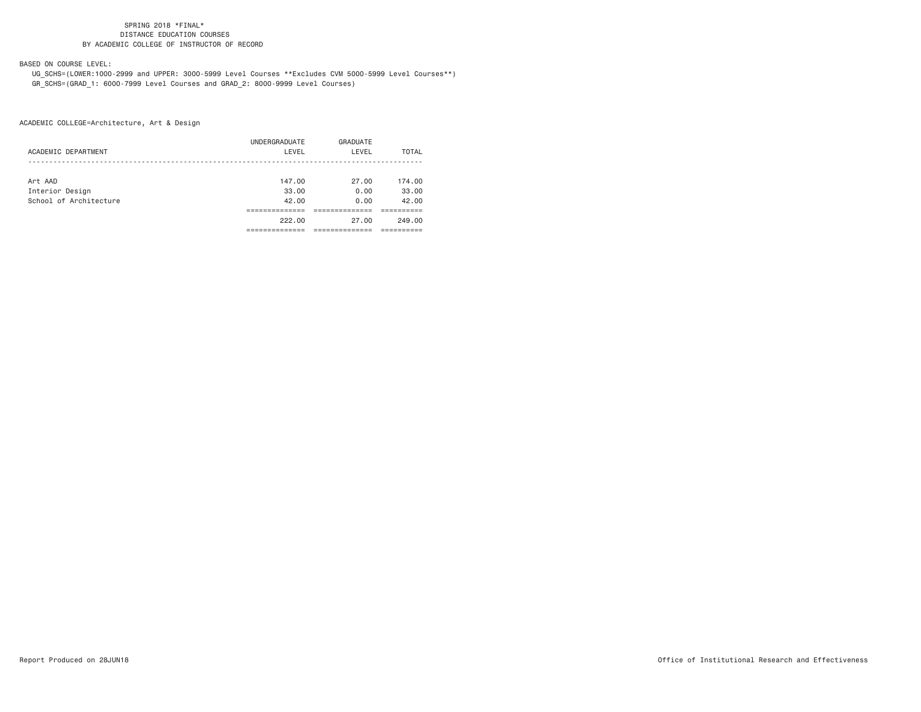SPRING 2018 *FINAL*
DISTANCE EDUCATION COURSES
BY ACADEMIC COLLEGE OF INSTRUCTOR OF RECORD

BASED ON COURSE LEVEL:

UG_SCHS=(LOWER:1000-2999 and UPPER: 3000-5999 Level Courses **Excludes CVM 5000-5999 Level Courses**)
GR_SCHS=(GRAD_1: 6000-7999 Level Courses and GRAD_2: 8000-9999 Level Courses)

ACADEMIC COLLEGE=Architecture, Art & Design

| ACADEMIC DEPARTMENT | UNDERGRADUATE LEVEL | GRADUATE LEVEL | TOTAL |
|---|---|---|---|
| Art AAD | 147.00 | 27.00 | 174.00 |
| Interior Design | 33.00 | 0.00 | 33.00 |
| School of Architecture | 42.00 | 0.00 | 42.00 |
| | 222.00 | 27.00 | 249.00 |

Report Produced on 28JUN18

Office of Institutional Research and Effectiveness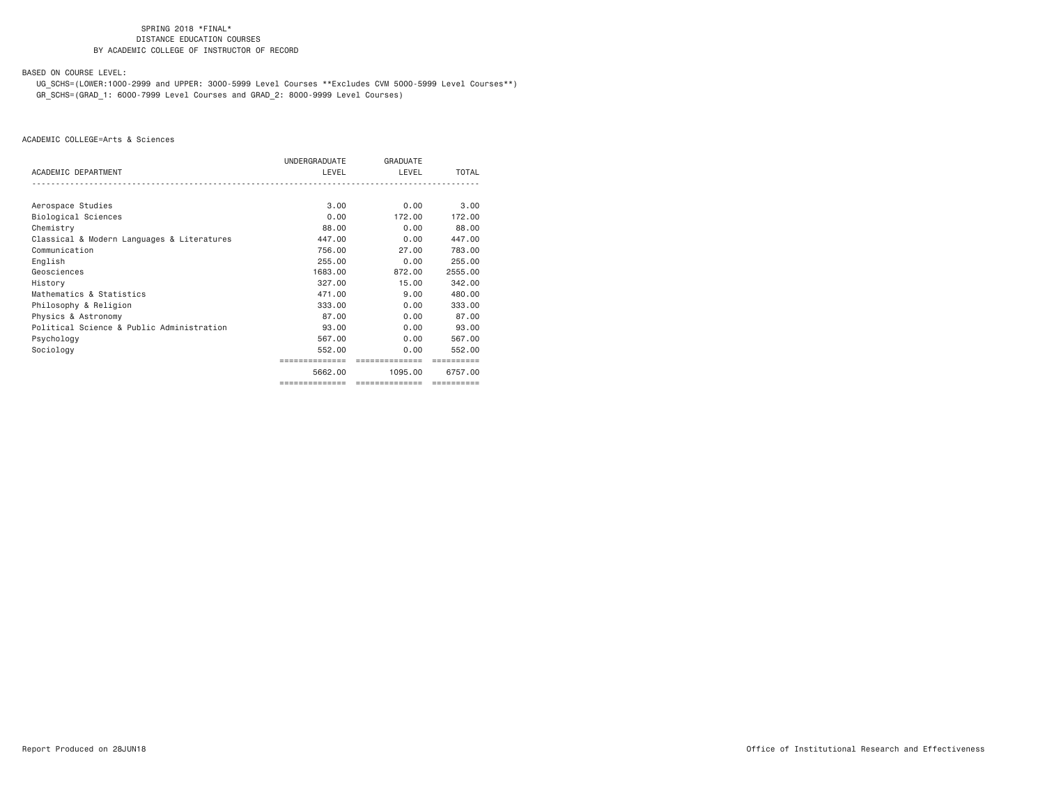SPRING 2018 *FINAL*
DISTANCE EDUCATION COURSES
BY ACADEMIC COLLEGE OF INSTRUCTOR OF RECORD

BASED ON COURSE LEVEL:

UG_SCHS=(LOWER:1000-2999 and UPPER: 3000-5999 Level Courses **Excludes CVM 5000-5999 Level Courses**)
GR_SCHS=(GRAD_1: 6000-7999 Level Courses and GRAD_2: 8000-9999 Level Courses)

ACADEMIC COLLEGE=Arts & Sciences

| ACADEMIC DEPARTMENT | UNDERGRADUATE LEVEL | GRADUATE LEVEL | TOTAL |
|---|---|---|---|
| Aerospace Studies | 3.00 | 0.00 | 3.00 |
| Biological Sciences | 0.00 | 172.00 | 172.00 |
| Chemistry | 88.00 | 0.00 | 88.00 |
| Classical & Modern Languages & Literatures | 447.00 | 0.00 | 447.00 |
| Communication | 756.00 | 27.00 | 783.00 |
| English | 255.00 | 0.00 | 255.00 |
| Geosciences | 1683.00 | 872.00 | 2555.00 |
| History | 327.00 | 15.00 | 342.00 |
| Mathematics & Statistics | 471.00 | 9.00 | 480.00 |
| Philosophy & Religion | 333.00 | 0.00 | 333.00 |
| Physics & Astronomy | 87.00 | 0.00 | 87.00 |
| Political Science & Public Administration | 93.00 | 0.00 | 93.00 |
| Psychology | 567.00 | 0.00 | 567.00 |
| Sociology | 552.00 | 0.00 | 552.00 |
| | 5662.00 | 1095.00 | 6757.00 |

Report Produced on 28JUN18

Office of Institutional Research and Effectiveness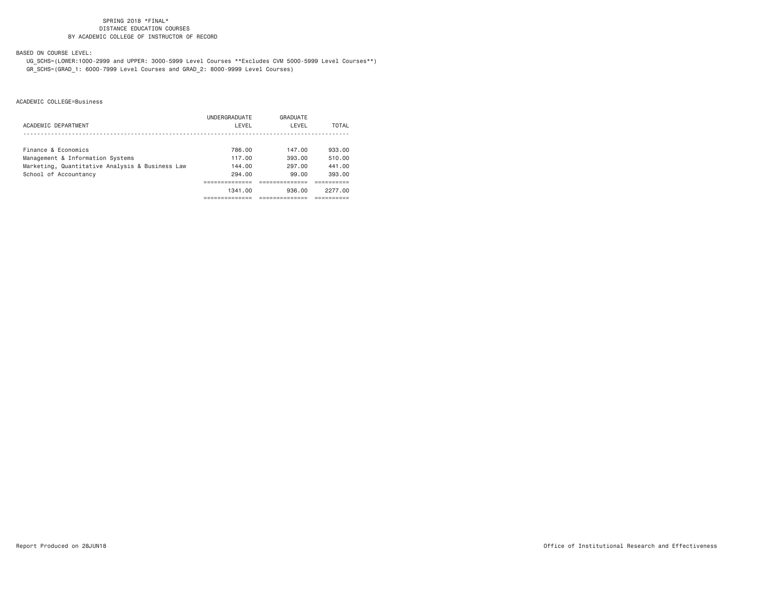SPRING 2018 *FINAL*
DISTANCE EDUCATION COURSES
BY ACADEMIC COLLEGE OF INSTRUCTOR OF RECORD

BASED ON COURSE LEVEL:

UG_SCHS=(LOWER:1000-2999 and UPPER: 3000-5999 Level Courses **Excludes CVM 5000-5999 Level Courses**)
GR_SCHS=(GRAD_1: 6000-7999 Level Courses and GRAD_2: 8000-9999 Level Courses)

ACADEMIC COLLEGE=Business

| ACADEMIC DEPARTMENT | UNDERGRADUATE LEVEL | GRADUATE LEVEL | TOTAL |
|---|---|---|---|
| Finance & Economics | 786.00 | 147.00 | 933.00 |
| Management & Information Systems | 117.00 | 393.00 | 510.00 |
| Marketing, Quantitative Analysis & Business Law | 144.00 | 297.00 | 441.00 |
| School of Accountancy | 294.00 | 99.00 | 393.00 |
| | 1341.00 | 936.00 | 2277.00 |

Report Produced on 28JUN18

Office of Institutional Research and Effectiveness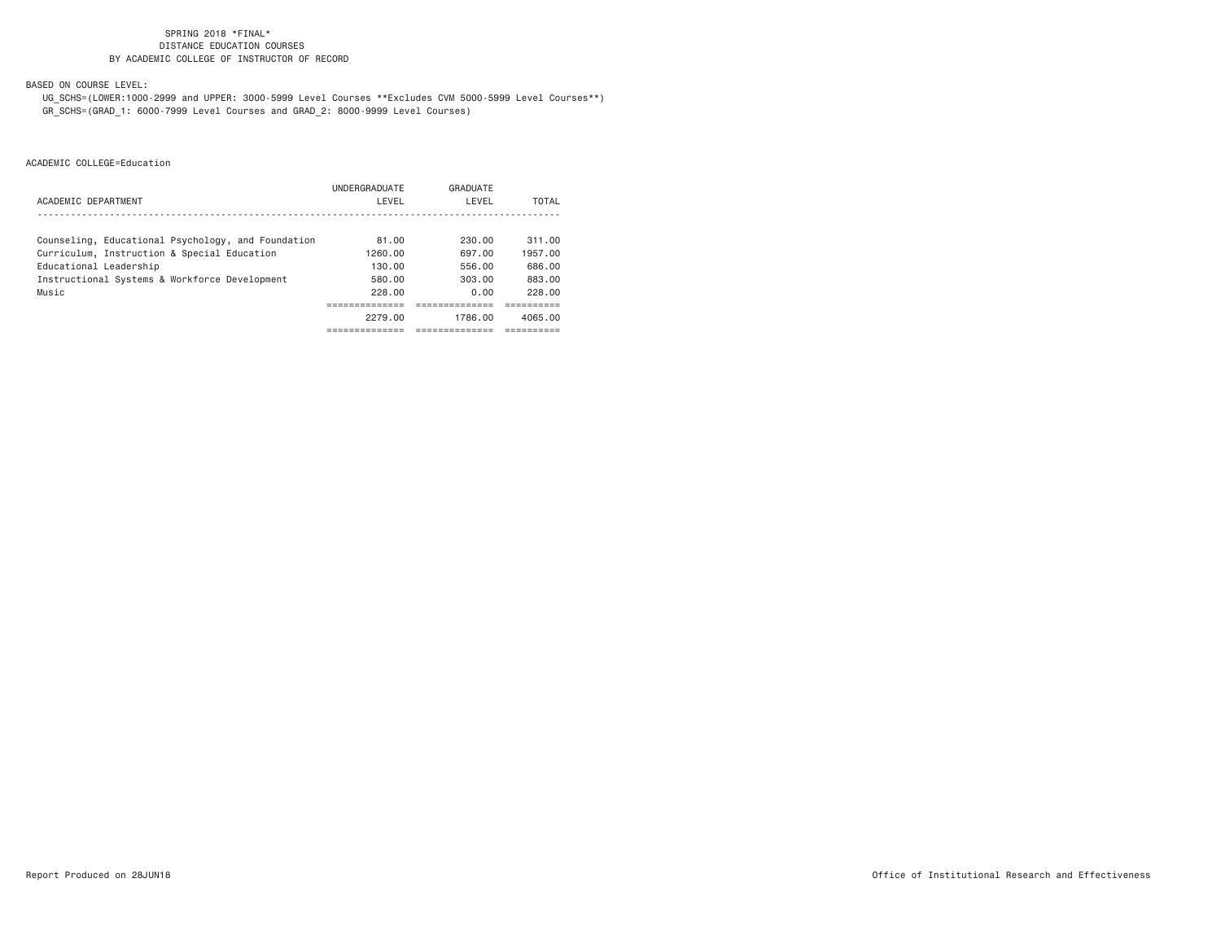SPRING 2018 *FINAL*
DISTANCE EDUCATION COURSES
BY ACADEMIC COLLEGE OF INSTRUCTOR OF RECORD

BASED ON COURSE LEVEL:

UG_SCHS=(LOWER:1000-2999 and UPPER: 3000-5999 Level Courses **Excludes CVM 5000-5999 Level Courses**)
GR_SCHS=(GRAD_1: 6000-7999 Level Courses and GRAD_2: 8000-9999 Level Courses)

ACADEMIC COLLEGE=Education

| ACADEMIC DEPARTMENT | UNDERGRADUATE LEVEL | GRADUATE LEVEL | TOTAL |
|---|---|---|---|
| Counseling, Educational Psychology, and Foundation | 81.00 | 230.00 | 311.00 |
| Curriculum, Instruction & Special Education | 1260.00 | 697.00 | 1957.00 |
| Educational Leadership | 130.00 | 556.00 | 686.00 |
| Instructional Systems & Workforce Development | 580.00 | 303.00 | 883.00 |
| Music | 228.00 | 0.00 | 228.00 |
| | 2279.00 | 1786.00 | 4065.00 |

Report Produced on 28JUN18

Office of Institutional Research and Effectiveness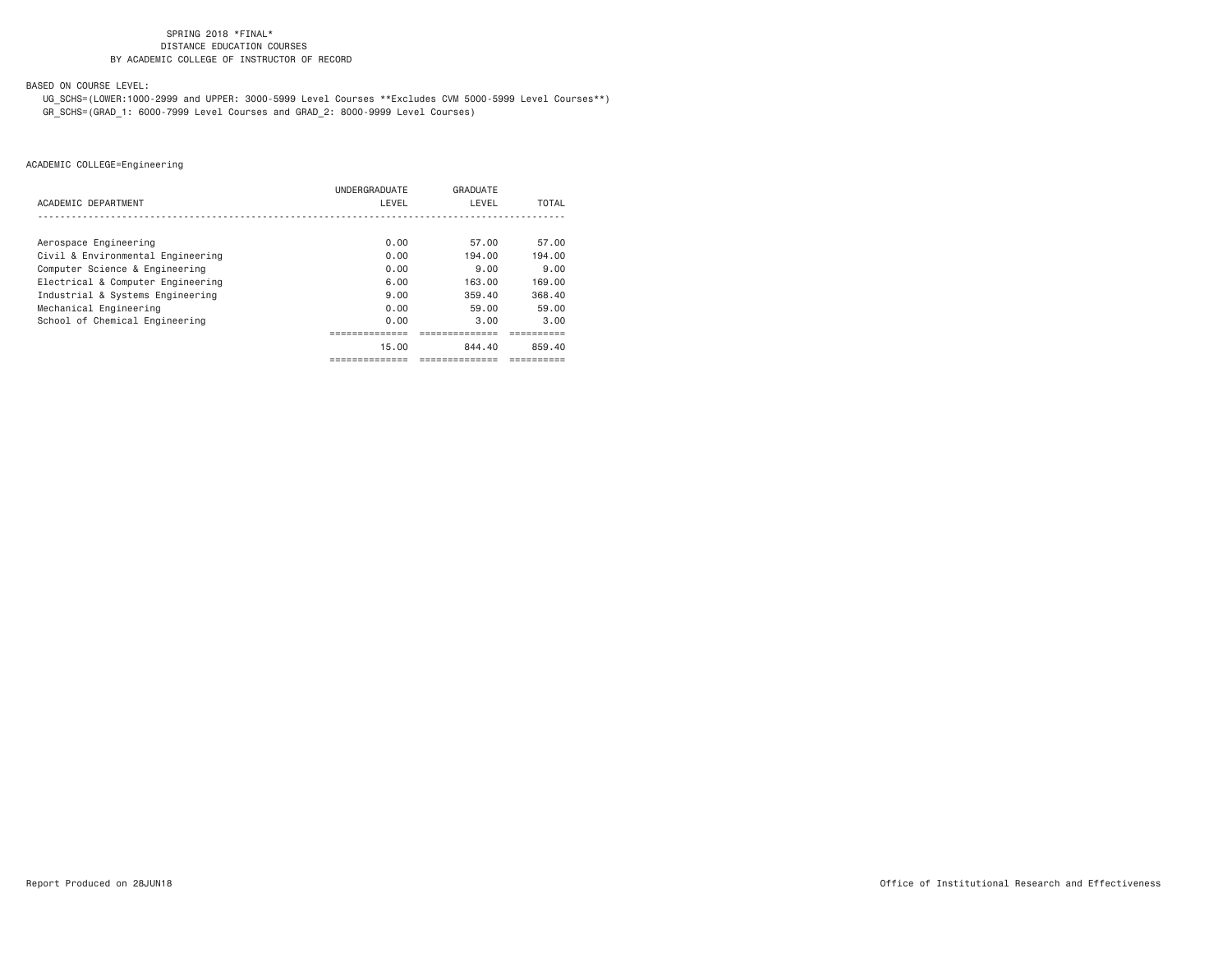SPRING 2018 *FINAL*
DISTANCE EDUCATION COURSES
BY ACADEMIC COLLEGE OF INSTRUCTOR OF RECORD

BASED ON COURSE LEVEL:
UG_SCHS=(LOWER:1000-2999 and UPPER: 3000-5999 Level Courses **Excludes CVM 5000-5999 Level Courses**)
GR_SCHS=(GRAD_1: 6000-7999 Level Courses and GRAD_2: 8000-9999 Level Courses)

ACADEMIC COLLEGE=Engineering

| ACADEMIC DEPARTMENT | UNDERGRADUATE LEVEL | GRADUATE LEVEL | TOTAL |
|---|---|---|---|
| Aerospace Engineering | 0.00 | 57.00 | 57.00 |
| Civil & Environmental Engineering | 0.00 | 194.00 | 194.00 |
| Computer Science & Engineering | 0.00 | 9.00 | 9.00 |
| Electrical & Computer Engineering | 6.00 | 163.00 | 169.00 |
| Industrial & Systems Engineering | 9.00 | 359.40 | 368.40 |
| Mechanical Engineering | 0.00 | 59.00 | 59.00 |
| School of Chemical Engineering | 0.00 | 3.00 | 3.00 |
| | 15.00 | 844.40 | 859.40 |

Report Produced on 28JUN18

Office of Institutional Research and Effectiveness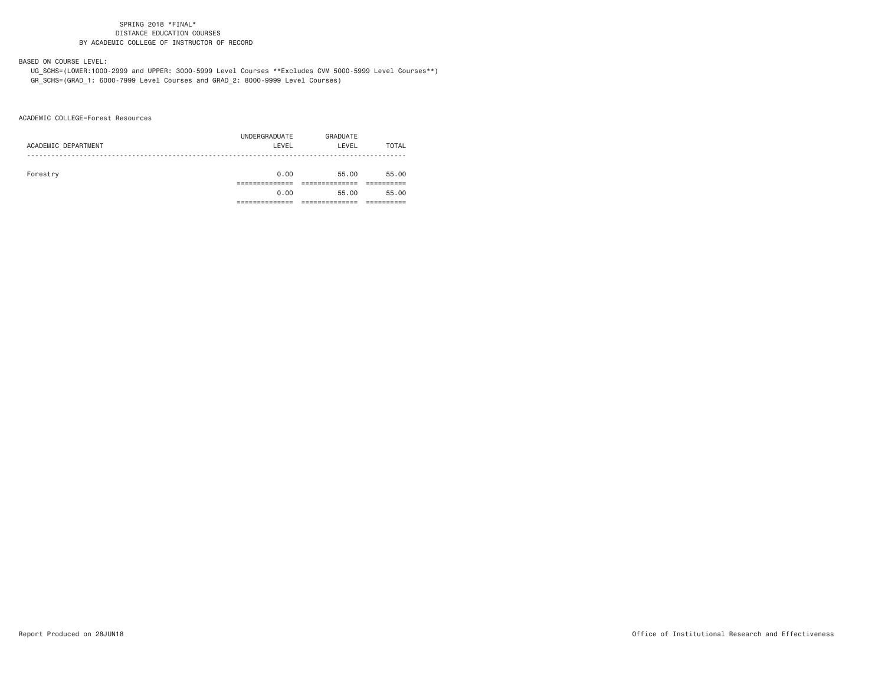SPRING 2018 *FINAL*
DISTANCE EDUCATION COURSES
BY ACADEMIC COLLEGE OF INSTRUCTOR OF RECORD

BASED ON COURSE LEVEL:
UG_SCHS=(LOWER:1000-2999 and UPPER: 3000-5999 Level Courses **Excludes CVM 5000-5999 Level Courses**)
GR_SCHS=(GRAD_1: 6000-7999 Level Courses and GRAD_2: 8000-9999 Level Courses)

ACADEMIC COLLEGE=Forest Resources

| ACADEMIC DEPARTMENT | UNDERGRADUATE LEVEL | GRADUATE LEVEL | TOTAL |
|---|---|---|---|
| Forestry | 0.00 | 55.00 | 55.00 |
| | 0.00 | 55.00 | 55.00 |

Report Produced on 28JUN18 Office of Institutional Research and Effectiveness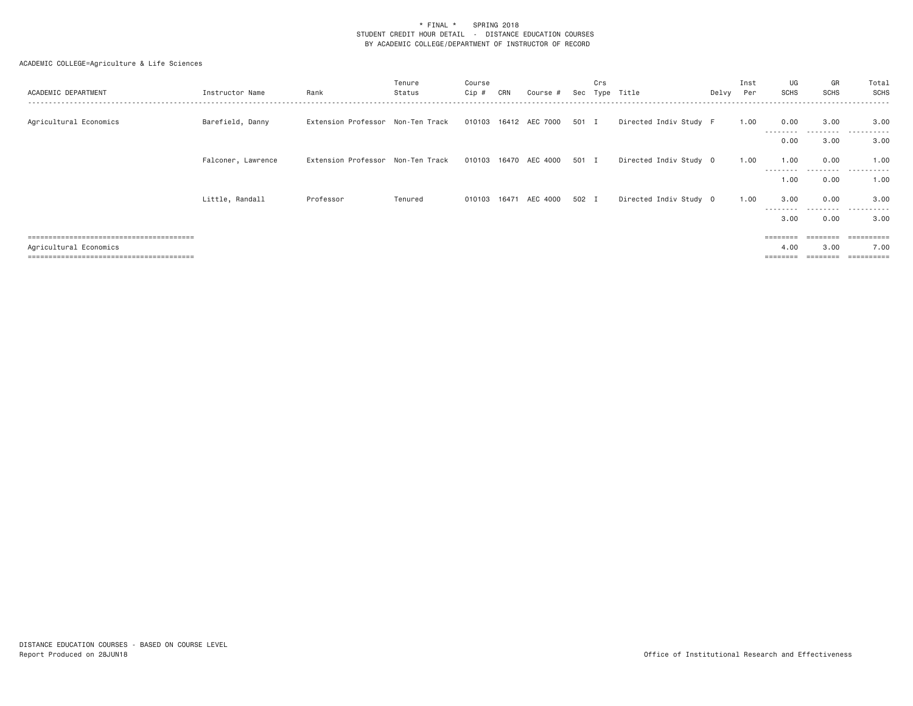\* FINAL \*    SPRING 2018
STUDENT CREDIT HOUR DETAIL - DISTANCE EDUCATION COURSES
BY ACADEMIC COLLEGE/DEPARTMENT OF INSTRUCTOR OF RECORD

ACADEMIC COLLEGE=Agriculture & Life Sciences

| ACADEMIC DEPARTMENT | Instructor Name | Rank | Tenure Status | Course Cip # | CRN | Course # | Sec | Crs Type | Title | Delvy | Inst Per | UG SCHS | GR SCHS | Total SCHS |
|---|---|---|---|---|---|---|---|---|---|---|---|---|---|---|
| Agricultural Economics | Barefield, Danny | Extension Professor | Non-Ten Track | 010103 | 16412 | AEC 7000 | 501 | I | Directed Indiv Study | F | 1.00 | 0.00 | 3.00 | 3.00 |
| | | | | | | | | | | | | 0.00 | 3.00 | 3.00 |
| | Falconer, Lawrence | Extension Professor | Non-Ten Track | 010103 | 16470 | AEC 4000 | 501 | I | Directed Indiv Study | O | 1.00 | 1.00 | 0.00 | 1.00 |
| | | | | | | | | | | | | 1.00 | 0.00 | 1.00 |
| | Little, Randall | Professor | Tenured | 010103 | 16471 | AEC 4000 | 502 | I | Directed Indiv Study | O | 1.00 | 3.00 | 0.00 | 3.00 |
| | | | | | | | | | | | | 3.00 | 0.00 | 3.00 |
| Agricultural Economics | | | | | | | | | | | | 4.00 | 3.00 | 7.00 |

DISTANCE EDUCATION COURSES - BASED ON COURSE LEVEL
Report Produced on 28JUN18

Office of Institutional Research and Effectiveness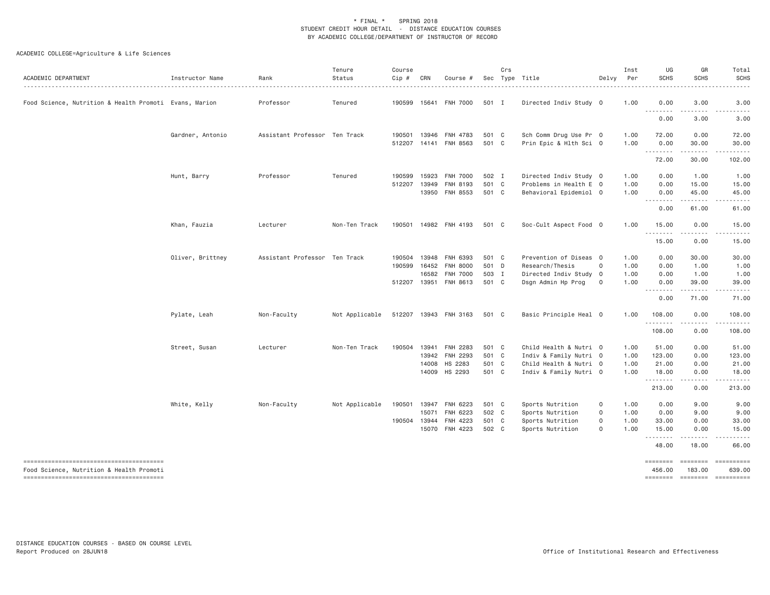\* FINAL \* SPRING 2018
STUDENT CREDIT HOUR DETAIL - DISTANCE EDUCATION COURSES
BY ACADEMIC COLLEGE/DEPARTMENT OF INSTRUCTOR OF RECORD

ACADEMIC COLLEGE=Agriculture & Life Sciences

| ACADEMIC DEPARTMENT | Instructor Name | Rank | Tenure Status | Course Cip # | CRN | Course # | Sec | Crs Type | Title | Delvy | Inst Per | UG SCHS | GR SCHS | Total SCHS |
|---|---|---|---|---|---|---|---|---|---|---|---|---|---|---|
| Food Science, Nutrition & Health Promoti | Evans, Marion | Professor | Tenured | 190599 | 15641 | FNH 7000 | 501 | I | Directed Indiv Study | O | 1.00 | 0.00 | 3.00 | 3.00 |
| | | | | | | | | | | | | 0.00 | 3.00 | 3.00 |
| | Gardner, Antonio | Assistant Professor | Ten Track | 190501 | 13946 | FNH 4783 | 501 | C | Sch Comm Drug Use Pr | O | 1.00 | 72.00 | 0.00 | 72.00 |
| | | | | 512207 | 14141 | FNH 8563 | 501 | C | Prin Epic & Hlth Sci | O | 1.00 | 0.00 | 30.00 | 30.00 |
| | | | | | | | | | | | | 72.00 | 30.00 | 102.00 |
| | Hunt, Barry | Professor | Tenured | 190599 | 15923 | FNH 7000 | 502 | I | Directed Indiv Study | O | 1.00 | 0.00 | 1.00 | 1.00 |
| | | | | 512207 | 13949 | FNH 8193 | 501 | C | Problems in Health E | O | 1.00 | 0.00 | 15.00 | 15.00 |
| | | | | | 13950 | FNH 8553 | 501 | C | Behavioral Epidemiol | O | 1.00 | 0.00 | 45.00 | 45.00 |
| | | | | | | | | | | | | 0.00 | 61.00 | 61.00 |
| | Khan, Fauzia | Lecturer | Non-Ten Track | 190501 | 14982 | FNH 4193 | 501 | C | Soc-Cult Aspect Food | O | 1.00 | 15.00 | 0.00 | 15.00 |
| | | | | | | | | | | | | 15.00 | 0.00 | 15.00 |
| | Oliver, Brittney | Assistant Professor | Ten Track | 190504 | 13948 | FNH 6393 | 501 | C | Prevention of Diseas | O | 1.00 | 0.00 | 30.00 | 30.00 |
| | | | | 190599 | 16452 | FNH 8000 | 501 | D | Research/Thesis | O | 1.00 | 0.00 | 1.00 | 1.00 |
| | | | | | 16582 | FNH 7000 | 503 | I | Directed Indiv Study | O | 1.00 | 0.00 | 1.00 | 1.00 |
| | | | | 512207 | 13951 | FNH 8613 | 501 | C | Dsgn Admin Hp Prog | O | 1.00 | 0.00 | 39.00 | 39.00 |
| | | | | | | | | | | | | 0.00 | 71.00 | 71.00 |
| | Pylate, Leah | Non-Faculty | Not Applicable | 512207 | 13943 | FNH 3163 | 501 | C | Basic Principle Heal | O | 1.00 | 108.00 | 0.00 | 108.00 |
| | | | | | | | | | | | | 108.00 | 0.00 | 108.00 |
| | Street, Susan | Lecturer | Non-Ten Track | 190504 | 13941 | FNH 2283 | 501 | C | Child Health & Nutri | O | 1.00 | 51.00 | 0.00 | 51.00 |
| | | | | | 13942 | FNH 2293 | 501 | C | Indiv & Family Nutri | O | 1.00 | 123.00 | 0.00 | 123.00 |
| | | | | | 14008 | HS 2283 | 501 | C | Child Health & Nutri | O | 1.00 | 21.00 | 0.00 | 21.00 |
| | | | | | 14009 | HS 2293 | 501 | C | Indiv & Family Nutri | O | 1.00 | 18.00 | 0.00 | 18.00 |
| | | | | | | | | | | | | 213.00 | 0.00 | 213.00 |
| | White, Kelly | Non-Faculty | Not Applicable | 190501 | 13947 | FNH 6223 | 501 | C | Sports Nutrition | O | 1.00 | 0.00 | 9.00 | 9.00 |
| | | | | | 15071 | FNH 6223 | 502 | C | Sports Nutrition | O | 1.00 | 0.00 | 9.00 | 9.00 |
| | | | | 190504 | 13944 | FNH 4223 | 501 | C | Sports Nutrition | O | 1.00 | 33.00 | 0.00 | 33.00 |
| | | | | | 15070 | FNH 4223 | 502 | C | Sports Nutrition | O | 1.00 | 15.00 | 0.00 | 15.00 |
| | | | | | | | | | | | | 48.00 | 18.00 | 66.00 |
| Food Science, Nutrition & Health Promoti | | | | | | | | | | | | 456.00 | 183.00 | 639.00 |

DISTANCE EDUCATION COURSES - BASED ON COURSE LEVEL
Report Produced on 28JUN18

Office of Institutional Research and Effectiveness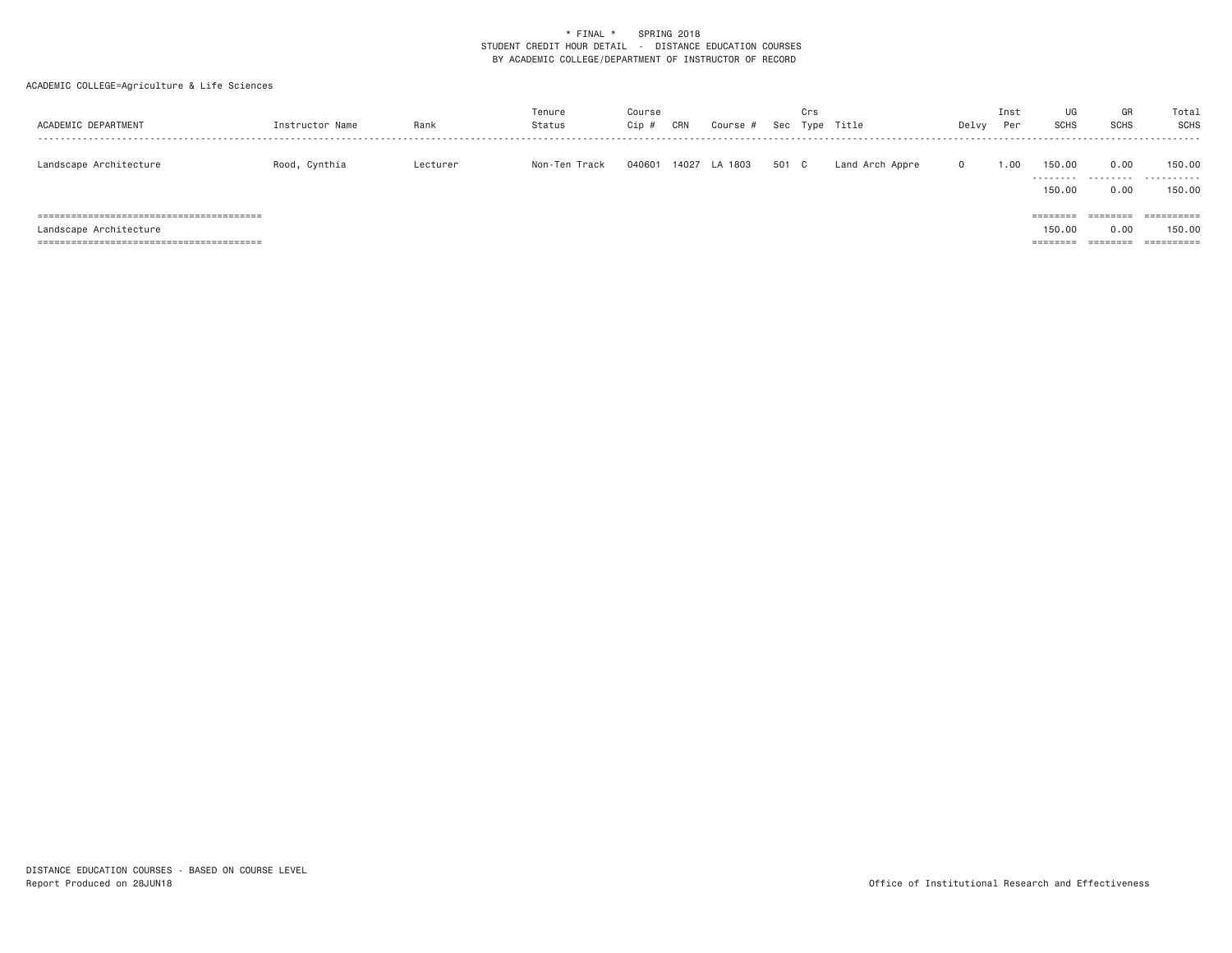\* FINAL \*    SPRING 2018
STUDENT CREDIT HOUR DETAIL - DISTANCE EDUCATION COURSES
BY ACADEMIC COLLEGE/DEPARTMENT OF INSTRUCTOR OF RECORD

ACADEMIC COLLEGE=Agriculture & Life Sciences

| ACADEMIC DEPARTMENT | Instructor Name | Rank | Tenure Status | Course Cip # | CRN | Course # | Sec | Crs Type | Title | Delvy | Inst Per | UG SCHS | GR SCHS | Total SCHS |
|---|---|---|---|---|---|---|---|---|---|---|---|---|---|---|
| Landscape Architecture | Rood, Cynthia | Lecturer | Non-Ten Track | 040601 | 14027 | LA 1803 | 501 | C | Land Arch Appre | O | 1.00 | 150.00 | 0.00 | 150.00 |
| | | | | | | | | | | | | 150.00 | 0.00 | 150.00 |
| Landscape Architecture | | | | | | | | | | | | 150.00 | 0.00 | 150.00 |

DISTANCE EDUCATION COURSES - BASED ON COURSE LEVEL
Report Produced on 28JUN18

Office of Institutional Research and Effectiveness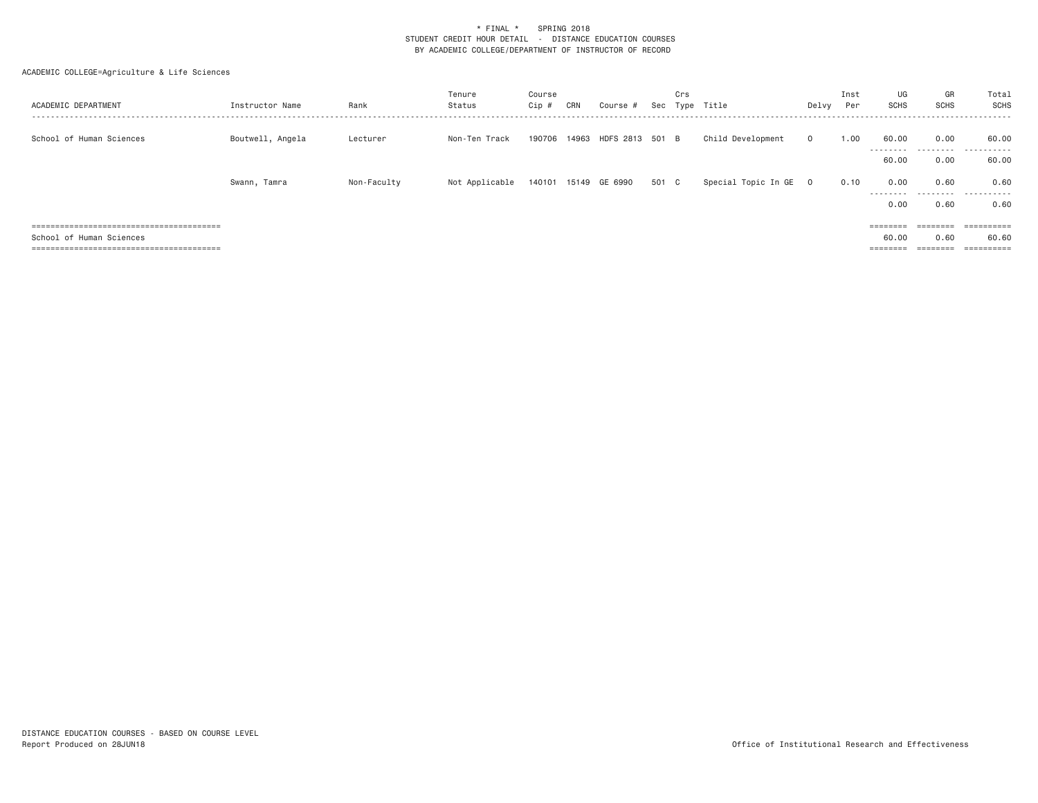\* FINAL \*    SPRING 2018
STUDENT CREDIT HOUR DETAIL  -  DISTANCE EDUCATION COURSES
BY ACADEMIC COLLEGE/DEPARTMENT OF INSTRUCTOR OF RECORD

ACADEMIC COLLEGE=Agriculture & Life Sciences

| ACADEMIC DEPARTMENT | Instructor Name | Rank | Tenure Status | Course Cip # | CRN | Course # | Sec | Crs Type | Title | Delvy | Inst Per | UG SCHS | GR SCHS | Total SCHS |
|---|---|---|---|---|---|---|---|---|---|---|---|---|---|---|
| School of Human Sciences | Boutwell, Angela | Lecturer | Non-Ten Track | 190706 | 14963 | HDFS 2813 | 501 | B | Child Development | O | 1.00 | 60.00 | 0.00 | 60.00 |
| | | | | | | | | | | | | 60.00 | 0.00 | 60.00 |
| | Swann, Tamra | Non-Faculty | Not Applicable | 140101 | 15149 | GE 6990 | 501 | C | Special Topic In GE | O | 0.10 | 0.00 | 0.60 | 0.60 |
| | | | | | | | | | | | | 0.00 | 0.60 | 0.60 |
| School of Human Sciences | | | | | | | | | | | | 60.00 | 0.60 | 60.60 |

DISTANCE EDUCATION COURSES - BASED ON COURSE LEVEL
Report Produced on 28JUN18

Office of Institutional Research and Effectiveness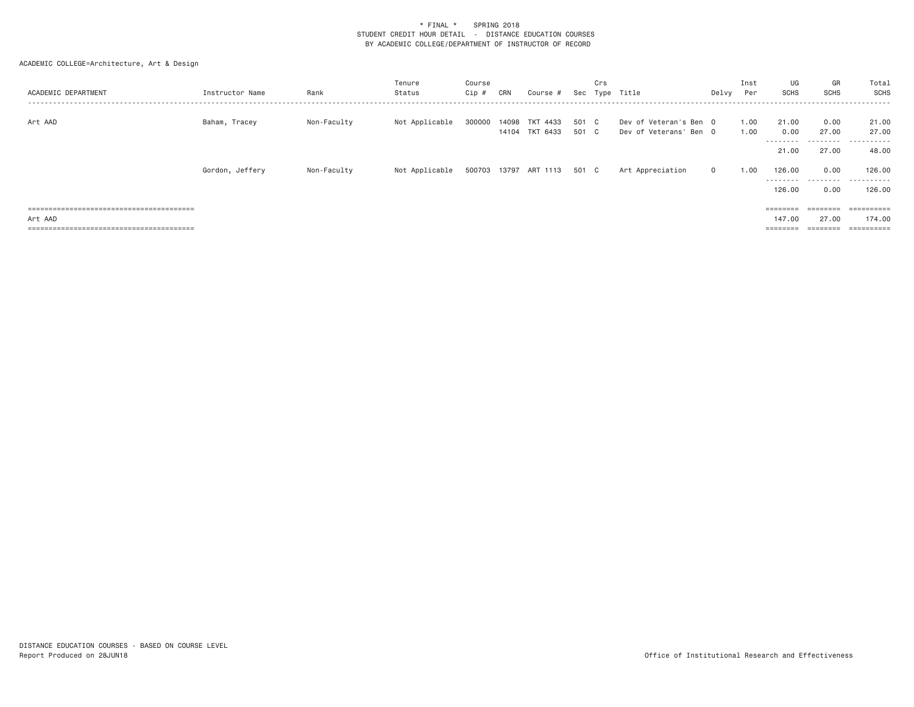\* FINAL \* SPRING 2018
STUDENT CREDIT HOUR DETAIL - DISTANCE EDUCATION COURSES
BY ACADEMIC COLLEGE/DEPARTMENT OF INSTRUCTOR OF RECORD

ACADEMIC COLLEGE=Architecture, Art & Design

| ACADEMIC DEPARTMENT | Instructor Name | Rank | Tenure Status | Course Cip # | CRN | Course # | Sec | Crs Type | Title | Delvy | Inst Per | UG SCHS | GR SCHS | Total SCHS |
|---|---|---|---|---|---|---|---|---|---|---|---|---|---|---|
| Art AAD | Baham, Tracey | Non-Faculty | Not Applicable | 300000 | 14098 | TKT 4433 | 501 | C | Dev of Veteran's Ben | O | 1.00 | 21.00 | 0.00 | 21.00 |
| | | | | | 14104 | TKT 6433 | 501 | C | Dev of Veterans' Ben | O | 1.00 | 0.00 | 27.00 | 27.00 |
| | | | | | | | | | | | | 21.00 | 27.00 | 48.00 |
| | Gordon, Jeffery | Non-Faculty | Not Applicable | 500703 | 13797 | ART 1113 | 501 | C | Art Appreciation | O | 1.00 | 126.00 | 0.00 | 126.00 |
| | | | | | | | | | | | | 126.00 | 0.00 | 126.00 |
| Art AAD | | | | | | | | | | | | 147.00 | 27.00 | 174.00 |

DISTANCE EDUCATION COURSES - BASED ON COURSE LEVEL
Report Produced on 28JUN18

Office of Institutional Research and Effectiveness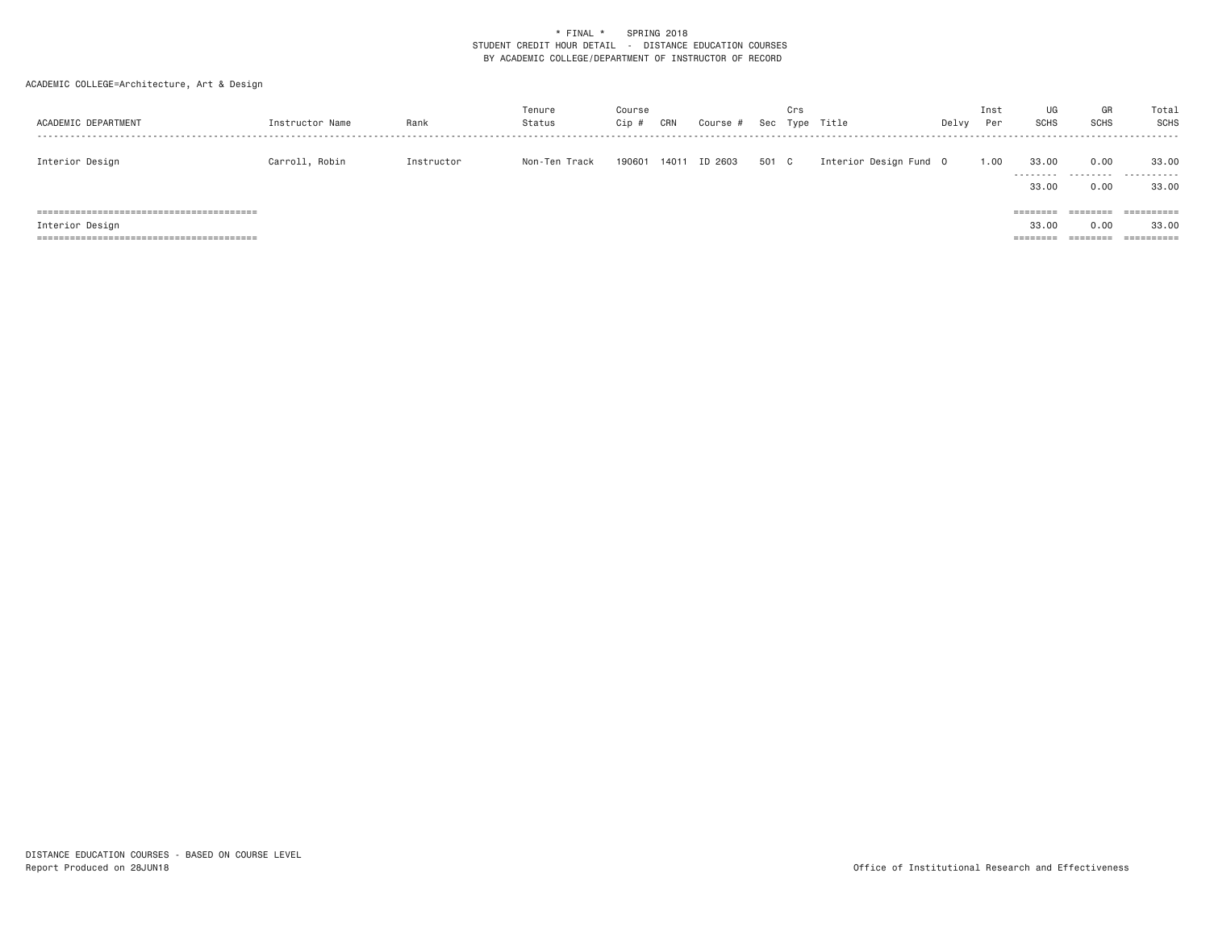\* FINAL \*    SPRING 2018
STUDENT CREDIT HOUR DETAIL - DISTANCE EDUCATION COURSES
BY ACADEMIC COLLEGE/DEPARTMENT OF INSTRUCTOR OF RECORD

ACADEMIC COLLEGE=Architecture, Art & Design

| ACADEMIC DEPARTMENT | Instructor Name | Rank | Tenure Status | Course Cip # | CRN | Course # | Sec | Crs Type | Title | Delvy | Inst Per | UG SCHS | GR SCHS | Total SCHS |
|---|---|---|---|---|---|---|---|---|---|---|---|---|---|---|
| Interior Design | Carroll, Robin | Instructor | Non-Ten Track | 190601 | 14011 | ID 2603 | 501 | C | Interior Design Fund | O | 1.00 | 33.00 | 0.00 | 33.00 |
| | | | | | | | | | | | | 33.00 | 0.00 | 33.00 |
| Interior Design | | | | | | | | | | | | 33.00 | 0.00 | 33.00 |

DISTANCE EDUCATION COURSES - BASED ON COURSE LEVEL
Report Produced on 28JUN18

Office of Institutional Research and Effectiveness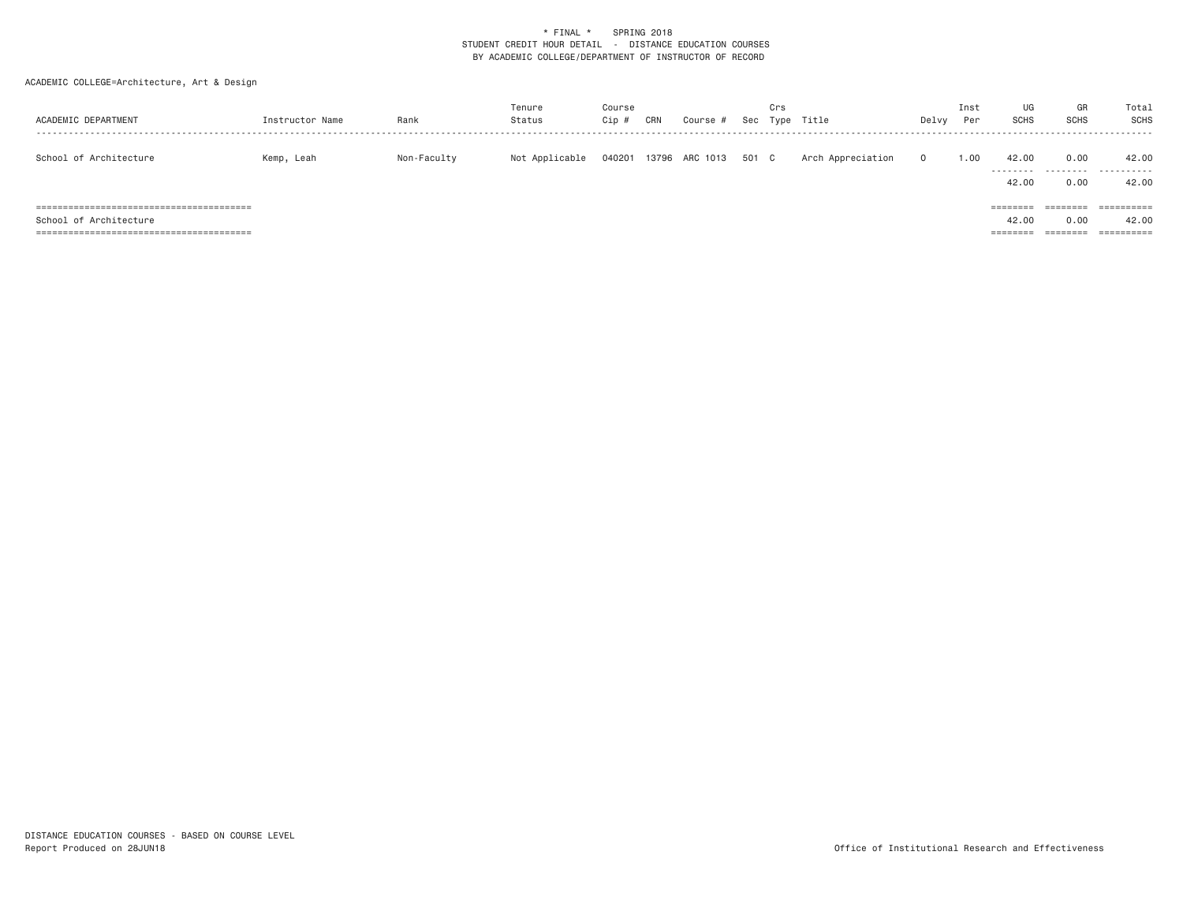\* FINAL \* SPRING 2018
STUDENT CREDIT HOUR DETAIL - DISTANCE EDUCATION COURSES
BY ACADEMIC COLLEGE/DEPARTMENT OF INSTRUCTOR OF RECORD

ACADEMIC COLLEGE=Architecture, Art & Design

| ACADEMIC DEPARTMENT | Instructor Name | Rank | Tenure Status | Course Cip # | CRN | Course # | Sec | Crs Type | Title | Delvy | Inst Per | UG SCHS | GR SCHS | Total SCHS |
|---|---|---|---|---|---|---|---|---|---|---|---|---|---|---|
| School of Architecture | Kemp, Leah | Non-Faculty | Not Applicable | 040201 | 13796 | ARC 1013 | 501 | C | Arch Appreciation | O | 1.00 | 42.00 | 0.00 | 42.00 |
| | | | | | | | | | | | | 42.00 | 0.00 | 42.00 |
| School of Architecture | | | | | | | | | | | | 42.00 | 0.00 | 42.00 |

DISTANCE EDUCATION COURSES - BASED ON COURSE LEVEL
Report Produced on 28JUN18

Office of Institutional Research and Effectiveness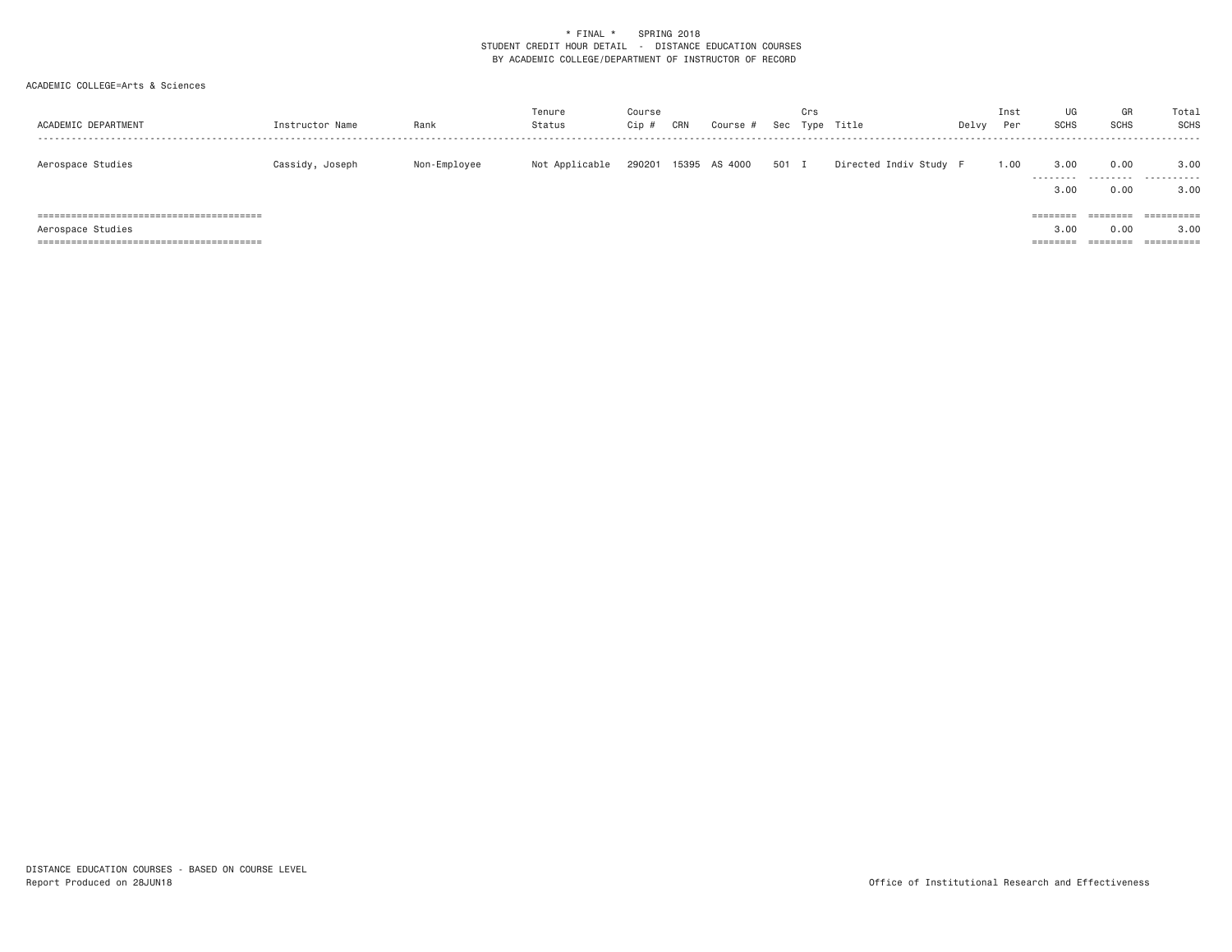\* FINAL \*    SPRING 2018
STUDENT CREDIT HOUR DETAIL - DISTANCE EDUCATION COURSES
BY ACADEMIC COLLEGE/DEPARTMENT OF INSTRUCTOR OF RECORD

ACADEMIC COLLEGE=Arts & Sciences

| ACADEMIC DEPARTMENT | Instructor Name | Rank | Tenure Status | Course Cip # | CRN | Course # | Sec | Crs Type | Title | Delvy | Inst Per | UG SCHS | GR SCHS | Total SCHS |
|---|---|---|---|---|---|---|---|---|---|---|---|---|---|---|
| Aerospace Studies | Cassidy, Joseph | Non-Employee | Not Applicable | 290201 | 15395 | AS 4000 | 501 | I | Directed Indiv Study | F | 1.00 | 3.00 | 0.00 | 3.00 |
| | | | | | | | | | | | | 3.00 | 0.00 | 3.00 |
| Aerospace Studies | | | | | | | | | | | | 3.00 | 0.00 | 3.00 |

DISTANCE EDUCATION COURSES - BASED ON COURSE LEVEL
Report Produced on 28JUN18

Office of Institutional Research and Effectiveness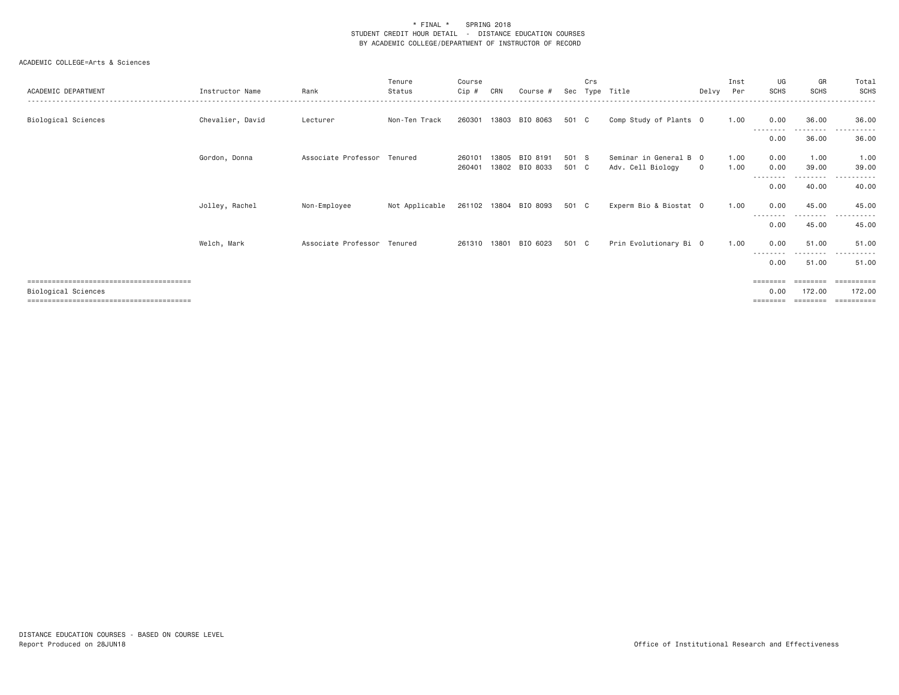\* FINAL \* SPRING 2018
STUDENT CREDIT HOUR DETAIL - DISTANCE EDUCATION COURSES
BY ACADEMIC COLLEGE/DEPARTMENT OF INSTRUCTOR OF RECORD

ACADEMIC COLLEGE=Arts & Sciences

| ACADEMIC DEPARTMENT | Instructor Name | Rank | Tenure Status | Course Cip # | CRN | Course # | Sec | Crs Type | Title | Delvy | Inst Per | UG SCHS | GR SCHS | Total SCHS |
|---|---|---|---|---|---|---|---|---|---|---|---|---|---|---|
| Biological Sciences | Chevalier, David | Lecturer | Non-Ten Track | 260301 | 13803 | BIO 8063 | 501 | C | Comp Study of Plants | O | 1.00 | 0.00 | 36.00 | 36.00 |
| | | | | | | | | | | | | 0.00 | 36.00 | 36.00 |
| | Gordon, Donna | Associate Professor | Tenured | 260101 | 13805 | BIO 8191 | 501 | S | Seminar in General B | O | 1.00 | 0.00 | 1.00 | 1.00 |
| | | | | 260401 | 13802 | BIO 8033 | 501 | C | Adv. Cell Biology | O | 1.00 | 0.00 | 39.00 | 39.00 |
| | | | | | | | | | | | | 0.00 | 40.00 | 40.00 |
| | Jolley, Rachel | Non-Employee | Not Applicable | 261102 | 13804 | BIO 8093 | 501 | C | Experm Bio & Biostat | O | 1.00 | 0.00 | 45.00 | 45.00 |
| | | | | | | | | | | | | 0.00 | 45.00 | 45.00 |
| | Welch, Mark | Associate Professor | Tenured | 261310 | 13801 | BIO 6023 | 501 | C | Prin Evolutionary Bi | O | 1.00 | 0.00 | 51.00 | 51.00 |
| | | | | | | | | | | | | 0.00 | 51.00 | 51.00 |
| Biological Sciences | | | | | | | | | | | | 0.00 | 172.00 | 172.00 |

DISTANCE EDUCATION COURSES - BASED ON COURSE LEVEL
Report Produced on 28JUN18

Office of Institutional Research and Effectiveness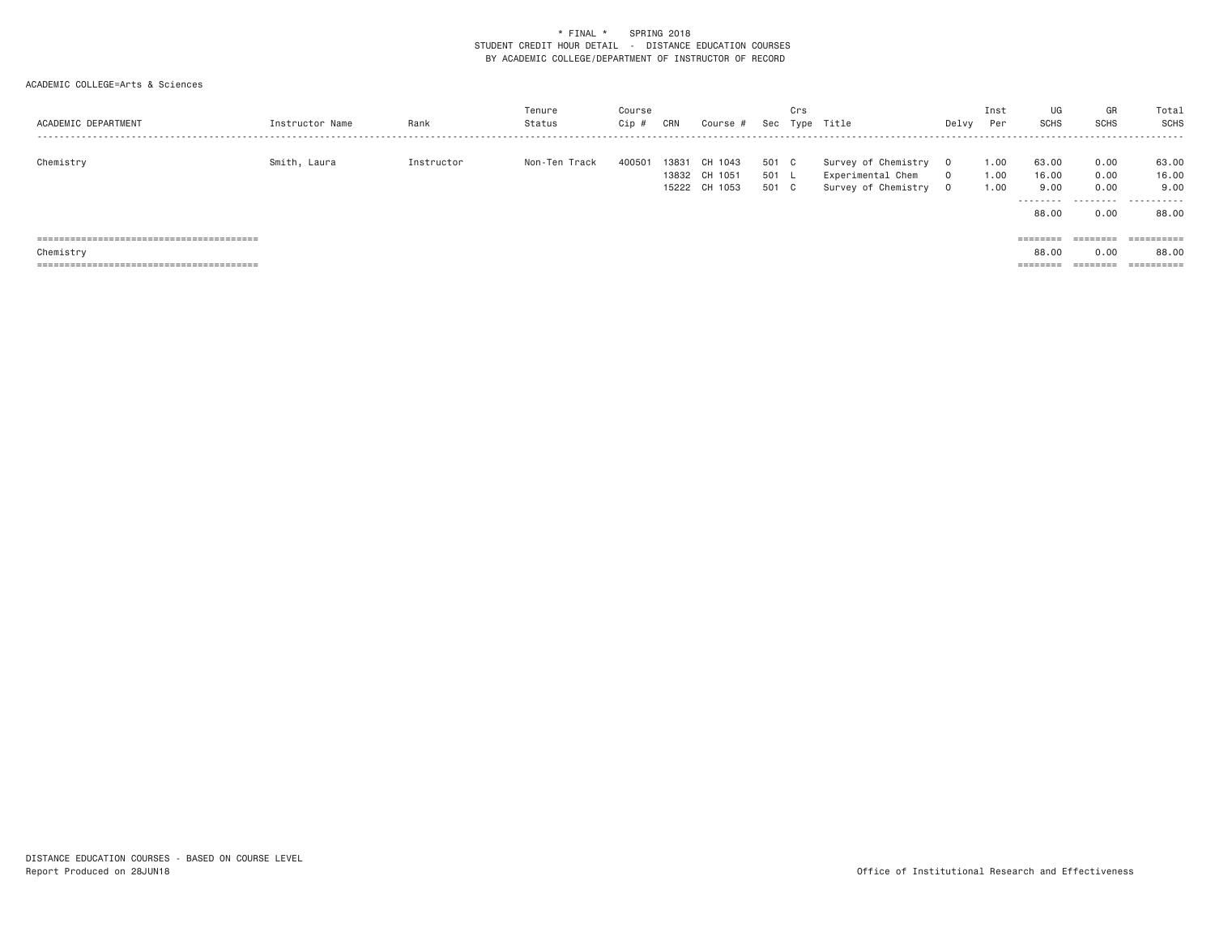\* FINAL \*    SPRING 2018
STUDENT CREDIT HOUR DETAIL - DISTANCE EDUCATION COURSES
BY ACADEMIC COLLEGE/DEPARTMENT OF INSTRUCTOR OF RECORD

ACADEMIC COLLEGE=Arts & Sciences

| ACADEMIC DEPARTMENT | Instructor Name | Rank | Tenure Status | Course Cip # | CRN | Course # | Sec | Crs Type | Title | Delvy | Inst Per | UG SCHS | GR SCHS | Total SCHS |
|---|---|---|---|---|---|---|---|---|---|---|---|---|---|---|
| Chemistry | Smith, Laura | Instructor | Non-Ten Track | 400501 | 13831 | CH 1043 | 501 | C | Survey of Chemistry | O | 1.00 | 63.00 | 0.00 | 63.00 |
| | | | | | 13832 | CH 1051 | 501 | L | Experimental Chem | O | 1.00 | 16.00 | 0.00 | 16.00 |
| | | | | | 15222 | CH 1053 | 501 | C | Survey of Chemistry | O | 1.00 | 9.00 | 0.00 | 9.00 |
| | | | | | | | | | | | | 88.00 | 0.00 | 88.00 |
| Chemistry | | | | | | | | | | | | 88.00 | 0.00 | 88.00 |

DISTANCE EDUCATION COURSES - BASED ON COURSE LEVEL
Report Produced on 28JUN18

Office of Institutional Research and Effectiveness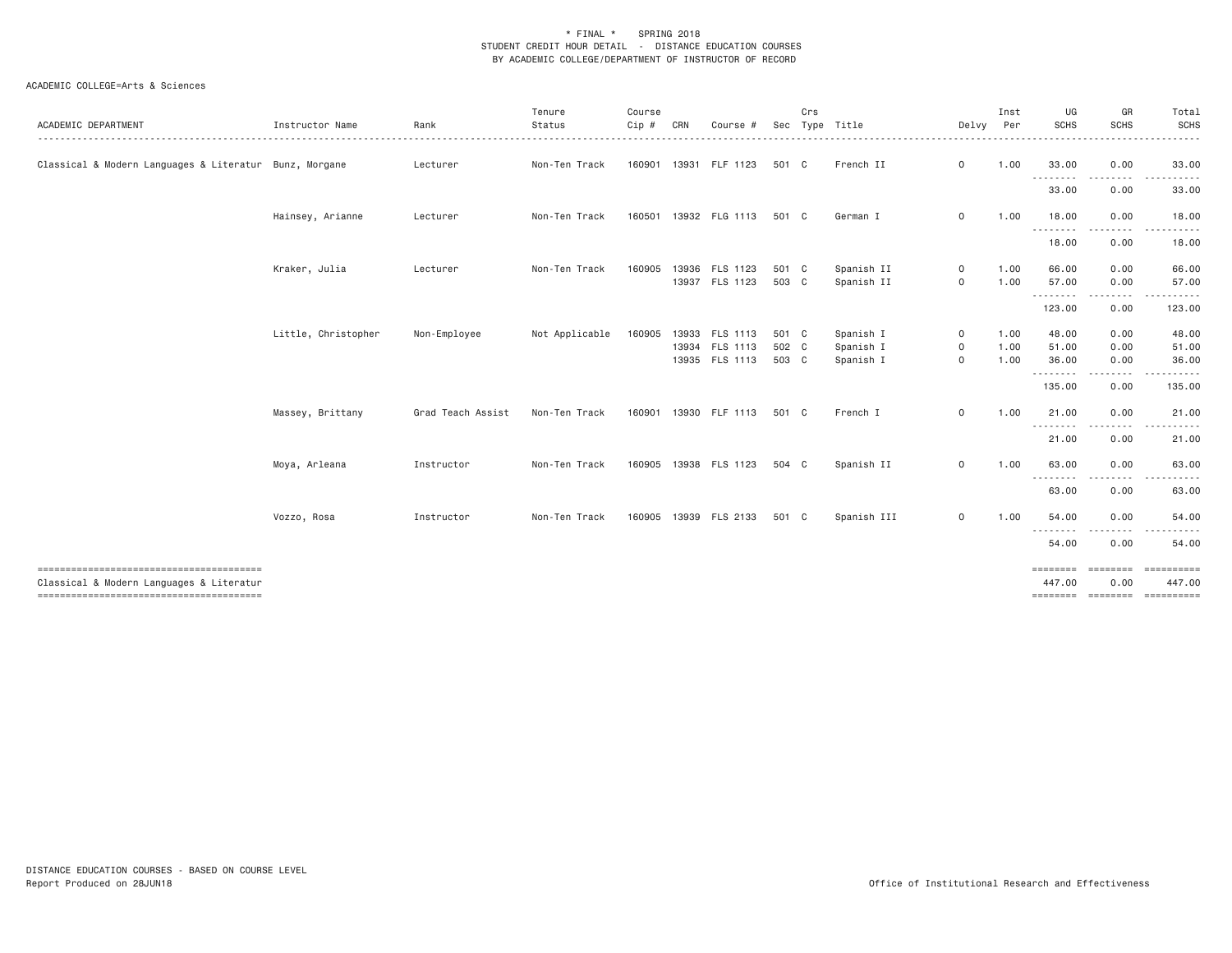\* FINAL \* SPRING 2018
STUDENT CREDIT HOUR DETAIL - DISTANCE EDUCATION COURSES
BY ACADEMIC COLLEGE/DEPARTMENT OF INSTRUCTOR OF RECORD

ACADEMIC COLLEGE=Arts & Sciences

| ACADEMIC DEPARTMENT | Instructor Name | Rank | Tenure Status | Course Cip # | CRN | Course # | Sec | Crs Type | Title | Delvy | Inst Per | UG SCHS | GR SCHS | Total SCHS |
|---|---|---|---|---|---|---|---|---|---|---|---|---|---|---|
| Classical & Modern Languages & Literatur | Bunz, Morgane | Lecturer | Non-Ten Track | 160901 | 13931 | FLF 1123 | 501 | C | French II | O | 1.00 | 33.00 | 0.00 | 33.00 |
| | | | | | | | | | | | | 33.00 | 0.00 | 33.00 |
| | Hainsey, Arianne | Lecturer | Non-Ten Track | 160501 | 13932 | FLG 1113 | 501 | C | German I | O | 1.00 | 18.00 | 0.00 | 18.00 |
| | | | | | | | | | | | | 18.00 | 0.00 | 18.00 |
| | Kraker, Julia | Lecturer | Non-Ten Track | 160905 | 13936 | FLS 1123 | 501 | C | Spanish II | O | 1.00 | 66.00 | 0.00 | 66.00 |
| | | | | | 13937 | FLS 1123 | 503 | C | Spanish II | O | 1.00 | 57.00 | 0.00 | 57.00 |
| | | | | | | | | | | | | 123.00 | 0.00 | 123.00 |
| | Little, Christopher | Non-Employee | Not Applicable | 160905 | 13933 | FLS 1113 | 501 | C | Spanish I | O | 1.00 | 48.00 | 0.00 | 48.00 |
| | | | | | 13934 | FLS 1113 | 502 | C | Spanish I | O | 1.00 | 51.00 | 0.00 | 51.00 |
| | | | | | 13935 | FLS 1113 | 503 | C | Spanish I | O | 1.00 | 36.00 | 0.00 | 36.00 |
| | | | | | | | | | | | | 135.00 | 0.00 | 135.00 |
| | Massey, Brittany | Grad Teach Assist | Non-Ten Track | 160901 | 13930 | FLF 1113 | 501 | C | French I | O | 1.00 | 21.00 | 0.00 | 21.00 |
| | | | | | | | | | | | | 21.00 | 0.00 | 21.00 |
| | Moya, Arleana | Instructor | Non-Ten Track | 160905 | 13938 | FLS 1123 | 504 | C | Spanish II | O | 1.00 | 63.00 | 0.00 | 63.00 |
| | | | | | | | | | | | | 63.00 | 0.00 | 63.00 |
| | Vozzo, Rosa | Instructor | Non-Ten Track | 160905 | 13939 | FLS 2133 | 501 | C | Spanish III | O | 1.00 | 54.00 | 0.00 | 54.00 |
| | | | | | | | | | | | | 54.00 | 0.00 | 54.00 |
| Classical & Modern Languages & Literatur | | | | | | | | | | | | 447.00 | 0.00 | 447.00 |

DISTANCE EDUCATION COURSES - BASED ON COURSE LEVEL
Report Produced on 28JUN18

Office of Institutional Research and Effectiveness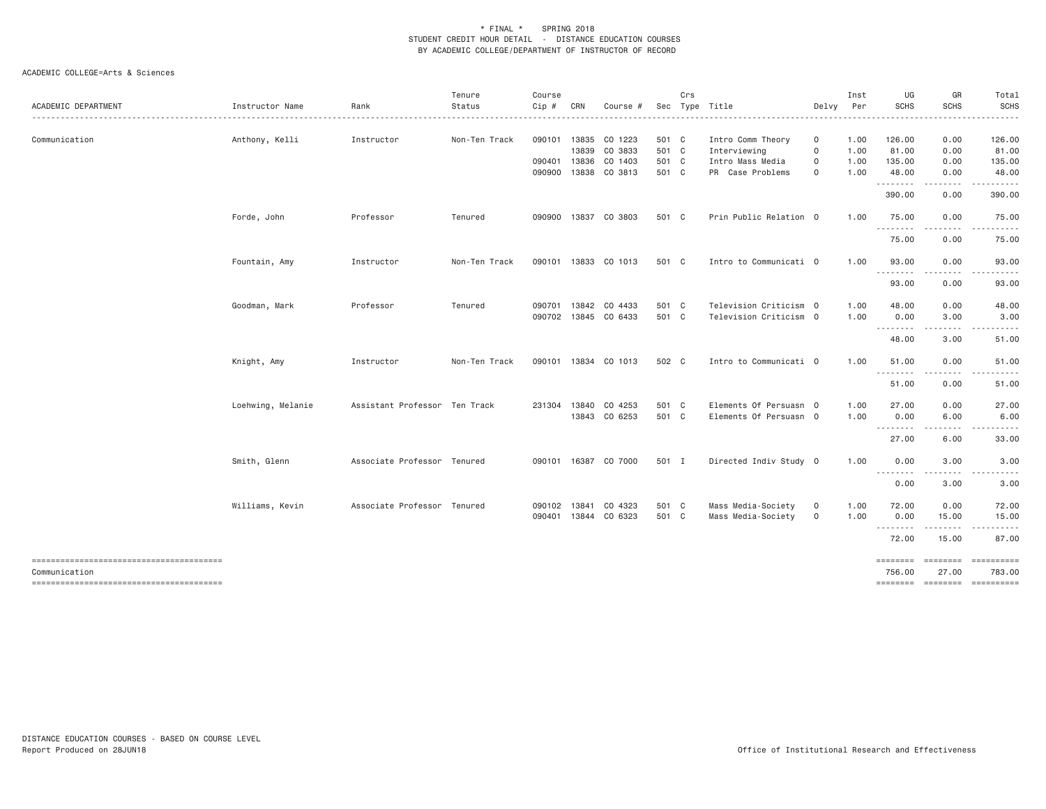\* FINAL \* SPRING 2018
STUDENT CREDIT HOUR DETAIL - DISTANCE EDUCATION COURSES
BY ACADEMIC COLLEGE/DEPARTMENT OF INSTRUCTOR OF RECORD

ACADEMIC COLLEGE=Arts & Sciences

| ACADEMIC DEPARTMENT | Instructor Name | Rank | Tenure Status | Course Cip # | CRN | Course # | Sec | Crs Type | Title | Delvy | Inst Per | UG SCHS | GR SCHS | Total SCHS |
|---|---|---|---|---|---|---|---|---|---|---|---|---|---|---|
| Communication | Anthony, Kelli | Instructor | Non-Ten Track | 090101 | 13835 | CO 1223 | 501 | C | Intro Comm Theory | O | 1.00 | 126.00 | 0.00 | 126.00 |
| | | | | | 13839 | CO 3833 | 501 | C | Interviewing | O | 1.00 | 81.00 | 0.00 | 81.00 |
| | | | | 090401 | 13836 | CO 1403 | 501 | C | Intro Mass Media | O | 1.00 | 135.00 | 0.00 | 135.00 |
| | | | | 090900 | 13838 | CO 3813 | 501 | C | PR Case Problems | O | 1.00 | 48.00 | 0.00 | 48.00 |
| | | | | | | | | | | | | 390.00 | 0.00 | 390.00 |
| | Forde, John | Professor | Tenured | 090900 | 13837 | CO 3803 | 501 | C | Prin Public Relation | O | 1.00 | 75.00 | 0.00 | 75.00 |
| | | | | | | | | | | | | 75.00 | 0.00 | 75.00 |
| | Fountain, Amy | Instructor | Non-Ten Track | 090101 | 13833 | CO 1013 | 501 | C | Intro to Communicati | O | 1.00 | 93.00 | 0.00 | 93.00 |
| | | | | | | | | | | | | 93.00 | 0.00 | 93.00 |
| | Goodman, Mark | Professor | Tenured | 090701 | 13842 | CO 4433 | 501 | C | Television Criticism | O | 1.00 | 48.00 | 0.00 | 48.00 |
| | | | | 090702 | 13845 | CO 6433 | 501 | C | Television Criticism | O | 1.00 | 0.00 | 3.00 | 3.00 |
| | | | | | | | | | | | | 48.00 | 3.00 | 51.00 |
| | Knight, Amy | Instructor | Non-Ten Track | 090101 | 13834 | CO 1013 | 502 | C | Intro to Communicati | O | 1.00 | 51.00 | 0.00 | 51.00 |
| | | | | | | | | | | | | 51.00 | 0.00 | 51.00 |
| | Loehwing, Melanie | Assistant Professor | Ten Track | 231304 | 13840 | CO 4253 | 501 | C | Elements Of Persuasn | O | 1.00 | 27.00 | 0.00 | 27.00 |
| | | | | | 13843 | CO 6253 | 501 | C | Elements Of Persuasn | O | 1.00 | 0.00 | 6.00 | 6.00 |
| | | | | | | | | | | | | 27.00 | 6.00 | 33.00 |
| | Smith, Glenn | Associate Professor | Tenured | 090101 | 16387 | CO 7000 | 501 | I | Directed Indiv Study | O | 1.00 | 0.00 | 3.00 | 3.00 |
| | | | | | | | | | | | | 0.00 | 3.00 | 3.00 |
| | Williams, Kevin | Associate Professor | Tenured | 090102 | 13841 | CO 4323 | 501 | C | Mass Media-Society | O | 1.00 | 72.00 | 0.00 | 72.00 |
| | | | | 090401 | 13844 | CO 6323 | 501 | C | Mass Media-Society | O | 1.00 | 0.00 | 15.00 | 15.00 |
| | | | | | | | | | | | | 72.00 | 15.00 | 87.00 |
| Communication | | | | | | | | | | | | 756.00 | 27.00 | 783.00 |

DISTANCE EDUCATION COURSES - BASED ON COURSE LEVEL
Report Produced on 28JUN18

Office of Institutional Research and Effectiveness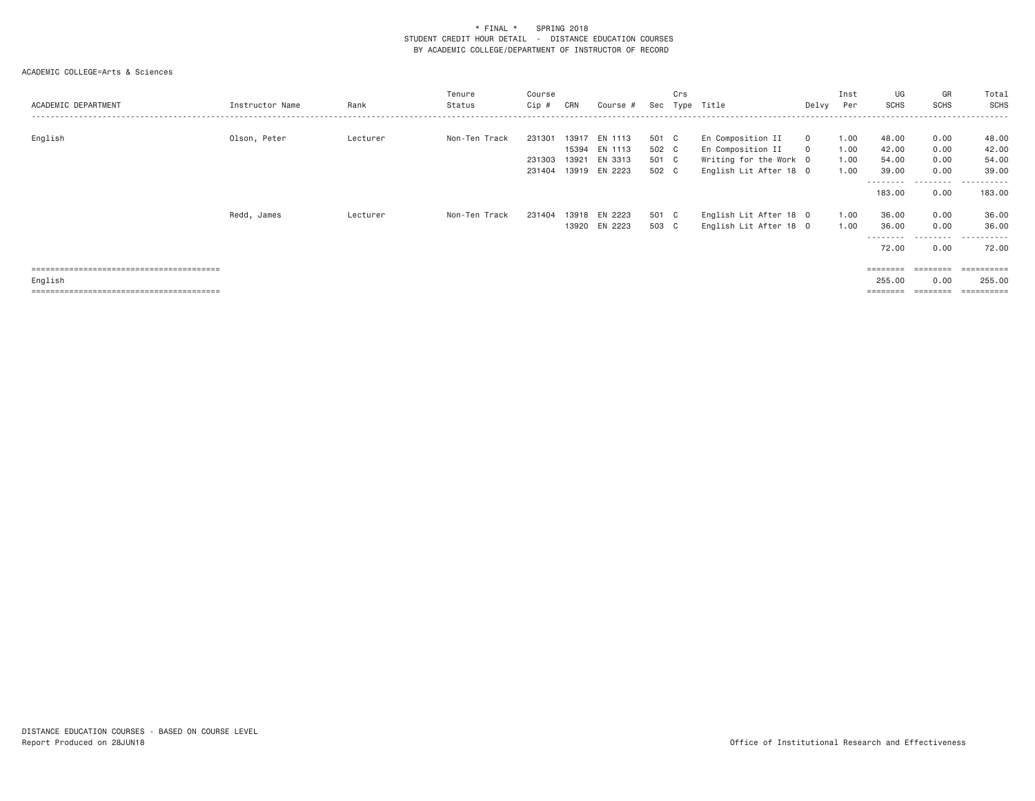\* FINAL \* SPRING 2018
STUDENT CREDIT HOUR DETAIL - DISTANCE EDUCATION COURSES
BY ACADEMIC COLLEGE/DEPARTMENT OF INSTRUCTOR OF RECORD

ACADEMIC COLLEGE=Arts & Sciences

| ACADEMIC DEPARTMENT | Instructor Name | Rank | Tenure Status | Course Cip # | CRN | Course # | Sec | Crs Type | Title | Delvy | Inst Per | UG SCHS | GR SCHS | Total SCHS |
|---|---|---|---|---|---|---|---|---|---|---|---|---|---|---|
| English | Olson, Peter | Lecturer | Non-Ten Track | 231301 | 13917 | EN 1113 | 501 | C | En Composition II | O | 1.00 | 48.00 | 0.00 | 48.00 |
| | | | | | 15394 | EN 1113 | 502 | C | En Composition II | O | 1.00 | 42.00 | 0.00 | 42.00 |
| | | | | 231303 | 13921 | EN 3313 | 501 | C | Writing for the Work | O | 1.00 | 54.00 | 0.00 | 54.00 |
| | | | | 231404 | 13919 | EN 2223 | 502 | C | English Lit After 18 | O | 1.00 | 39.00 | 0.00 | 39.00 |
| | | | | | | | | | | | | 183.00 | 0.00 | 183.00 |
| | Redd, James | Lecturer | Non-Ten Track | 231404 | 13918 | EN 2223 | 501 | C | English Lit After 18 | O | 1.00 | 36.00 | 0.00 | 36.00 |
| | | | | | 13920 | EN 2223 | 503 | C | English Lit After 18 | O | 1.00 | 36.00 | 0.00 | 36.00 |
| | | | | | | | | | | | | 72.00 | 0.00 | 72.00 |
| English | | | | | | | | | | | | 255.00 | 0.00 | 255.00 |

DISTANCE EDUCATION COURSES - BASED ON COURSE LEVEL
Report Produced on 28JUN18

Office of Institutional Research and Effectiveness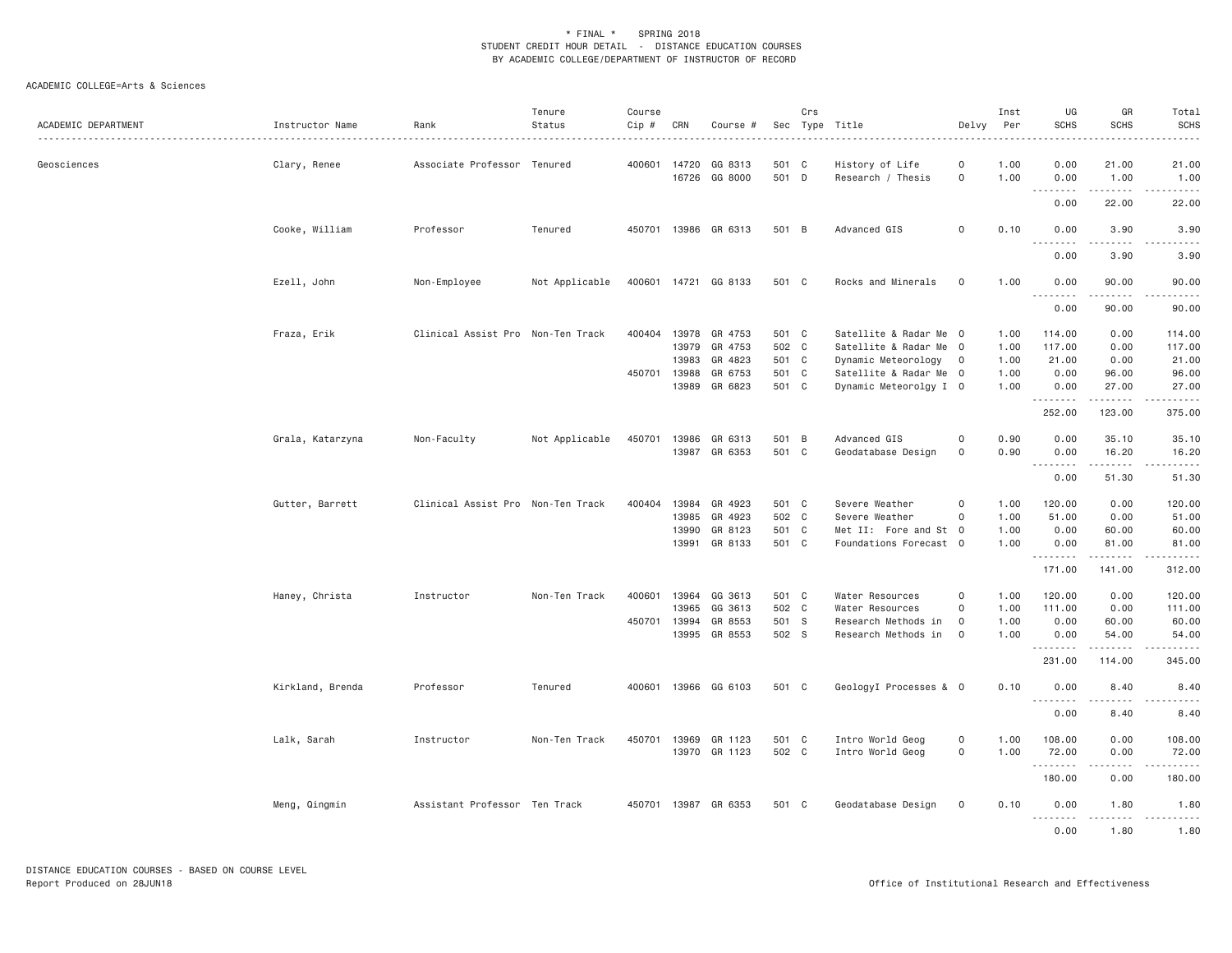\* FINAL \* SPRING 2018
STUDENT CREDIT HOUR DETAIL - DISTANCE EDUCATION COURSES
BY ACADEMIC COLLEGE/DEPARTMENT OF INSTRUCTOR OF RECORD

ACADEMIC COLLEGE=Arts & Sciences

| ACADEMIC DEPARTMENT | Instructor Name | Rank | Tenure Status | Course Cip # | CRN | Course # | Sec | Crs Type | Title | Delvy | Inst Per | UG SCHS | GR SCHS | Total SCHS |
|---|---|---|---|---|---|---|---|---|---|---|---|---|---|---|
| Geosciences | Clary, Renee | Associate Professor | Tenured | 400601 | 14720 | GG 8313 | 501 | C | History of Life | O | 1.00 | 0.00 | 21.00 | 21.00 |
| | | | | | 16726 | GG 8000 | 501 | D | Research / Thesis | O | 1.00 | 0.00 | 1.00 | 1.00 |
| | | | | | | | | | | | | 0.00 | 22.00 | 22.00 |
| | Cooke, William | Professor | Tenured | 450701 | 13986 | GR 6313 | 501 | B | Advanced GIS | O | 0.10 | 0.00 | 3.90 | 3.90 |
| | | | | | | | | | | | | 0.00 | 3.90 | 3.90 |
| | Ezell, John | Non-Employee | Not Applicable | 400601 | 14721 | GG 8133 | 501 | C | Rocks and Minerals | O | 1.00 | 0.00 | 90.00 | 90.00 |
| | | | | | | | | | | | | 0.00 | 90.00 | 90.00 |
| | Fraza, Erik | Clinical Assist Pro | Non-Ten Track | 400404 | 13978 | GR 4753 | 501 | C | Satellite & Radar Me | O | 1.00 | 114.00 | 0.00 | 114.00 |
| | | | | | 13979 | GR 4753 | 502 | C | Satellite & Radar Me | O | 1.00 | 117.00 | 0.00 | 117.00 |
| | | | | | 13983 | GR 4823 | 501 | C | Dynamic Meteorology | O | 1.00 | 21.00 | 0.00 | 21.00 |
| | | | | 450701 | 13988 | GR 6753 | 501 | C | Satellite & Radar Me | O | 1.00 | 0.00 | 96.00 | 96.00 |
| | | | | | 13989 | GR 6823 | 501 | C | Dynamic Meteorolgy I | O | 1.00 | 0.00 | 27.00 | 27.00 |
| | | | | | | | | | | | | 252.00 | 123.00 | 375.00 |
| | Grala, Katarzyna | Non-Faculty | Not Applicable | 450701 | 13986 | GR 6313 | 501 | B | Advanced GIS | O | 0.90 | 0.00 | 35.10 | 35.10 |
| | | | | | 13987 | GR 6353 | 501 | C | Geodatabase Design | O | 0.90 | 0.00 | 16.20 | 16.20 |
| | | | | | | | | | | | | 0.00 | 51.30 | 51.30 |
| | Gutter, Barrett | Clinical Assist Pro | Non-Ten Track | 400404 | 13984 | GR 4923 | 501 | C | Severe Weather | O | 1.00 | 120.00 | 0.00 | 120.00 |
| | | | | | 13985 | GR 4923 | 502 | C | Severe Weather | O | 1.00 | 51.00 | 0.00 | 51.00 |
| | | | | | 13990 | GR 8123 | 501 | C | Met II: Fore and St | O | 1.00 | 0.00 | 60.00 | 60.00 |
| | | | | | 13991 | GR 8133 | 501 | C | Foundations Forecast | O | 1.00 | 0.00 | 81.00 | 81.00 |
| | | | | | | | | | | | | 171.00 | 141.00 | 312.00 |
| | Haney, Christa | Instructor | Non-Ten Track | 400601 | 13964 | GG 3613 | 501 | C | Water Resources | O | 1.00 | 120.00 | 0.00 | 120.00 |
| | | | | | 13965 | GG 3613 | 502 | C | Water Resources | O | 1.00 | 111.00 | 0.00 | 111.00 |
| | | | | 450701 | 13994 | GR 8553 | 501 | S | Research Methods in | O | 1.00 | 0.00 | 60.00 | 60.00 |
| | | | | | 13995 | GR 8553 | 502 | S | Research Methods in | O | 1.00 | 0.00 | 54.00 | 54.00 |
| | | | | | | | | | | | | 231.00 | 114.00 | 345.00 |
| | Kirkland, Brenda | Professor | Tenured | 400601 | 13966 | GG 6103 | 501 | C | GeologyI Processes & | O | 0.10 | 0.00 | 8.40 | 8.40 |
| | | | | | | | | | | | | 0.00 | 8.40 | 8.40 |
| | Lalk, Sarah | Instructor | Non-Ten Track | 450701 | 13969 | GR 1123 | 501 | C | Intro World Geog | O | 1.00 | 108.00 | 0.00 | 108.00 |
| | | | | | 13970 | GR 1123 | 502 | C | Intro World Geog | O | 1.00 | 72.00 | 0.00 | 72.00 |
| | | | | | | | | | | | | 180.00 | 0.00 | 180.00 |
| | Meng, Qingmin | Assistant Professor | Ten Track | 450701 | 13987 | GR 6353 | 501 | C | Geodatabase Design | O | 0.10 | 0.00 | 1.80 | 1.80 |
| | | | | | | | | | | | | 0.00 | 1.80 | 1.80 |

DISTANCE EDUCATION COURSES - BASED ON COURSE LEVEL
Report Produced on 28JUN18 Office of Institutional Research and Effectiveness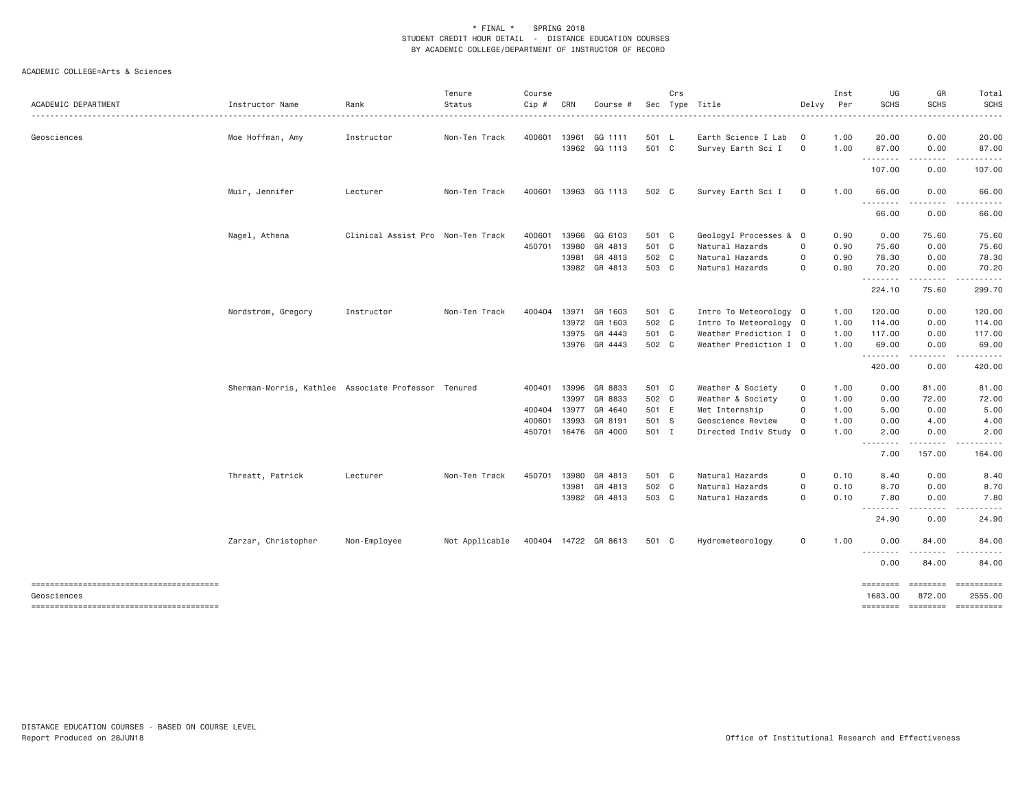\* FINAL \* SPRING 2018
STUDENT CREDIT HOUR DETAIL - DISTANCE EDUCATION COURSES
BY ACADEMIC COLLEGE/DEPARTMENT OF INSTRUCTOR OF RECORD

ACADEMIC COLLEGE=Arts & Sciences

| ACADEMIC DEPARTMENT | Instructor Name | Rank | Tenure Status | Course Cip # | CRN | Course # | Sec | Crs Type | Title | Delvy | Inst Per | UG SCHS | GR SCHS | Total SCHS |
|---|---|---|---|---|---|---|---|---|---|---|---|---|---|---|
| Geosciences | Moe Hoffman, Amy | Instructor | Non-Ten Track | 400601 | 13961 | GG 1111 | 501 | L | Earth Science I Lab | O | 1.00 | 20.00 | 0.00 | 20.00 |
| | | | | | 13962 | GG 1113 | 501 | C | Survey Earth Sci I | O | 1.00 | 87.00 | 0.00 | 87.00 |
| | | | | | | | | | | | | 107.00 | 0.00 | 107.00 |
| | Muir, Jennifer | Lecturer | Non-Ten Track | 400601 | 13963 | GG 1113 | 502 | C | Survey Earth Sci I | O | 1.00 | 66.00 | 0.00 | 66.00 |
| | | | | | | | | | | | | 66.00 | 0.00 | 66.00 |
| | Nagel, Athena | Clinical Assist Pro | Non-Ten Track | 400601 | 13966 | GG 6103 | 501 | C | GeologyI Processes & | O | 0.90 | 0.00 | 75.60 | 75.60 |
| | | | | 450701 | 13980 | GR 4813 | 501 | C | Natural Hazards | O | 0.90 | 75.60 | 0.00 | 75.60 |
| | | | | | 13981 | GR 4813 | 502 | C | Natural Hazards | O | 0.90 | 78.30 | 0.00 | 78.30 |
| | | | | | 13982 | GR 4813 | 503 | C | Natural Hazards | O | 0.90 | 70.20 | 0.00 | 70.20 |
| | | | | | | | | | | | | 224.10 | 75.60 | 299.70 |
| | Nordstrom, Gregory | Instructor | Non-Ten Track | 400404 | 13971 | GR 1603 | 501 | C | Intro To Meteorology | O | 1.00 | 120.00 | 0.00 | 120.00 |
| | | | | | 13972 | GR 1603 | 502 | C | Intro To Meteorology | O | 1.00 | 114.00 | 0.00 | 114.00 |
| | | | | | 13975 | GR 4443 | 501 | C | Weather Prediction I | O | 1.00 | 117.00 | 0.00 | 117.00 |
| | | | | | 13976 | GR 4443 | 502 | C | Weather Prediction I | O | 1.00 | 69.00 | 0.00 | 69.00 |
| | | | | | | | | | | | | 420.00 | 0.00 | 420.00 |
| | Sherman-Morris, Kathlee | Associate Professor | Tenured | 400401 | 13996 | GR 8833 | 501 | C | Weather & Society | O | 1.00 | 0.00 | 81.00 | 81.00 |
| | | | | | 13997 | GR 8833 | 502 | C | Weather & Society | O | 1.00 | 0.00 | 72.00 | 72.00 |
| | | | | 400404 | 13977 | GR 4640 | 501 | E | Met Internship | O | 1.00 | 5.00 | 0.00 | 5.00 |
| | | | | 400601 | 13993 | GR 8191 | 501 | S | Geoscience Review | O | 1.00 | 0.00 | 4.00 | 4.00 |
| | | | | 450701 | 16476 | GR 4000 | 501 | I | Directed Indiv Study | O | 1.00 | 2.00 | 0.00 | 2.00 |
| | | | | | | | | | | | | 7.00 | 157.00 | 164.00 |
| | Threatt, Patrick | Lecturer | Non-Ten Track | 450701 | 13980 | GR 4813 | 501 | C | Natural Hazards | O | 0.10 | 8.40 | 0.00 | 8.40 |
| | | | | | 13981 | GR 4813 | 502 | C | Natural Hazards | O | 0.10 | 8.70 | 0.00 | 8.70 |
| | | | | | 13982 | GR 4813 | 503 | C | Natural Hazards | O | 0.10 | 7.80 | 0.00 | 7.80 |
| | | | | | | | | | | | | 24.90 | 0.00 | 24.90 |
| | Zarzar, Christopher | Non-Employee | Not Applicable | 400404 | 14722 | GR 8613 | 501 | C | Hydrometeorology | O | 1.00 | 0.00 | 84.00 | 84.00 |
| | | | | | | | | | | | | 0.00 | 84.00 | 84.00 |
| Geosciences | | | | | | | | | | | | 1683.00 | 872.00 | 2555.00 |

DISTANCE EDUCATION COURSES - BASED ON COURSE LEVEL
Report Produced on 28JUN18

Office of Institutional Research and Effectiveness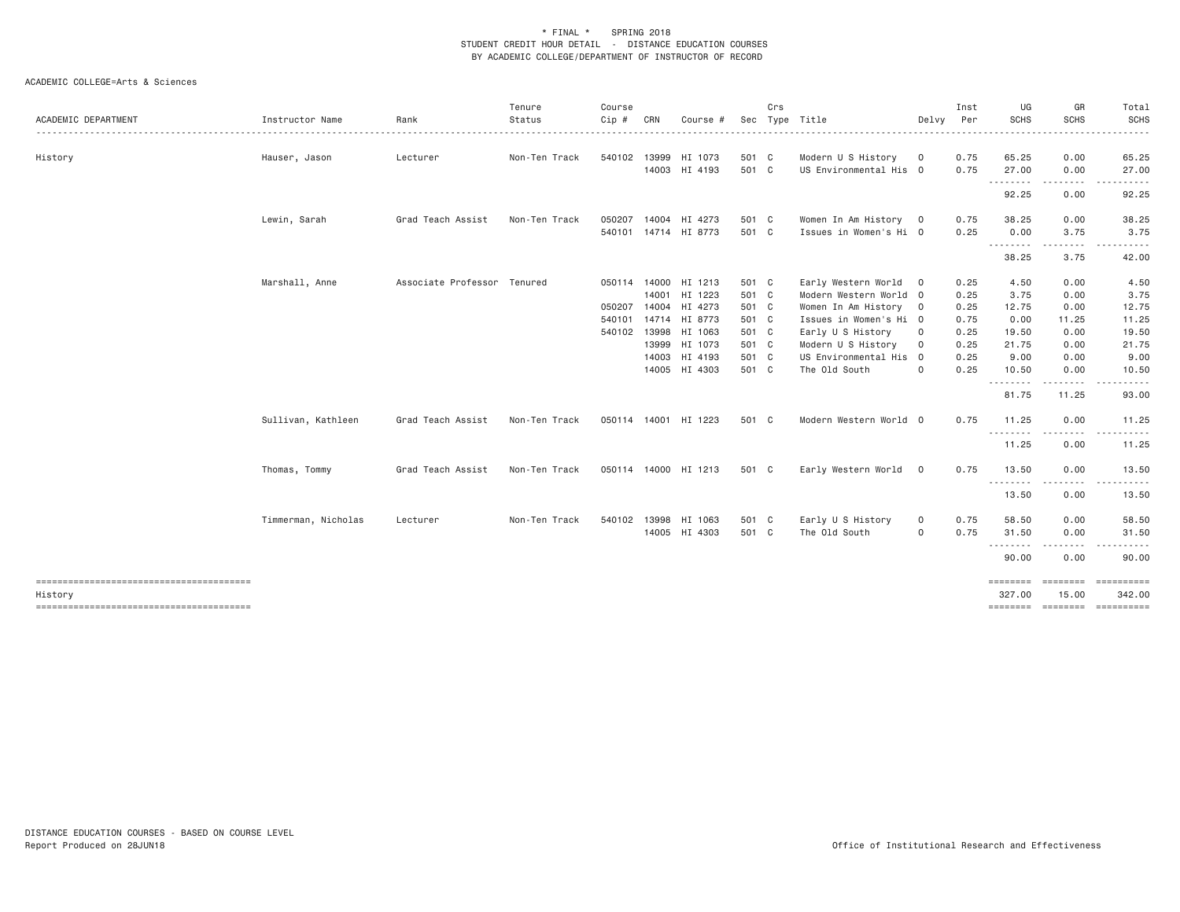\* FINAL \* SPRING 2018
STUDENT CREDIT HOUR DETAIL - DISTANCE EDUCATION COURSES
BY ACADEMIC COLLEGE/DEPARTMENT OF INSTRUCTOR OF RECORD

ACADEMIC COLLEGE=Arts & Sciences

| ACADEMIC DEPARTMENT | Instructor Name | Rank | Tenure Status | Course Cip # | CRN | Course # | Sec | Crs Type | Title | Delvy | Inst Per | UG SCHS | GR SCHS | Total SCHS |
|---|---|---|---|---|---|---|---|---|---|---|---|---|---|---|
| History | Hauser, Jason | Lecturer | Non-Ten Track | 540102 | 13999 | HI 1073 | 501 | C | Modern U S History | O | 0.75 | 65.25 | 0.00 | 65.25 |
| | | | | | 14003 | HI 4193 | 501 | C | US Environmental His | O | 0.75 | 27.00 | 0.00 | 27.00 |
| | | | | | | | | | | | | 92.25 | 0.00 | 92.25 |
| | Lewin, Sarah | Grad Teach Assist | Non-Ten Track | 050207 | 14004 | HI 4273 | 501 | C | Women In Am History | O | 0.75 | 38.25 | 0.00 | 38.25 |
| | | | | 540101 | 14714 | HI 8773 | 501 | C | Issues in Women's Hi | O | 0.25 | 0.00 | 3.75 | 3.75 |
| | | | | | | | | | | | | 38.25 | 3.75 | 42.00 |
| | Marshall, Anne | Associate Professor | Tenured | 050114 | 14000 | HI 1213 | 501 | C | Early Western World | O | 0.25 | 4.50 | 0.00 | 4.50 |
| | | | | | 14001 | HI 1223 | 501 | C | Modern Western World | O | 0.25 | 3.75 | 0.00 | 3.75 |
| | | | | 050207 | 14004 | HI 4273 | 501 | C | Women In Am History | O | 0.25 | 12.75 | 0.00 | 12.75 |
| | | | | 540101 | 14714 | HI 8773 | 501 | C | Issues in Women's Hi | O | 0.75 | 0.00 | 11.25 | 11.25 |
| | | | | 540102 | 13998 | HI 1063 | 501 | C | Early U S History | O | 0.25 | 19.50 | 0.00 | 19.50 |
| | | | | | 13999 | HI 1073 | 501 | C | Modern U S History | O | 0.25 | 21.75 | 0.00 | 21.75 |
| | | | | | 14003 | HI 4193 | 501 | C | US Environmental His | O | 0.25 | 9.00 | 0.00 | 9.00 |
| | | | | | 14005 | HI 4303 | 501 | C | The Old South | O | 0.25 | 10.50 | 0.00 | 10.50 |
| | | | | | | | | | | | | 81.75 | 11.25 | 93.00 |
| | Sullivan, Kathleen | Grad Teach Assist | Non-Ten Track | 050114 | 14001 | HI 1223 | 501 | C | Modern Western World | O | 0.75 | 11.25 | 0.00 | 11.25 |
| | | | | | | | | | | | | 11.25 | 0.00 | 11.25 |
| | Thomas, Tommy | Grad Teach Assist | Non-Ten Track | 050114 | 14000 | HI 1213 | 501 | C | Early Western World | O | 0.75 | 13.50 | 0.00 | 13.50 |
| | | | | | | | | | | | | 13.50 | 0.00 | 13.50 |
| | Timmerman, Nicholas | Lecturer | Non-Ten Track | 540102 | 13998 | HI 1063 | 501 | C | Early U S History | O | 0.75 | 58.50 | 0.00 | 58.50 |
| | | | | | 14005 | HI 4303 | 501 | C | The Old South | O | 0.75 | 31.50 | 0.00 | 31.50 |
| | | | | | | | | | | | | 90.00 | 0.00 | 90.00 |
| History | | | | | | | | | | | | 327.00 | 15.00 | 342.00 |

DISTANCE EDUCATION COURSES - BASED ON COURSE LEVEL
Report Produced on 28JUN18

Office of Institutional Research and Effectiveness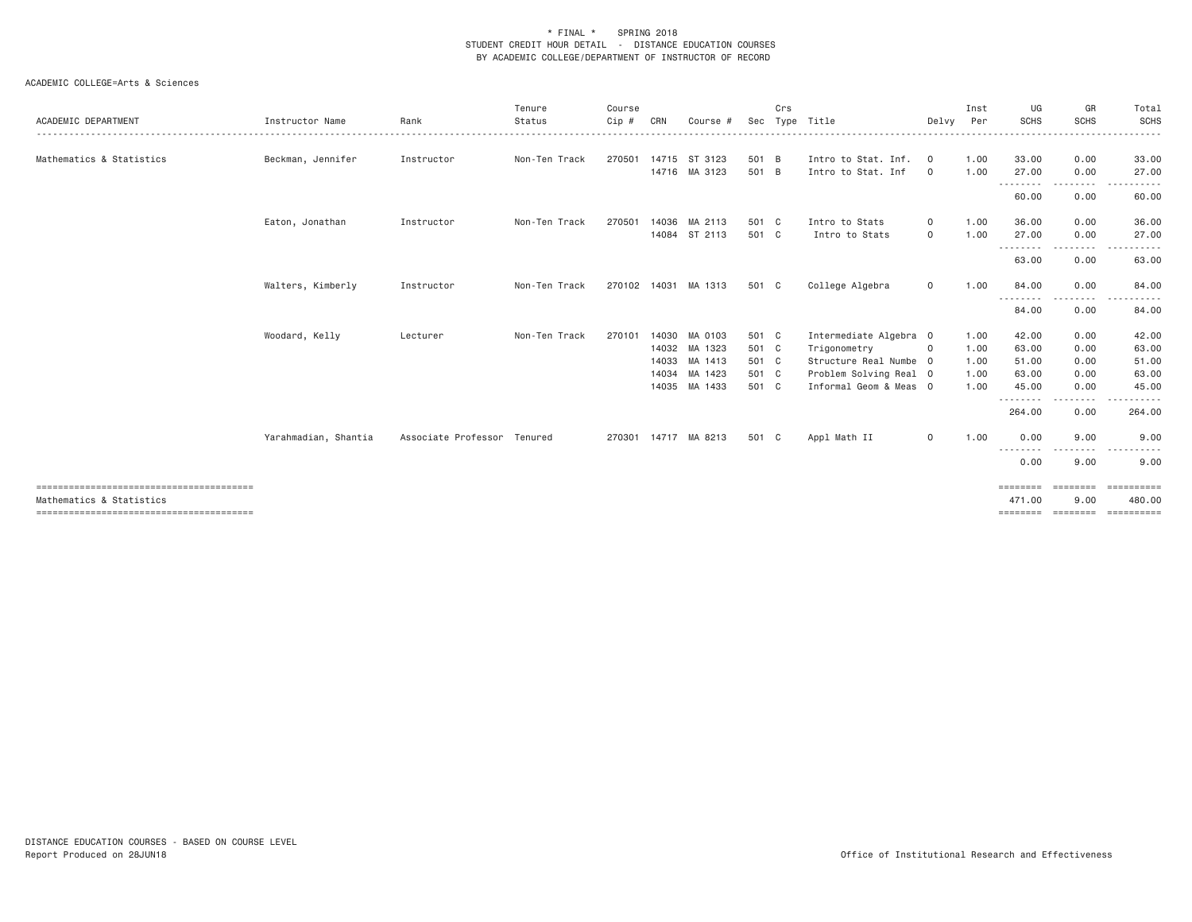\* FINAL \* SPRING 2018
STUDENT CREDIT HOUR DETAIL - DISTANCE EDUCATION COURSES
BY ACADEMIC COLLEGE/DEPARTMENT OF INSTRUCTOR OF RECORD

ACADEMIC COLLEGE=Arts & Sciences

| ACADEMIC DEPARTMENT | Instructor Name | Rank | Tenure Status | Course Cip # | CRN | Course # | Sec | Crs Type | Title | Delvy | Inst Per | UG SCHS | GR SCHS | Total SCHS |
|---|---|---|---|---|---|---|---|---|---|---|---|---|---|---|
| Mathematics & Statistics | Beckman, Jennifer | Instructor | Non-Ten Track | 270501 | 14715 | ST 3123 | 501 | B | Intro to Stat. Inf. | O | 1.00 | 33.00 | 0.00 | 33.00 |
| | | | | | 14716 | MA 3123 | 501 | B | Intro to Stat. Inf | O | 1.00 | 27.00 | 0.00 | 27.00 |
| | | | | | | | | | | | | 60.00 | 0.00 | 60.00 |
| | Eaton, Jonathan | Instructor | Non-Ten Track | 270501 | 14036 | MA 2113 | 501 | C | Intro to Stats | O | 1.00 | 36.00 | 0.00 | 36.00 |
| | | | | | 14084 | ST 2113 | 501 | C | Intro to Stats | O | 1.00 | 27.00 | 0.00 | 27.00 |
| | | | | | | | | | | | | 63.00 | 0.00 | 63.00 |
| | Walters, Kimberly | Instructor | Non-Ten Track | 270102 | 14031 | MA 1313 | 501 | C | College Algebra | O | 1.00 | 84.00 | 0.00 | 84.00 |
| | | | | | | | | | | | | 84.00 | 0.00 | 84.00 |
| | Woodard, Kelly | Lecturer | Non-Ten Track | 270101 | 14030 | MA 0103 | 501 | C | Intermediate Algebra | O | 1.00 | 42.00 | 0.00 | 42.00 |
| | | | | | 14032 | MA 1323 | 501 | C | Trigonometry | O | 1.00 | 63.00 | 0.00 | 63.00 |
| | | | | | 14033 | MA 1413 | 501 | C | Structure Real Numbe | O | 1.00 | 51.00 | 0.00 | 51.00 |
| | | | | | 14034 | MA 1423 | 501 | C | Problem Solving Real | O | 1.00 | 63.00 | 0.00 | 63.00 |
| | | | | | 14035 | MA 1433 | 501 | C | Informal Geom & Meas | O | 1.00 | 45.00 | 0.00 | 45.00 |
| | | | | | | | | | | | | 264.00 | 0.00 | 264.00 |
| | Yarahmadian, Shantia | Associate Professor | Tenured | 270301 | 14717 | MA 8213 | 501 | C | Appl Math II | O | 1.00 | 0.00 | 9.00 | 9.00 |
| | | | | | | | | | | | | 0.00 | 9.00 | 9.00 |
| Mathematics & Statistics | | | | | | | | | | | | 471.00 | 9.00 | 480.00 |

DISTANCE EDUCATION COURSES - BASED ON COURSE LEVEL
Report Produced on 28JUN18

Office of Institutional Research and Effectiveness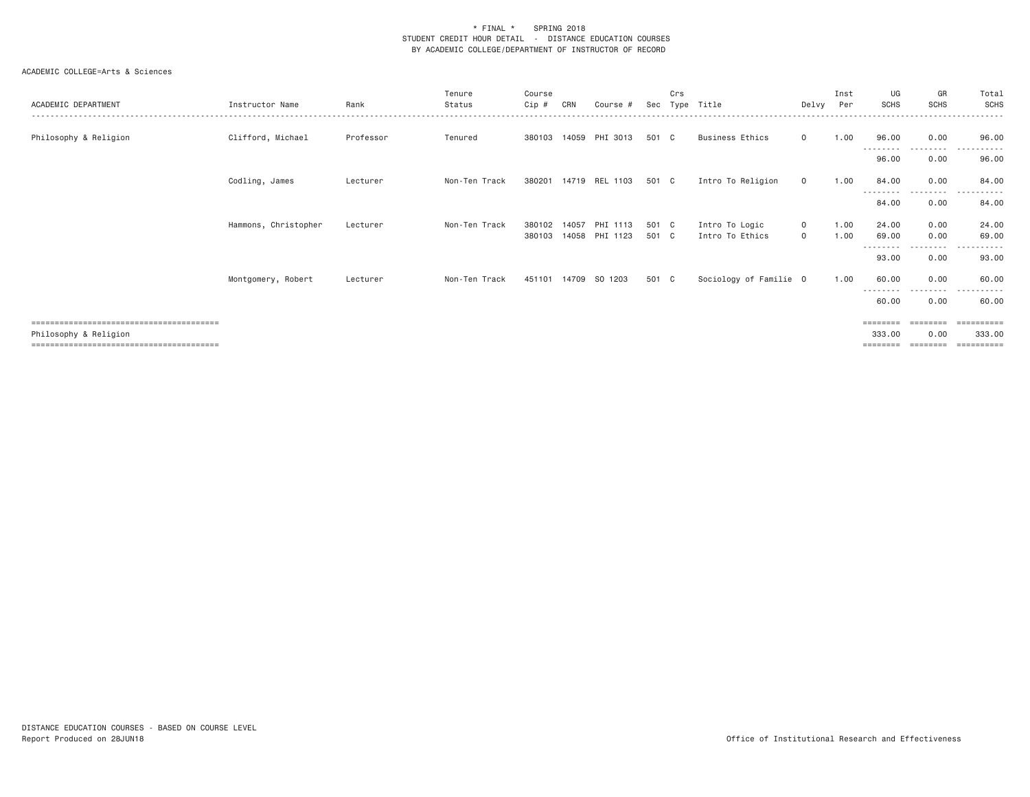\* FINAL \* SPRING 2018
STUDENT CREDIT HOUR DETAIL - DISTANCE EDUCATION COURSES
BY ACADEMIC COLLEGE/DEPARTMENT OF INSTRUCTOR OF RECORD

ACADEMIC COLLEGE=Arts & Sciences

| ACADEMIC DEPARTMENT | Instructor Name | Rank | Tenure Status | Course Cip # | CRN | Course # | Sec | Crs Type | Title | Delvy | Inst Per | UG SCHS | GR SCHS | Total SCHS |
|---|---|---|---|---|---|---|---|---|---|---|---|---|---|---|
| Philosophy & Religion | Clifford, Michael | Professor | Tenured | 380103 | 14059 | PHI 3013 | 501 | C | Business Ethics | O | 1.00 | 96.00 | 0.00 | 96.00 |
| | | | | | | | | | | | | 96.00 | 0.00 | 96.00 |
| | Codling, James | Lecturer | Non-Ten Track | 380201 | 14719 | REL 1103 | 501 | C | Intro To Religion | O | 1.00 | 84.00 | 0.00 | 84.00 |
| | | | | | | | | | | | | 84.00 | 0.00 | 84.00 |
| | Hammons, Christopher | Lecturer | Non-Ten Track | 380102 | 14057 | PHI 1113 | 501 | C | Intro To Logic | O | 1.00 | 24.00 | 0.00 | 24.00 |
| | | | | 380103 | 14058 | PHI 1123 | 501 | C | Intro To Ethics | O | 1.00 | 69.00 | 0.00 | 69.00 |
| | | | | | | | | | | | | 93.00 | 0.00 | 93.00 |
| | Montgomery, Robert | Lecturer | Non-Ten Track | 451101 | 14709 | SO 1203 | 501 | C | Sociology of Familie | O | 1.00 | 60.00 | 0.00 | 60.00 |
| | | | | | | | | | | | | 60.00 | 0.00 | 60.00 |
| Philosophy & Religion | | | | | | | | | | | | 333.00 | 0.00 | 333.00 |

DISTANCE EDUCATION COURSES - BASED ON COURSE LEVEL
Report Produced on 28JUN18

Office of Institutional Research and Effectiveness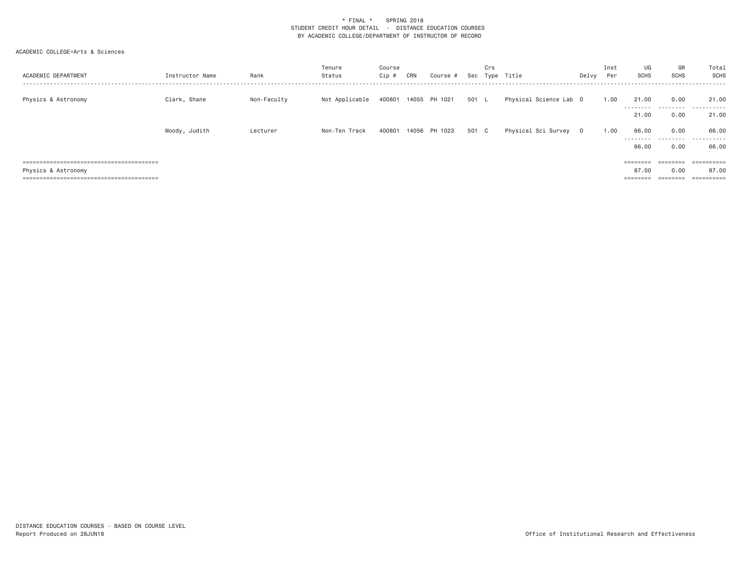\* FINAL \* SPRING 2018
STUDENT CREDIT HOUR DETAIL - DISTANCE EDUCATION COURSES
BY ACADEMIC COLLEGE/DEPARTMENT OF INSTRUCTOR OF RECORD

ACADEMIC COLLEGE=Arts & Sciences

| ACADEMIC DEPARTMENT | Instructor Name | Rank | Tenure Status | Course Cip # | CRN | Course # | Sec | Crs Type | Title | Delvy | Inst Per | UG SCHS | GR SCHS | Total SCHS |
|---|---|---|---|---|---|---|---|---|---|---|---|---|---|---|
| Physics & Astronomy | Clark, Shane | Non-Faculty | Not Applicable | 400801 | 14055 | PH 1021 | 501 | L | Physical Science Lab | O | 1.00 | 21.00 | 0.00 | 21.00 |
| | | | | | | | | | | | | 21.00 | 0.00 | 21.00 |
| | Moody, Judith | Lecturer | Non-Ten Track | 400801 | 14056 | PH 1023 | 501 | C | Physical Sci Survey | O | 1.00 | 66.00 | 0.00 | 66.00 |
| | | | | | | | | | | | | 66.00 | 0.00 | 66.00 |
| Physics & Astronomy | | | | | | | | | | | | 87.00 | 0.00 | 87.00 |

DISTANCE EDUCATION COURSES - BASED ON COURSE LEVEL
Report Produced on 28JUN18

Office of Institutional Research and Effectiveness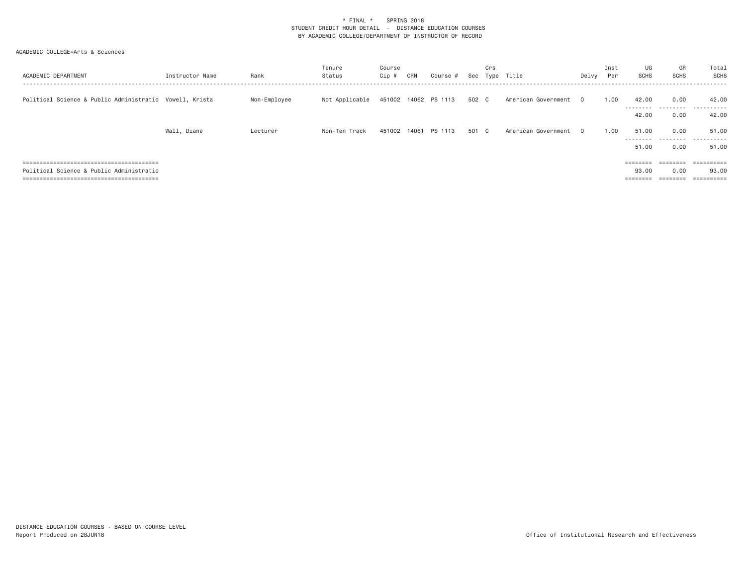\* FINAL \*    SPRING 2018
STUDENT CREDIT HOUR DETAIL - DISTANCE EDUCATION COURSES
BY ACADEMIC COLLEGE/DEPARTMENT OF INSTRUCTOR OF RECORD

ACADEMIC COLLEGE=Arts & Sciences

| ACADEMIC DEPARTMENT | Instructor Name | Rank | Tenure Status | Course Cip # | CRN | Course # | Sec | Crs Type | Title | Delvy | Inst Per | UG SCHS | GR SCHS | Total SCHS |
|---|---|---|---|---|---|---|---|---|---|---|---|---|---|---|
| Political Science & Public Administratio | Vowell, Krista | Non-Employee | Not Applicable | 451002 | 14062 | PS 1113 | 502 | C | American Government | O | 1.00 | 42.00 | 0.00 | 42.00 |
| | | | | | | | | | | | | 42.00 | 0.00 | 42.00 |
| | Wall, Diane | Lecturer | Non-Ten Track | 451002 | 14061 | PS 1113 | 501 | C | American Government | O | 1.00 | 51.00 | 0.00 | 51.00 |
| | | | | | | | | | | | | 51.00 | 0.00 | 51.00 |
| Political Science & Public Administratio | | | | | | | | | | | | 93.00 | 0.00 | 93.00 |

DISTANCE EDUCATION COURSES - BASED ON COURSE LEVEL
Report Produced on 28JUN18

Office of Institutional Research and Effectiveness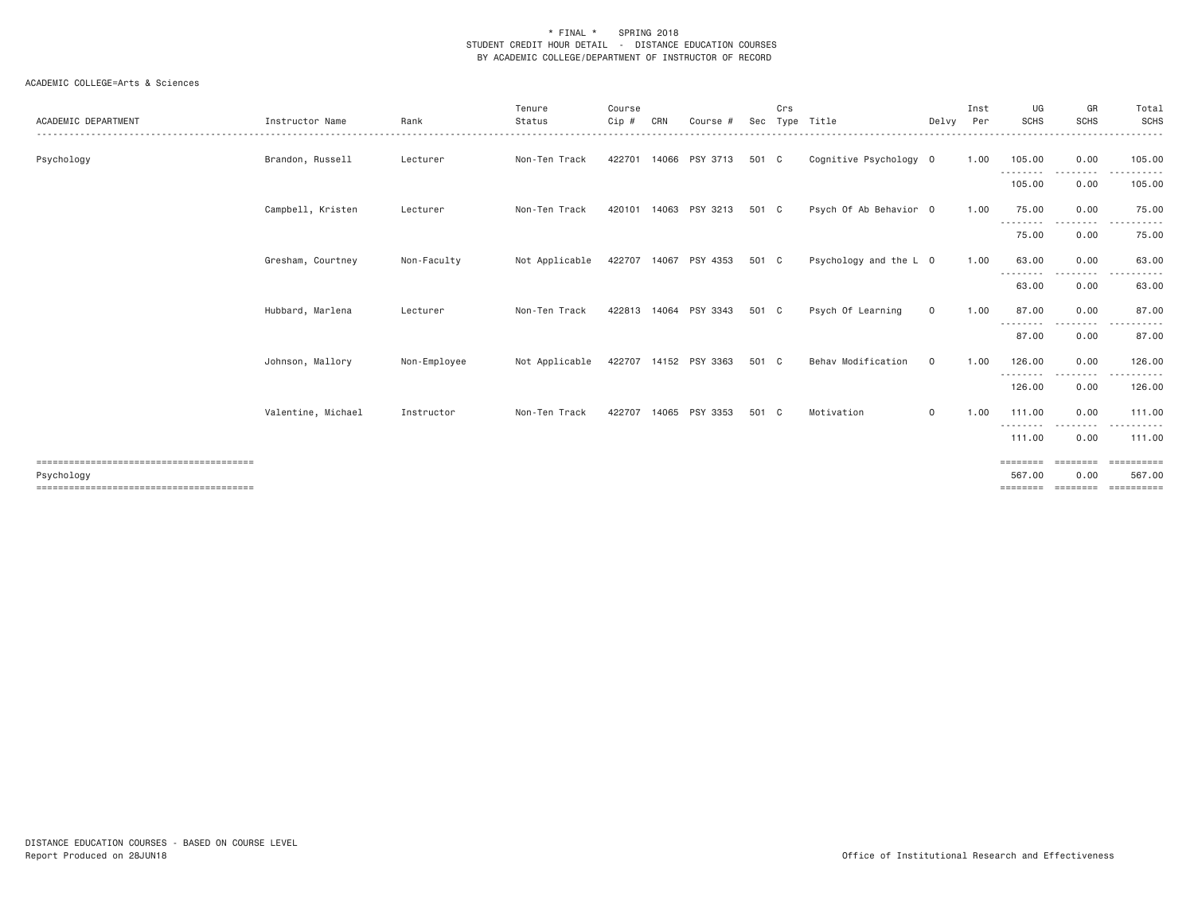\* FINAL \* SPRING 2018
STUDENT CREDIT HOUR DETAIL - DISTANCE EDUCATION COURSES
BY ACADEMIC COLLEGE/DEPARTMENT OF INSTRUCTOR OF RECORD

ACADEMIC COLLEGE=Arts & Sciences

| ACADEMIC DEPARTMENT | Instructor Name | Rank | Tenure Status | Course Cip # | CRN | Course # | Sec | Crs Type | Title | Delvy | Inst Per | UG SCHS | GR SCHS | Total SCHS |
|---|---|---|---|---|---|---|---|---|---|---|---|---|---|---|
| Psychology | Brandon, Russell | Lecturer | Non-Ten Track | 422701 | 14066 | PSY 3713 | 501 | C | Cognitive Psychology | O | 1.00 | 105.00 | 0.00 | 105.00 |
| | | | | | | | | | | | | 105.00 | 0.00 | 105.00 |
| | Campbell, Kristen | Lecturer | Non-Ten Track | 420101 | 14063 | PSY 3213 | 501 | C | Psych Of Ab Behavior | O | 1.00 | 75.00 | 0.00 | 75.00 |
| | | | | | | | | | | | | 75.00 | 0.00 | 75.00 |
| | Gresham, Courtney | Non-Faculty | Not Applicable | 422707 | 14067 | PSY 4353 | 501 | C | Psychology and the L | O | 1.00 | 63.00 | 0.00 | 63.00 |
| | | | | | | | | | | | | 63.00 | 0.00 | 63.00 |
| | Hubbard, Marlena | Lecturer | Non-Ten Track | 422813 | 14064 | PSY 3343 | 501 | C | Psych Of Learning | O | 1.00 | 87.00 | 0.00 | 87.00 |
| | | | | | | | | | | | | 87.00 | 0.00 | 87.00 |
| | Johnson, Mallory | Non-Employee | Not Applicable | 422707 | 14152 | PSY 3363 | 501 | C | Behav Modification | O | 1.00 | 126.00 | 0.00 | 126.00 |
| | | | | | | | | | | | | 126.00 | 0.00 | 126.00 |
| | Valentine, Michael | Instructor | Non-Ten Track | 422707 | 14065 | PSY 3353 | 501 | C | Motivation | O | 1.00 | 111.00 | 0.00 | 111.00 |
| | | | | | | | | | | | | 111.00 | 0.00 | 111.00 |
| Psychology | | | | | | | | | | | | 567.00 | 0.00 | 567.00 |

DISTANCE EDUCATION COURSES - BASED ON COURSE LEVEL
Report Produced on 28JUN18

Office of Institutional Research and Effectiveness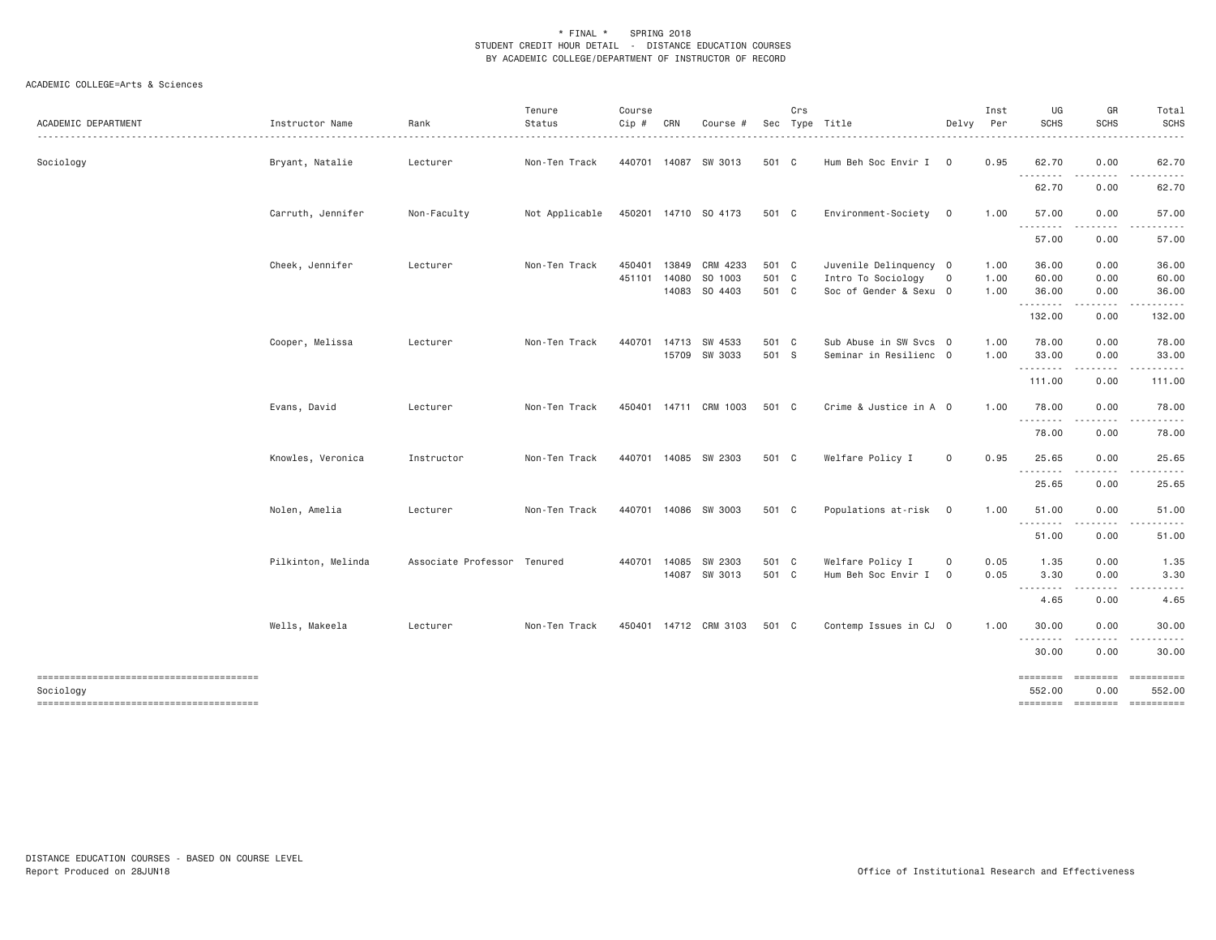\* FINAL \* SPRING 2018
STUDENT CREDIT HOUR DETAIL - DISTANCE EDUCATION COURSES
BY ACADEMIC COLLEGE/DEPARTMENT OF INSTRUCTOR OF RECORD

ACADEMIC COLLEGE=Arts & Sciences

| ACADEMIC DEPARTMENT | Instructor Name | Rank | Tenure Status | Course Cip # | CRN | Course # | Sec | Crs Type | Title | Delvy | Inst Per | UG SCHS | GR SCHS | Total SCHS |
|---|---|---|---|---|---|---|---|---|---|---|---|---|---|---|
| Sociology | Bryant, Natalie | Lecturer | Non-Ten Track | 440701 | 14087 | SW 3013 | 501 | C | Hum Beh Soc Envir I | O | 0.95 | 62.70 | 0.00 | 62.70 |
| | | | | | | | | | | | | 62.70 | 0.00 | 62.70 |
| | Carruth, Jennifer | Non-Faculty | Not Applicable | 450201 | 14710 | SO 4173 | 501 | C | Environment-Society | O | 1.00 | 57.00 | 0.00 | 57.00 |
| | | | | | | | | | | | | 57.00 | 0.00 | 57.00 |
| | Cheek, Jennifer | Lecturer | Non-Ten Track | 450401 | 13849 | CRM 4233 | 501 | C | Juvenile Delinquency | O | 1.00 | 36.00 | 0.00 | 36.00 |
| | | | | 451101 | 14080 | SO 1003 | 501 | C | Intro To Sociology | O | 1.00 | 60.00 | 0.00 | 60.00 |
| | | | | | 14083 | SO 4403 | 501 | C | Soc of Gender & Sexu | O | 1.00 | 36.00 | 0.00 | 36.00 |
| | | | | | | | | | | | | 132.00 | 0.00 | 132.00 |
| | Cooper, Melissa | Lecturer | Non-Ten Track | 440701 | 14713 | SW 4533 | 501 | C | Sub Abuse in SW Svcs | O | 1.00 | 78.00 | 0.00 | 78.00 |
| | | | | | 15709 | SW 3033 | 501 | S | Seminar in Resilienc | O | 1.00 | 33.00 | 0.00 | 33.00 |
| | | | | | | | | | | | | 111.00 | 0.00 | 111.00 |
| | Evans, David | Lecturer | Non-Ten Track | 450401 | 14711 | CRM 1003 | 501 | C | Crime & Justice in A | O | 1.00 | 78.00 | 0.00 | 78.00 |
| | | | | | | | | | | | | 78.00 | 0.00 | 78.00 |
| | Knowles, Veronica | Instructor | Non-Ten Track | 440701 | 14085 | SW 2303 | 501 | C | Welfare Policy I | O | 0.95 | 25.65 | 0.00 | 25.65 |
| | | | | | | | | | | | | 25.65 | 0.00 | 25.65 |
| | Nolen, Amelia | Lecturer | Non-Ten Track | 440701 | 14086 | SW 3003 | 501 | C | Populations at-risk | O | 1.00 | 51.00 | 0.00 | 51.00 |
| | | | | | | | | | | | | 51.00 | 0.00 | 51.00 |
| | Pilkinton, Melinda | Associate Professor | Tenured | 440701 | 14085 | SW 2303 | 501 | C | Welfare Policy I | O | 0.05 | 1.35 | 0.00 | 1.35 |
| | | | | | 14087 | SW 3013 | 501 | C | Hum Beh Soc Envir I | O | 0.05 | 3.30 | 0.00 | 3.30 |
| | | | | | | | | | | | | 4.65 | 0.00 | 4.65 |
| | Wells, Makeela | Lecturer | Non-Ten Track | 450401 | 14712 | CRM 3103 | 501 | C | Contemp Issues in CJ | O | 1.00 | 30.00 | 0.00 | 30.00 |
| | | | | | | | | | | | | 30.00 | 0.00 | 30.00 |
| Sociology | | | | | | | | | | | | 552.00 | 0.00 | 552.00 |

DISTANCE EDUCATION COURSES - BASED ON COURSE LEVEL
Report Produced on 28JUN18

Office of Institutional Research and Effectiveness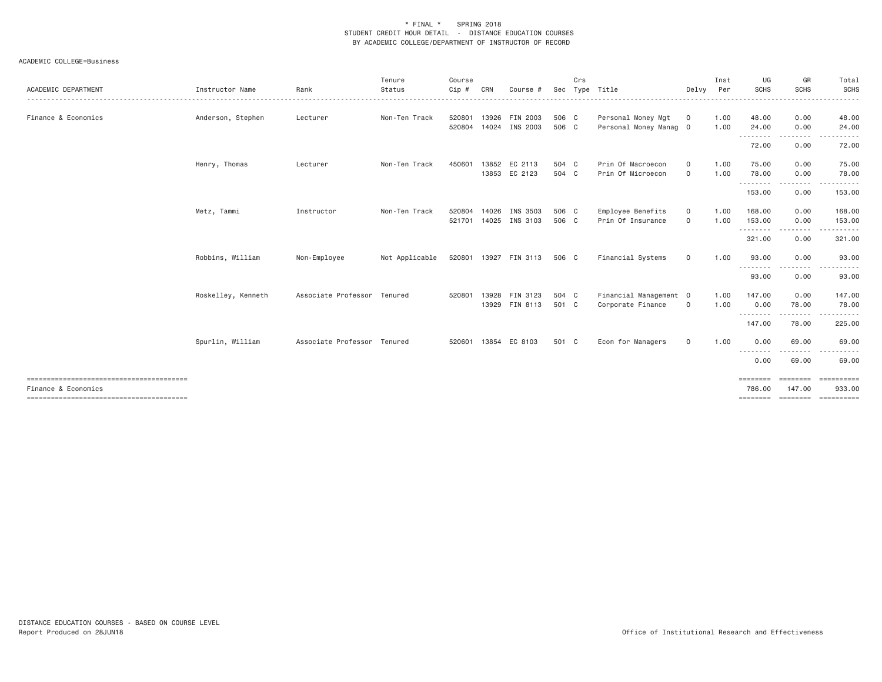\* FINAL \* SPRING 2018
STUDENT CREDIT HOUR DETAIL - DISTANCE EDUCATION COURSES
BY ACADEMIC COLLEGE/DEPARTMENT OF INSTRUCTOR OF RECORD

ACADEMIC COLLEGE=Business

| ACADEMIC DEPARTMENT | Instructor Name | Rank | Tenure Status | Course Cip # | CRN | Course # | Sec | Crs Type | Title | Delvy | Inst Per | UG SCHS | GR SCHS | Total SCHS |
|---|---|---|---|---|---|---|---|---|---|---|---|---|---|---|
| Finance & Economics | Anderson, Stephen | Lecturer | Non-Ten Track | 520801 | 13926 | FIN 2003 | 506 | C | Personal Money Mgt | O | 1.00 | 48.00 | 0.00 | 48.00 |
| | | | | 520804 | 14024 | INS 2003 | 506 | C | Personal Money Manag | O | 1.00 | 24.00 | 0.00 | 24.00 |
| | | | | | | | | | | | | 72.00 | 0.00 | 72.00 |
| | Henry, Thomas | Lecturer | Non-Ten Track | 450601 | 13852 | EC 2113 | 504 | C | Prin Of Macroecon | O | 1.00 | 75.00 | 0.00 | 75.00 |
| | | | | | 13853 | EC 2123 | 504 | C | Prin Of Microecon | O | 1.00 | 78.00 | 0.00 | 78.00 |
| | | | | | | | | | | | | 153.00 | 0.00 | 153.00 |
| | Metz, Tammi | Instructor | Non-Ten Track | 520804 | 14026 | INS 3503 | 506 | C | Employee Benefits | O | 1.00 | 168.00 | 0.00 | 168.00 |
| | | | | 521701 | 14025 | INS 3103 | 506 | C | Prin Of Insurance | O | 1.00 | 153.00 | 0.00 | 153.00 |
| | | | | | | | | | | | | 321.00 | 0.00 | 321.00 |
| | Robbins, William | Non-Employee | Not Applicable | 520801 | 13927 | FIN 3113 | 506 | C | Financial Systems | O | 1.00 | 93.00 | 0.00 | 93.00 |
| | | | | | | | | | | | | 93.00 | 0.00 | 93.00 |
| | Roskelley, Kenneth | Associate Professor | Tenured | 520801 | 13928 | FIN 3123 | 504 | C | Financial Management | O | 1.00 | 147.00 | 0.00 | 147.00 |
| | | | | | 13929 | FIN 8113 | 501 | C | Corporate Finance | O | 1.00 | 0.00 | 78.00 | 78.00 |
| | | | | | | | | | | | | 147.00 | 78.00 | 225.00 |
| | Spurlin, William | Associate Professor | Tenured | 520601 | 13854 | EC 8103 | 501 | C | Econ for Managers | O | 1.00 | 0.00 | 69.00 | 69.00 |
| | | | | | | | | | | | | 0.00 | 69.00 | 69.00 |
| Finance & Economics | | | | | | | | | | | | 786.00 | 147.00 | 933.00 |

DISTANCE EDUCATION COURSES - BASED ON COURSE LEVEL
Report Produced on 28JUN18

Office of Institutional Research and Effectiveness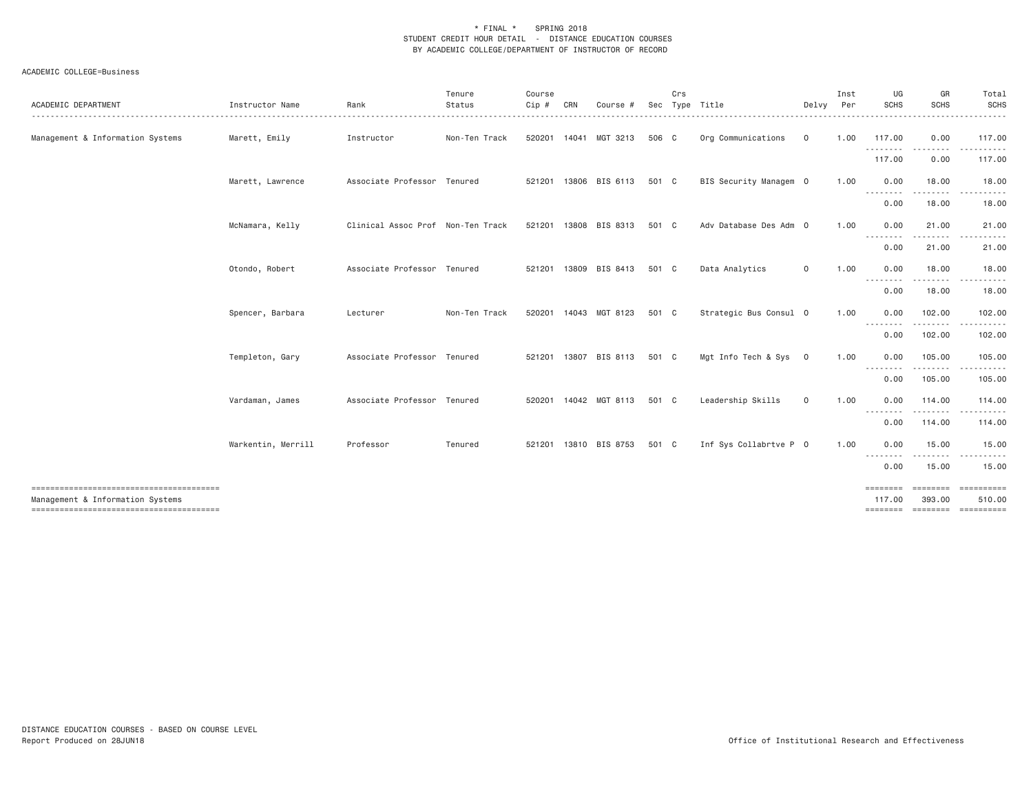\* FINAL \* SPRING 2018
STUDENT CREDIT HOUR DETAIL - DISTANCE EDUCATION COURSES
BY ACADEMIC COLLEGE/DEPARTMENT OF INSTRUCTOR OF RECORD

ACADEMIC COLLEGE=Business

| ACADEMIC DEPARTMENT | Instructor Name | Rank | Tenure Status | Course Cip # | CRN | Course # | Sec | Crs Type | Title | Delvy | Inst Per | UG SCHS | GR SCHS | Total SCHS |
|---|---|---|---|---|---|---|---|---|---|---|---|---|---|---|
| Management & Information Systems | Marett, Emily | Instructor | Non-Ten Track | 520201 | 14041 | MGT 3213 | 506 | C | Org Communications | O | 1.00 | 117.00 | 0.00 | 117.00 |
| | | | | | | | | | | | | 117.00 | 0.00 | 117.00 |
| | Marett, Lawrence | Associate Professor | Tenured | 521201 | 13806 | BIS 6113 | 501 | C | BIS Security Managem | O | 1.00 | 0.00 | 18.00 | 18.00 |
| | | | | | | | | | | | | 0.00 | 18.00 | 18.00 |
| | McNamara, Kelly | Clinical Assoc Prof | Non-Ten Track | 521201 | 13808 | BIS 8313 | 501 | C | Adv Database Des Adm | O | 1.00 | 0.00 | 21.00 | 21.00 |
| | | | | | | | | | | | | 0.00 | 21.00 | 21.00 |
| | Otondo, Robert | Associate Professor | Tenured | 521201 | 13809 | BIS 8413 | 501 | C | Data Analytics | O | 1.00 | 0.00 | 18.00 | 18.00 |
| | | | | | | | | | | | | 0.00 | 18.00 | 18.00 |
| | Spencer, Barbara | Lecturer | Non-Ten Track | 520201 | 14043 | MGT 8123 | 501 | C | Strategic Bus Consul | O | 1.00 | 0.00 | 102.00 | 102.00 |
| | | | | | | | | | | | | 0.00 | 102.00 | 102.00 |
| | Templeton, Gary | Associate Professor | Tenured | 521201 | 13807 | BIS 8113 | 501 | C | Mgt Info Tech & Sys | O | 1.00 | 0.00 | 105.00 | 105.00 |
| | | | | | | | | | | | | 0.00 | 105.00 | 105.00 |
| | Vardaman, James | Associate Professor | Tenured | 520201 | 14042 | MGT 8113 | 501 | C | Leadership Skills | O | 1.00 | 0.00 | 114.00 | 114.00 |
| | | | | | | | | | | | | 0.00 | 114.00 | 114.00 |
| | Warkentin, Merrill | Professor | Tenured | 521201 | 13810 | BIS 8753 | 501 | C | Inf Sys Collabrtve P | O | 1.00 | 0.00 | 15.00 | 15.00 |
| | | | | | | | | | | | | 0.00 | 15.00 | 15.00 |
| Management & Information Systems | | | | | | | | | | | | 117.00 | 393.00 | 510.00 |

DISTANCE EDUCATION COURSES - BASED ON COURSE LEVEL
Report Produced on 28JUN18

Office of Institutional Research and Effectiveness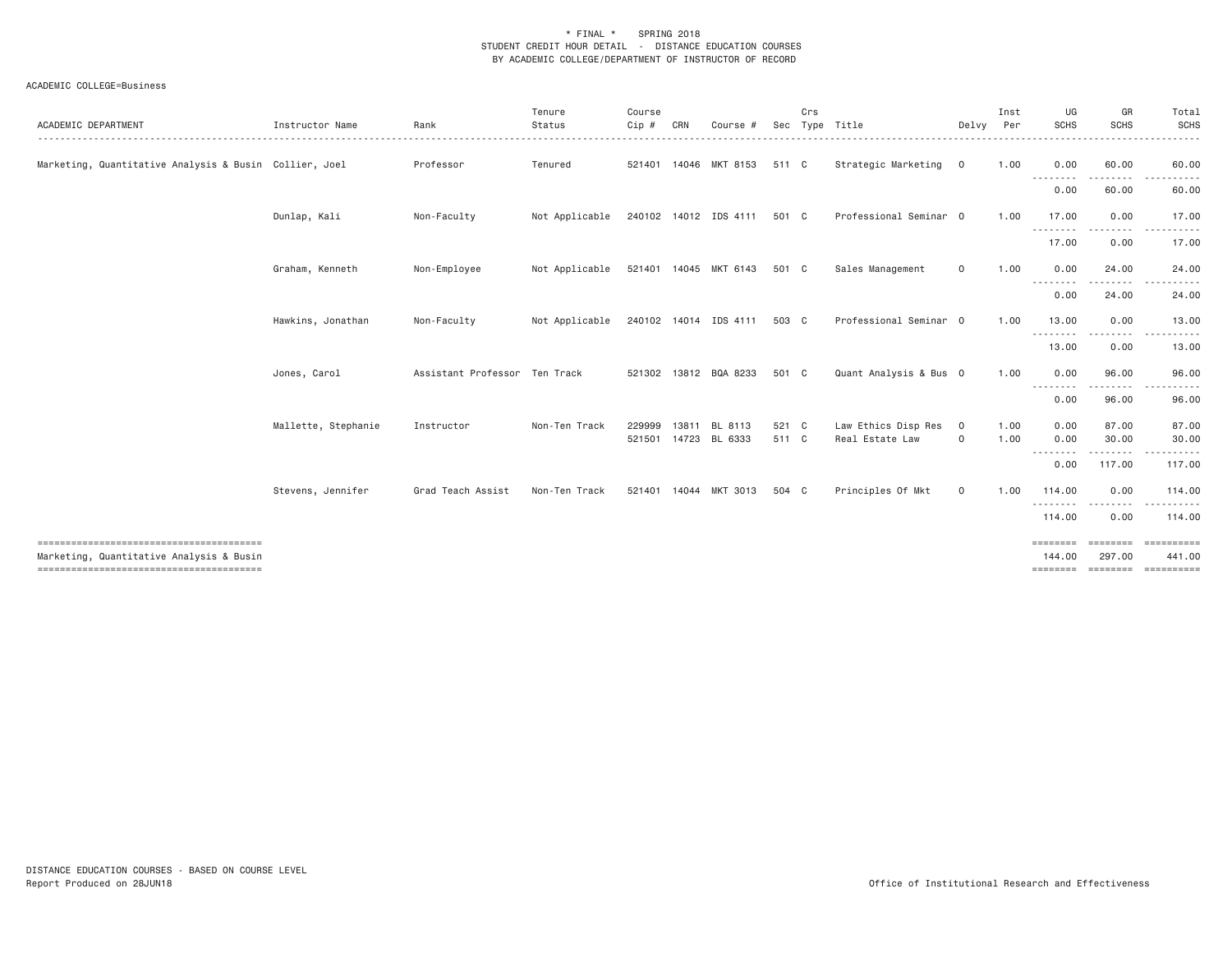\* FINAL \* SPRING 2018
STUDENT CREDIT HOUR DETAIL - DISTANCE EDUCATION COURSES
BY ACADEMIC COLLEGE/DEPARTMENT OF INSTRUCTOR OF RECORD

ACADEMIC COLLEGE=Business

| ACADEMIC DEPARTMENT | Instructor Name | Rank | Tenure Status | Course Cip # | CRN | Course # | Sec | Crs Type | Title | Delvy | Inst Per | UG SCHS | GR SCHS | Total SCHS |
|---|---|---|---|---|---|---|---|---|---|---|---|---|---|---|
| Marketing, Quantitative Analysis & Busin | Collier, Joel | Professor | Tenured | 521401 | 14046 | MKT 8153 | 511 | C | Strategic Marketing | O | 1.00 | 0.00 | 60.00 | 60.00 |
| | | | | | | | | | | | | 0.00 | 60.00 | 60.00 |
| | Dunlap, Kali | Non-Faculty | Not Applicable | 240102 | 14012 | IDS 4111 | 501 | C | Professional Seminar | O | 1.00 | 17.00 | 0.00 | 17.00 |
| | | | | | | | | | | | | 17.00 | 0.00 | 17.00 |
| | Graham, Kenneth | Non-Employee | Not Applicable | 521401 | 14045 | MKT 6143 | 501 | C | Sales Management | O | 1.00 | 0.00 | 24.00 | 24.00 |
| | | | | | | | | | | | | 0.00 | 24.00 | 24.00 |
| | Hawkins, Jonathan | Non-Faculty | Not Applicable | 240102 | 14014 | IDS 4111 | 503 | C | Professional Seminar | O | 1.00 | 13.00 | 0.00 | 13.00 |
| | | | | | | | | | | | | 13.00 | 0.00 | 13.00 |
| | Jones, Carol | Assistant Professor | Ten Track | 521302 | 13812 | BQA 8233 | 501 | C | Quant Analysis & Bus | O | 1.00 | 0.00 | 96.00 | 96.00 |
| | | | | | | | | | | | | 0.00 | 96.00 | 96.00 |
| | Mallette, Stephanie | Instructor | Non-Ten Track | 229999 | 13811 | BL 8113 | 521 | C | Law Ethics Disp Res | O | 1.00 | 0.00 | 87.00 | 87.00 |
| | | | | 521501 | 14723 | BL 6333 | 511 | C | Real Estate Law | O | 1.00 | 0.00 | 30.00 | 30.00 |
| | | | | | | | | | | | | 0.00 | 117.00 | 117.00 |
| | Stevens, Jennifer | Grad Teach Assist | Non-Ten Track | 521401 | 14044 | MKT 3013 | 504 | C | Principles Of Mkt | O | 1.00 | 114.00 | 0.00 | 114.00 |
| | | | | | | | | | | | | 114.00 | 0.00 | 114.00 |
| Marketing, Quantitative Analysis & Busin | | | | | | | | | | | | 144.00 | 297.00 | 441.00 |

DISTANCE EDUCATION COURSES - BASED ON COURSE LEVEL
Report Produced on 28JUN18

Office of Institutional Research and Effectiveness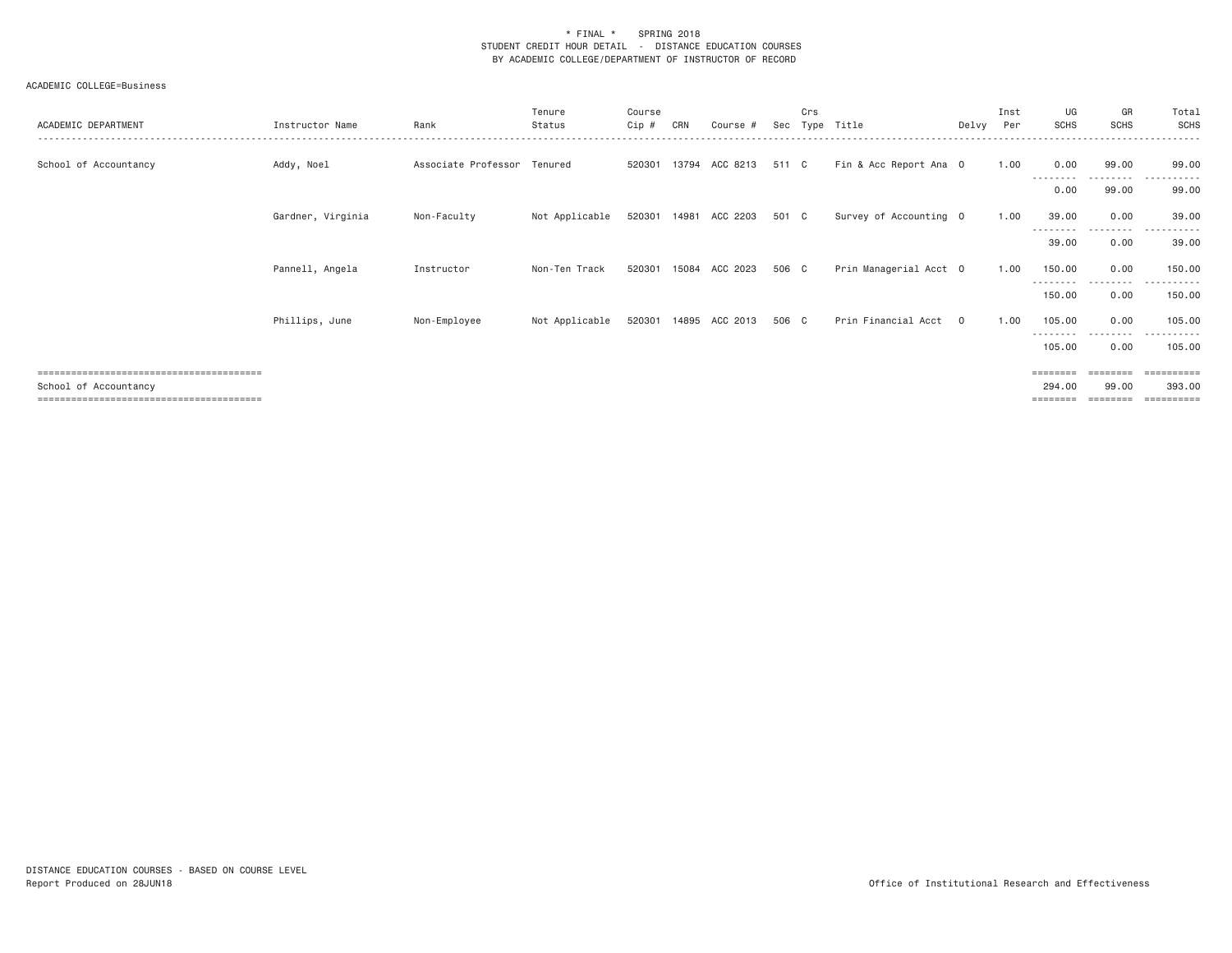\* FINAL \*    SPRING 2018
STUDENT CREDIT HOUR DETAIL - DISTANCE EDUCATION COURSES
BY ACADEMIC COLLEGE/DEPARTMENT OF INSTRUCTOR OF RECORD

ACADEMIC COLLEGE=Business

| ACADEMIC DEPARTMENT | Instructor Name | Rank | Tenure Status | Course Cip # | CRN | Course # | Sec | Crs Type | Title | Delvy | Inst Per | UG SCHS | GR SCHS | Total SCHS |
|---|---|---|---|---|---|---|---|---|---|---|---|---|---|---|
| School of Accountancy | Addy, Noel | Associate Professor | Tenured | 520301 | 13794 | ACC 8213 | 511 | C | Fin & Acc Report Ana | O | 1.00 | 0.00 | 99.00 | 99.00 |
| | | | | | | | | | | | | 0.00 | 99.00 | 99.00 |
| | Gardner, Virginia | Non-Faculty | Not Applicable | 520301 | 14981 | ACC 2203 | 501 | C | Survey of Accounting | O | 1.00 | 39.00 | 0.00 | 39.00 |
| | | | | | | | | | | | | 39.00 | 0.00 | 39.00 |
| | Pannell, Angela | Instructor | Non-Ten Track | 520301 | 15084 | ACC 2023 | 506 | C | Prin Managerial Acct | O | 1.00 | 150.00 | 0.00 | 150.00 |
| | | | | | | | | | | | | 150.00 | 0.00 | 150.00 |
| | Phillips, June | Non-Employee | Not Applicable | 520301 | 14895 | ACC 2013 | 506 | C | Prin Financial Acct | O | 1.00 | 105.00 | 0.00 | 105.00 |
| | | | | | | | | | | | | 105.00 | 0.00 | 105.00 |
| School of Accountancy | | | | | | | | | | | | 294.00 | 99.00 | 393.00 |

DISTANCE EDUCATION COURSES - BASED ON COURSE LEVEL
Report Produced on 28JUN18

Office of Institutional Research and Effectiveness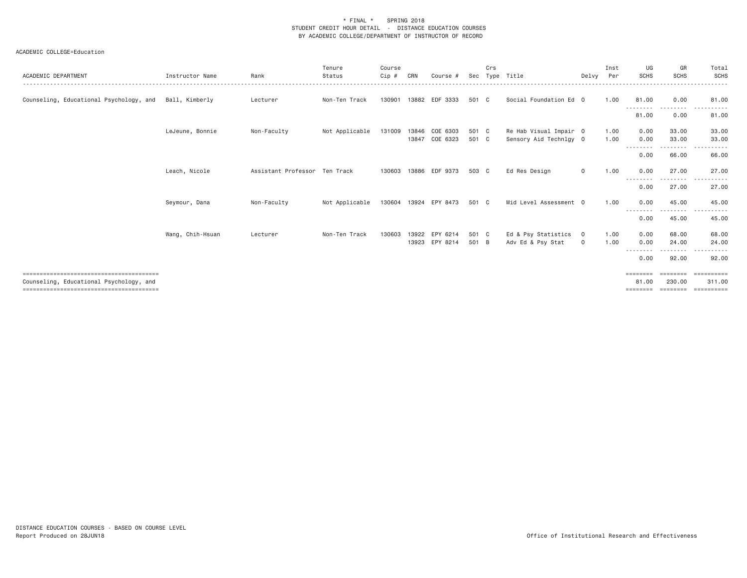\* FINAL \* SPRING 2018
STUDENT CREDIT HOUR DETAIL - DISTANCE EDUCATION COURSES
BY ACADEMIC COLLEGE/DEPARTMENT OF INSTRUCTOR OF RECORD

ACADEMIC COLLEGE=Education

| ACADEMIC DEPARTMENT | Instructor Name | Rank | Tenure Status | Course Cip # | CRN | Course # | Sec | Crs Type | Title | Delvy | Inst Per | UG SCHS | GR SCHS | Total SCHS |
|---|---|---|---|---|---|---|---|---|---|---|---|---|---|---|
| Counseling, Educational Psychology, and | Ball, Kimberly | Lecturer | Non-Ten Track | 130901 | 13882 | EDF 3333 | 501 | C | Social Foundation Ed | O | 1.00 | 81.00 | 0.00 | 81.00 |
| | | | | | | | | | | | | 81.00 | 0.00 | 81.00 |
| | LeJeune, Bonnie | Non-Faculty | Not Applicable | 131009 | 13846 | COE 6303 | 501 | C | Re Hab Visual Impair | O | 1.00 | 0.00 | 33.00 | 33.00 |
| | | | | | 13847 | COE 6323 | 501 | C | Sensory Aid Technlgy | O | 1.00 | 0.00 | 33.00 | 33.00 |
| | | | | | | | | | | | | 0.00 | 66.00 | 66.00 |
| | Leach, Nicole | Assistant Professor | Ten Track | 130603 | 13886 | EDF 9373 | 503 | C | Ed Res Design | O | 1.00 | 0.00 | 27.00 | 27.00 |
| | | | | | | | | | | | | 0.00 | 27.00 | 27.00 |
| | Seymour, Dana | Non-Faculty | Not Applicable | 130604 | 13924 | EPY 8473 | 501 | C | Mid Level Assessment | O | 1.00 | 0.00 | 45.00 | 45.00 |
| | | | | | | | | | | | | 0.00 | 45.00 | 45.00 |
| | Wang, Chih-Hsuan | Lecturer | Non-Ten Track | 130603 | 13922 | EPY 6214 | 501 | C | Ed & Psy Statistics | O | 1.00 | 0.00 | 68.00 | 68.00 |
| | | | | | 13923 | EPY 8214 | 501 | B | Adv Ed & Psy Stat | O | 1.00 | 0.00 | 24.00 | 24.00 |
| | | | | | | | | | | | | 0.00 | 92.00 | 92.00 |
| Counseling, Educational Psychology, and | | | | | | | | | | | | 81.00 | 230.00 | 311.00 |

DISTANCE EDUCATION COURSES - BASED ON COURSE LEVEL
Report Produced on 28JUN18

Office of Institutional Research and Effectiveness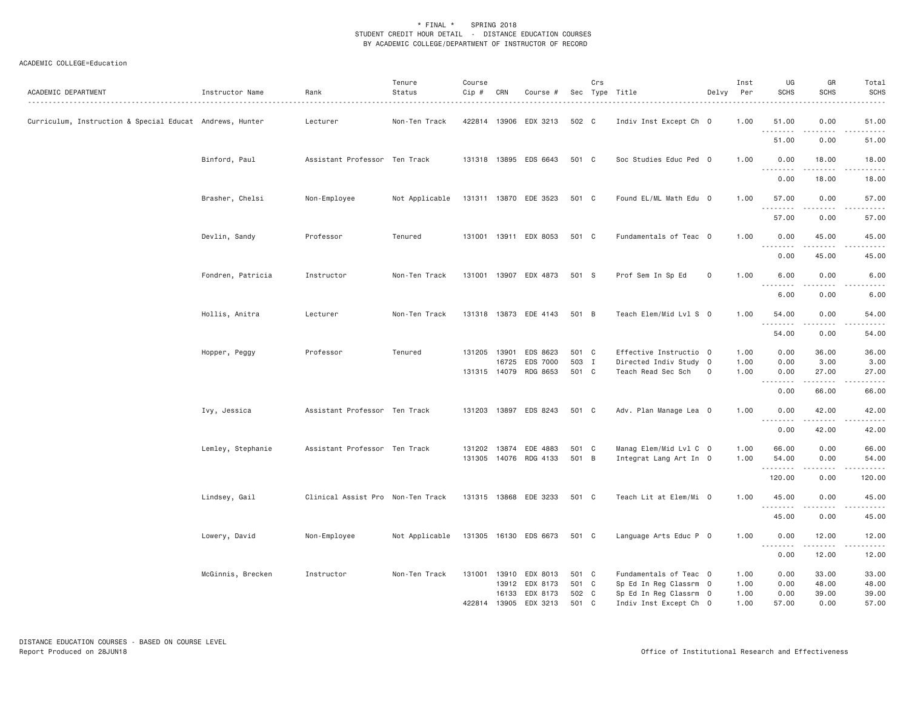\* FINAL \* SPRING 2018
STUDENT CREDIT HOUR DETAIL - DISTANCE EDUCATION COURSES
BY ACADEMIC COLLEGE/DEPARTMENT OF INSTRUCTOR OF RECORD

ACADEMIC COLLEGE=Education

| ACADEMIC DEPARTMENT | Instructor Name | Rank | Tenure Status | Course Cip # | CRN | Course # | Sec | Crs Type | Title | Delvy | Inst Per | UG SCHS | GR SCHS | Total SCHS |
|---|---|---|---|---|---|---|---|---|---|---|---|---|---|---|
| Curriculum, Instruction & Special Educat | Andrews, Hunter | Lecturer | Non-Ten Track | 422814 | 13906 | EDX 3213 | 502 | C | Indiv Inst Except Ch | O | 1.00 | 51.00 | 0.00 | 51.00 |
| | | | | | | | | | | | | 51.00 | 0.00 | 51.00 |
| | Binford, Paul | Assistant Professor | Ten Track | 131318 | 13895 | EDS 6643 | 501 | C | Soc Studies Educ Ped | O | 1.00 | 0.00 | 18.00 | 18.00 |
| | | | | | | | | | | | | 0.00 | 18.00 | 18.00 |
| | Brasher, Chelsi | Non-Employee | Not Applicable | 131311 | 13870 | EDE 3523 | 501 | C | Found EL/ML Math Edu | O | 1.00 | 57.00 | 0.00 | 57.00 |
| | | | | | | | | | | | | 57.00 | 0.00 | 57.00 |
| | Devlin, Sandy | Professor | Tenured | 131001 | 13911 | EDX 8053 | 501 | C | Fundamentals of Teac | O | 1.00 | 0.00 | 45.00 | 45.00 |
| | | | | | | | | | | | | 0.00 | 45.00 | 45.00 |
| | Fondren, Patricia | Instructor | Non-Ten Track | 131001 | 13907 | EDX 4873 | 501 | S | Prof Sem In Sp Ed | O | 1.00 | 6.00 | 0.00 | 6.00 |
| | | | | | | | | | | | | 6.00 | 0.00 | 6.00 |
| | Hollis, Anitra | Lecturer | Non-Ten Track | 131318 | 13873 | EDE 4143 | 501 | B | Teach Elem/Mid Lvl S | O | 1.00 | 54.00 | 0.00 | 54.00 |
| | | | | | | | | | | | | 54.00 | 0.00 | 54.00 |
| | Hopper, Peggy | Professor | Tenured | 131205 | 13901 | EDS 8623 | 501 | C | Effective Instructio | O | 1.00 | 0.00 | 36.00 | 36.00 |
| | | | | | 16725 | EDS 7000 | 503 | I | Directed Indiv Study | O | 1.00 | 0.00 | 3.00 | 3.00 |
| | | | | 131315 | 14079 | RDG 8653 | 501 | C | Teach Read Sec Sch | O | 1.00 | 0.00 | 27.00 | 27.00 |
| | | | | | | | | | | | | 0.00 | 66.00 | 66.00 |
| | Ivy, Jessica | Assistant Professor | Ten Track | 131203 | 13897 | EDS 8243 | 501 | C | Adv. Plan Manage Lea | O | 1.00 | 0.00 | 42.00 | 42.00 |
| | | | | | | | | | | | | 0.00 | 42.00 | 42.00 |
| | Lemley, Stephanie | Assistant Professor | Ten Track | 131202 | 13874 | EDE 4883 | 501 | C | Manag Elem/Mid Lvl C | O | 1.00 | 66.00 | 0.00 | 66.00 |
| | | | | 131305 | 14076 | RDG 4133 | 501 | B | Integrat Lang Art In | O | 1.00 | 54.00 | 0.00 | 54.00 |
| | | | | | | | | | | | | 120.00 | 0.00 | 120.00 |
| | Lindsey, Gail | Clinical Assist Pro | Non-Ten Track | 131315 | 13868 | EDE 3233 | 501 | C | Teach Lit at Elem/Mi | O | 1.00 | 45.00 | 0.00 | 45.00 |
| | | | | | | | | | | | | 45.00 | 0.00 | 45.00 |
| | Lowery, David | Non-Employee | Not Applicable | 131305 | 16130 | EDS 6673 | 501 | C | Language Arts Educ P | O | 1.00 | 0.00 | 12.00 | 12.00 |
| | | | | | | | | | | | | 0.00 | 12.00 | 12.00 |
| | McGinnis, Brecken | Instructor | Non-Ten Track | 131001 | 13910 | EDX 8013 | 501 | C | Fundamentals of Teac | O | 1.00 | 0.00 | 33.00 | 33.00 |
| | | | | | 13912 | EDX 8173 | 501 | C | Sp Ed In Reg Classrm | O | 1.00 | 0.00 | 48.00 | 48.00 |
| | | | | | 16133 | EDX 8173 | 502 | C | Sp Ed In Reg Classrm | O | 1.00 | 0.00 | 39.00 | 39.00 |
| | | | | 422814 | 13905 | EDX 3213 | 501 | C | Indiv Inst Except Ch | O | 1.00 | 57.00 | 0.00 | 57.00 |

DISTANCE EDUCATION COURSES - BASED ON COURSE LEVEL
Report Produced on 28JUN18

Office of Institutional Research and Effectiveness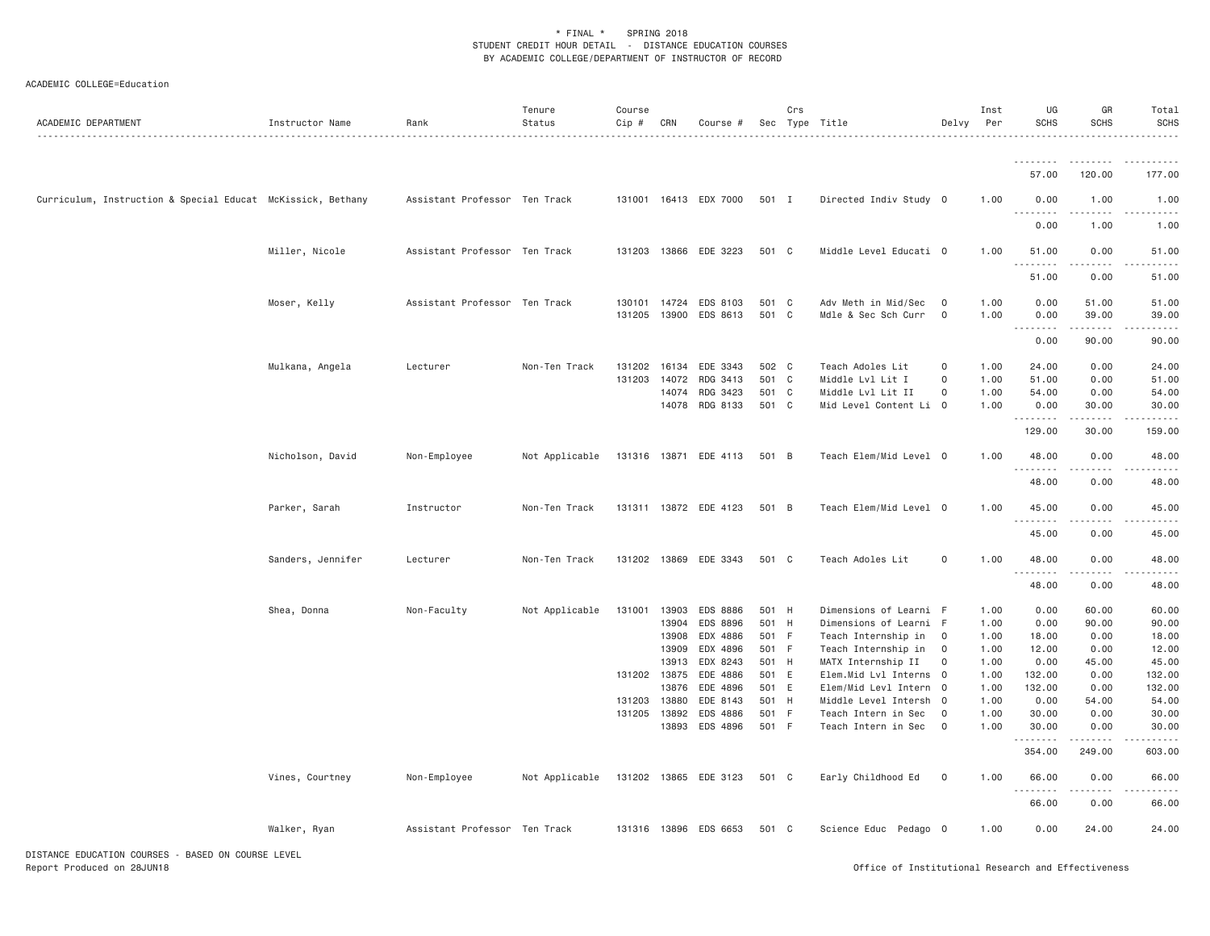\* FINAL \*    SPRING 2018
STUDENT CREDIT HOUR DETAIL - DISTANCE EDUCATION COURSES
BY ACADEMIC COLLEGE/DEPARTMENT OF INSTRUCTOR OF RECORD

ACADEMIC COLLEGE=Education

| ACADEMIC DEPARTMENT | Instructor Name | Rank | Tenure Status | Course Cip # | CRN | Course # | Sec | Crs Type | Title | Delvy | Inst Per | UG SCHS | GR SCHS | Total SCHS |
|---|---|---|---|---|---|---|---|---|---|---|---|---|---|---|
| | | | | | | | | | | | | 57.00 | 120.00 | 177.00 |
| Curriculum, Instruction & Special Educat | McKissick, Bethany | Assistant Professor | Ten Track | 131001 | 16413 | EDX 7000 | 501 | I | Directed Indiv Study | O | 1.00 | 0.00 | 1.00 | 1.00 |
| | | | | | | | | | | | | 0.00 | 1.00 | 1.00 |
| | Miller, Nicole | Assistant Professor | Ten Track | 131203 | 13866 | EDE 3223 | 501 | C | Middle Level Educati | O | 1.00 | 51.00 | 0.00 | 51.00 |
| | | | | | | | | | | | | 51.00 | 0.00 | 51.00 |
| | Moser, Kelly | Assistant Professor | Ten Track | 130101 | 14724 | EDS 8103 | 501 | C | Adv Meth in Mid/Sec | O | 1.00 | 0.00 | 51.00 | 51.00 |
| | | | | 131205 | 13900 | EDS 8613 | 501 | C | Mdle & Sec Sch Curr | O | 1.00 | 0.00 | 39.00 | 39.00 |
| | | | | | | | | | | | | 0.00 | 90.00 | 90.00 |
| | Mulkana, Angela | Lecturer | Non-Ten Track | 131202 | 16134 | EDE 3343 | 502 | C | Teach Adoles Lit | O | 1.00 | 24.00 | 0.00 | 24.00 |
| | | | | 131203 | 14072 | RDG 3413 | 501 | C | Middle Lvl Lit I | O | 1.00 | 51.00 | 0.00 | 51.00 |
| | | | | | 14074 | RDG 3423 | 501 | C | Middle Lvl Lit II | O | 1.00 | 54.00 | 0.00 | 54.00 |
| | | | | | 14078 | RDG 8133 | 501 | C | Mid Level Content Li | O | 1.00 | 0.00 | 30.00 | 30.00 |
| | | | | | | | | | | | | 129.00 | 30.00 | 159.00 |
| | Nicholson, David | Non-Employee | Not Applicable | 131316 | 13871 | EDE 4113 | 501 | B | Teach Elem/Mid Level | O | 1.00 | 48.00 | 0.00 | 48.00 |
| | | | | | | | | | | | | 48.00 | 0.00 | 48.00 |
| | Parker, Sarah | Instructor | Non-Ten Track | 131311 | 13872 | EDE 4123 | 501 | B | Teach Elem/Mid Level | O | 1.00 | 45.00 | 0.00 | 45.00 |
| | | | | | | | | | | | | 45.00 | 0.00 | 45.00 |
| | Sanders, Jennifer | Lecturer | Non-Ten Track | 131202 | 13869 | EDE 3343 | 501 | C | Teach Adoles Lit | O | 1.00 | 48.00 | 0.00 | 48.00 |
| | | | | | | | | | | | | 48.00 | 0.00 | 48.00 |
| | Shea, Donna | Non-Faculty | Not Applicable | 131001 | 13903 | EDS 8886 | 501 | H | Dimensions of Learni | F | 1.00 | 0.00 | 60.00 | 60.00 |
| | | | | | 13904 | EDS 8896 | 501 | H | Dimensions of Learni | F | 1.00 | 0.00 | 90.00 | 90.00 |
| | | | | | 13908 | EDX 4886 | 501 | F | Teach Internship in | O | 1.00 | 18.00 | 0.00 | 18.00 |
| | | | | | 13909 | EDX 4896 | 501 | F | Teach Internship in | O | 1.00 | 12.00 | 0.00 | 12.00 |
| | | | | | 13913 | EDX 8243 | 501 | H | MATX Internship II | O | 1.00 | 0.00 | 45.00 | 45.00 |
| | | | | 131202 | 13875 | EDE 4886 | 501 | E | Elem.Mid Lvl Interns | O | 1.00 | 132.00 | 0.00 | 132.00 |
| | | | | | 13876 | EDE 4896 | 501 | E | Elem/Mid Levl Intern | O | 1.00 | 132.00 | 0.00 | 132.00 |
| | | | | 131203 | 13880 | EDE 8143 | 501 | H | Middle Level Intersh | O | 1.00 | 0.00 | 54.00 | 54.00 |
| | | | | 131205 | 13892 | EDS 4886 | 501 | F | Teach Intern in Sec | O | 1.00 | 30.00 | 0.00 | 30.00 |
| | | | | | 13893 | EDS 4896 | 501 | F | Teach Intern in Sec | O | 1.00 | 30.00 | 0.00 | 30.00 |
| | | | | | | | | | | | | 354.00 | 249.00 | 603.00 |
| | Vines, Courtney | Non-Employee | Not Applicable | 131202 | 13865 | EDE 3123 | 501 | C | Early Childhood Ed | O | 1.00 | 66.00 | 0.00 | 66.00 |
| | | | | | | | | | | | | 66.00 | 0.00 | 66.00 |
| | Walker, Ryan | Assistant Professor | Ten Track | 131316 | 13896 | EDS 6653 | 501 | C | Science Educ Pedago | O | 1.00 | 0.00 | 24.00 | 24.00 |

DISTANCE EDUCATION COURSES - BASED ON COURSE LEVEL
Report Produced on 28JUN18
Office of Institutional Research and Effectiveness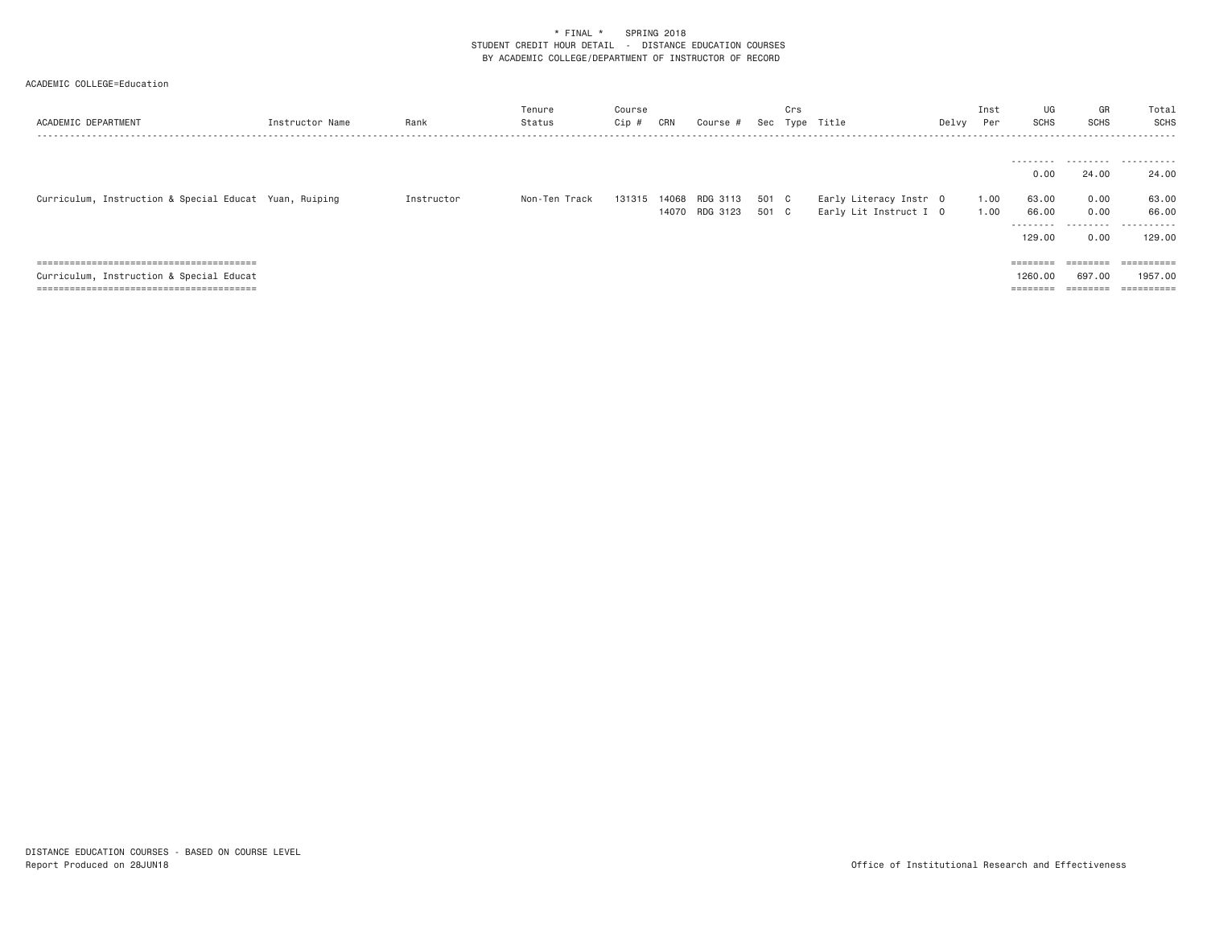* FINAL * SPRING 2018
STUDENT CREDIT HOUR DETAIL - DISTANCE EDUCATION COURSES
BY ACADEMIC COLLEGE/DEPARTMENT OF INSTRUCTOR OF RECORD

ACADEMIC COLLEGE=Education

| ACADEMIC DEPARTMENT | Instructor Name | Rank | Tenure Status | Course Cip # | CRN | Course # | Sec | Crs Type | Title | Delvy | Inst Per | UG SCHS | GR SCHS | Total SCHS |
|---|---|---|---|---|---|---|---|---|---|---|---|---|---|---|
| | | | | | | | | | | | | -------- | -------- | ---------- |
| | | | | | | | | | | | | 0.00 | 24.00 | 24.00 |
| Curriculum, Instruction & Special Educat | Yuan, Ruiping | Instructor | Non-Ten Track | 131315 | 14068 | RDG 3113 | 501 | C | Early Literacy Instr | O | 1.00 | 63.00 | 0.00 | 63.00 |
| | | | | | 14070 | RDG 3123 | 501 | C | Early Lit Instruct I | O | 1.00 | 66.00 | 0.00 | 66.00 |
| | | | | | | | | | | | | -------- | -------- | ---------- |
| | | | | | | | | | | | | 129.00 | 0.00 | 129.00 |
| ======================================== | | | | | | | | | | | | ======== | ======== | ========== |
| Curriculum, Instruction & Special Educat | | | | | | | | | | | | 1260.00 | 697.00 | 1957.00 |
| ======================================== | | | | | | | | | | | | ======== | ======== | ========== |

DISTANCE EDUCATION COURSES - BASED ON COURSE LEVEL
Report Produced on 28JUN18

Office of Institutional Research and Effectiveness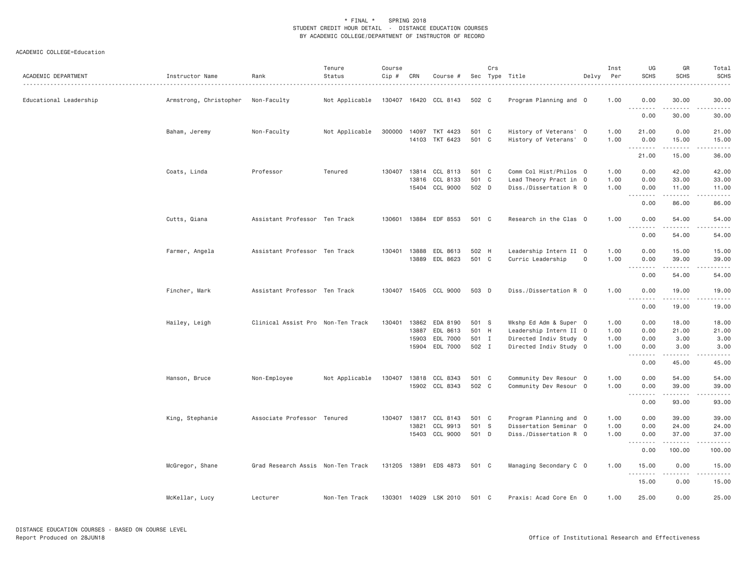\* FINAL \* SPRING 2018
STUDENT CREDIT HOUR DETAIL - DISTANCE EDUCATION COURSES
BY ACADEMIC COLLEGE/DEPARTMENT OF INSTRUCTOR OF RECORD

ACADEMIC COLLEGE=Education

| ACADEMIC DEPARTMENT | Instructor Name | Rank | Tenure Status | Course Cip # | CRN | Course # | Sec | Crs Type | Title | Delvy | Inst Per | UG SCHS | GR SCHS | Total SCHS |
|---|---|---|---|---|---|---|---|---|---|---|---|---|---|---|
| Educational Leadership | Armstrong, Christopher | Non-Faculty | Not Applicable | 130407 | 16420 | CCL 8143 | 502 | C | Program Planning and | O | 1.00 | 0.00 | 30.00 | 30.00 |
| | | | | | | | | | | | | 0.00 | 30.00 | 30.00 |
| | Baham, Jeremy | Non-Faculty | Not Applicable | 300000 | 14097 | TKT 4423 | 501 | C | History of Veterans' | O | 1.00 | 21.00 | 0.00 | 21.00 |
| | | | | | 14103 | TKT 6423 | 501 | C | History of Veterans' | O | 1.00 | 0.00 | 15.00 | 15.00 |
| | | | | | | | | | | | | 21.00 | 15.00 | 36.00 |
| | Coats, Linda | Professor | Tenured | 130407 | 13814 | CCL 8113 | 501 | C | Comm Col Hist/Philos | O | 1.00 | 0.00 | 42.00 | 42.00 |
| | | | | | 13816 | CCL 8133 | 501 | C | Lead Theory Pract in | O | 1.00 | 0.00 | 33.00 | 33.00 |
| | | | | | 15404 | CCL 9000 | 502 | D | Diss./Dissertation R | O | 1.00 | 0.00 | 11.00 | 11.00 |
| | | | | | | | | | | | | 0.00 | 86.00 | 86.00 |
| | Cutts, Qiana | Assistant Professor | Ten Track | 130601 | 13884 | EDF 8553 | 501 | C | Research in the Clas | O | 1.00 | 0.00 | 54.00 | 54.00 |
| | | | | | | | | | | | | 0.00 | 54.00 | 54.00 |
| | Farmer, Angela | Assistant Professor | Ten Track | 130401 | 13888 | EDL 8613 | 502 | H | Leadership Intern II | O | 1.00 | 0.00 | 15.00 | 15.00 |
| | | | | | 13889 | EDL 8623 | 501 | C | Curric Leadership | O | 1.00 | 0.00 | 39.00 | 39.00 |
| | | | | | | | | | | | | 0.00 | 54.00 | 54.00 |
| | Fincher, Mark | Assistant Professor | Ten Track | 130407 | 15405 | CCL 9000 | 503 | D | Diss./Dissertation R | O | 1.00 | 0.00 | 19.00 | 19.00 |
| | | | | | | | | | | | | 0.00 | 19.00 | 19.00 |
| | Hailey, Leigh | Clinical Assist Pro | Non-Ten Track | 130401 | 13862 | EDA 8190 | 501 | S | Wkshp Ed Adm & Super | O | 1.00 | 0.00 | 18.00 | 18.00 |
| | | | | | 13887 | EDL 8613 | 501 | H | Leadership Intern II | O | 1.00 | 0.00 | 21.00 | 21.00 |
| | | | | | 15903 | EDL 7000 | 501 | I | Directed Indiv Study | O | 1.00 | 0.00 | 3.00 | 3.00 |
| | | | | | 15904 | EDL 7000 | 502 | I | Directed Indiv Study | O | 1.00 | 0.00 | 3.00 | 3.00 |
| | | | | | | | | | | | | 0.00 | 45.00 | 45.00 |
| | Hanson, Bruce | Non-Employee | Not Applicable | 130407 | 13818 | CCL 8343 | 501 | C | Community Dev Resour | O | 1.00 | 0.00 | 54.00 | 54.00 |
| | | | | | 15902 | CCL 8343 | 502 | C | Community Dev Resour | O | 1.00 | 0.00 | 39.00 | 39.00 |
| | | | | | | | | | | | | 0.00 | 93.00 | 93.00 |
| | King, Stephanie | Associate Professor | Tenured | 130407 | 13817 | CCL 8143 | 501 | C | Program Planning and | O | 1.00 | 0.00 | 39.00 | 39.00 |
| | | | | | 13821 | CCL 9913 | 501 | S | Dissertation Seminar | O | 1.00 | 0.00 | 24.00 | 24.00 |
| | | | | | 15403 | CCL 9000 | 501 | D | Diss./Dissertation R | O | 1.00 | 0.00 | 37.00 | 37.00 |
| | | | | | | | | | | | | 0.00 | 100.00 | 100.00 |
| | McGregor, Shane | Grad Research Assis | Non-Ten Track | 131205 | 13891 | EDS 4873 | 501 | C | Managing Secondary C | O | 1.00 | 15.00 | 0.00 | 15.00 |
| | | | | | | | | | | | | 15.00 | 0.00 | 15.00 |
| | McKellar, Lucy | Lecturer | Non-Ten Track | 130301 | 14029 | LSK 2010 | 501 | C | Praxis: Acad Core En | O | 1.00 | 25.00 | 0.00 | 25.00 |

DISTANCE EDUCATION COURSES - BASED ON COURSE LEVEL
Report Produced on 28JUN18

Office of Institutional Research and Effectiveness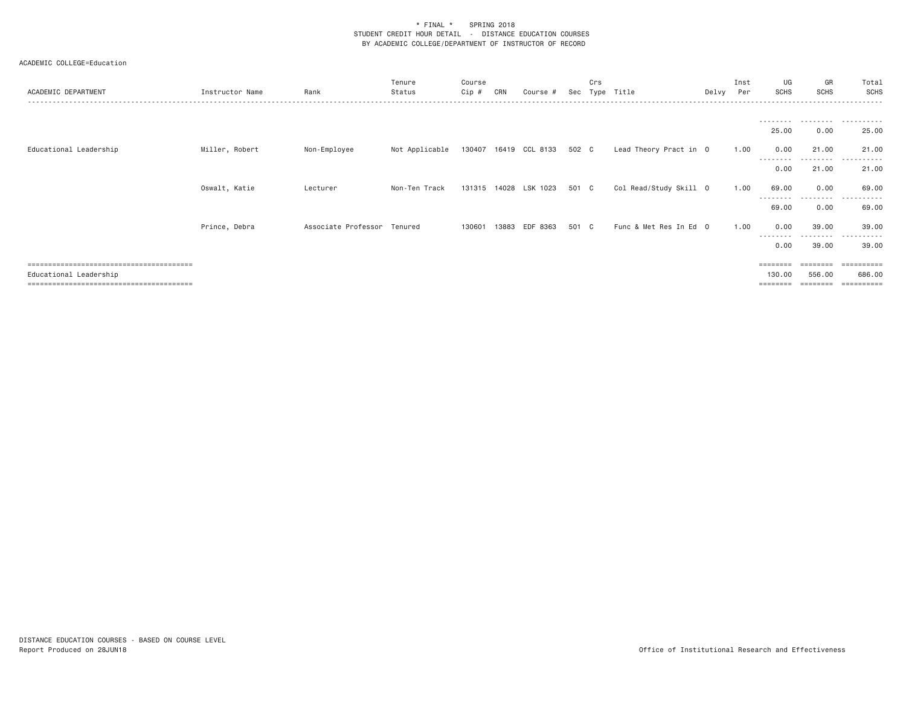\* FINAL \*    SPRING 2018
STUDENT CREDIT HOUR DETAIL - DISTANCE EDUCATION COURSES
BY ACADEMIC COLLEGE/DEPARTMENT OF INSTRUCTOR OF RECORD

ACADEMIC COLLEGE=Education

| ACADEMIC DEPARTMENT | Instructor Name | Rank | Tenure Status | Course Cip # | CRN | Course # | Sec | Crs Type | Title | Delvy | Inst Per | UG SCHS | GR SCHS | Total SCHS |
|---|---|---|---|---|---|---|---|---|---|---|---|---|---|---|
| | | | | | | | | | | | | 25.00 | 0.00 | 25.00 |
| Educational Leadership | Miller, Robert | Non-Employee | Not Applicable | 130407 | 16419 | CCL 8133 | 502 | C | Lead Theory Pract in | O | 1.00 | 0.00 | 21.00 | 21.00 |
| | | | | | | | | | | | | 0.00 | 21.00 | 21.00 |
| | Oswalt, Katie | Lecturer | Non-Ten Track | 131315 | 14028 | LSK 1023 | 501 | C | Col Read/Study Skill | O | 1.00 | 69.00 | 0.00 | 69.00 |
| | | | | | | | | | | | | 69.00 | 0.00 | 69.00 |
| | Prince, Debra | Associate Professor | Tenured | 130601 | 13883 | EDF 8363 | 501 | C | Func & Met Res In Ed | O | 1.00 | 0.00 | 39.00 | 39.00 |
| | | | | | | | | | | | | 0.00 | 39.00 | 39.00 |
| Educational Leadership | | | | | | | | | | | | 130.00 | 556.00 | 686.00 |

DISTANCE EDUCATION COURSES - BASED ON COURSE LEVEL
Report Produced on 28JUN18

Office of Institutional Research and Effectiveness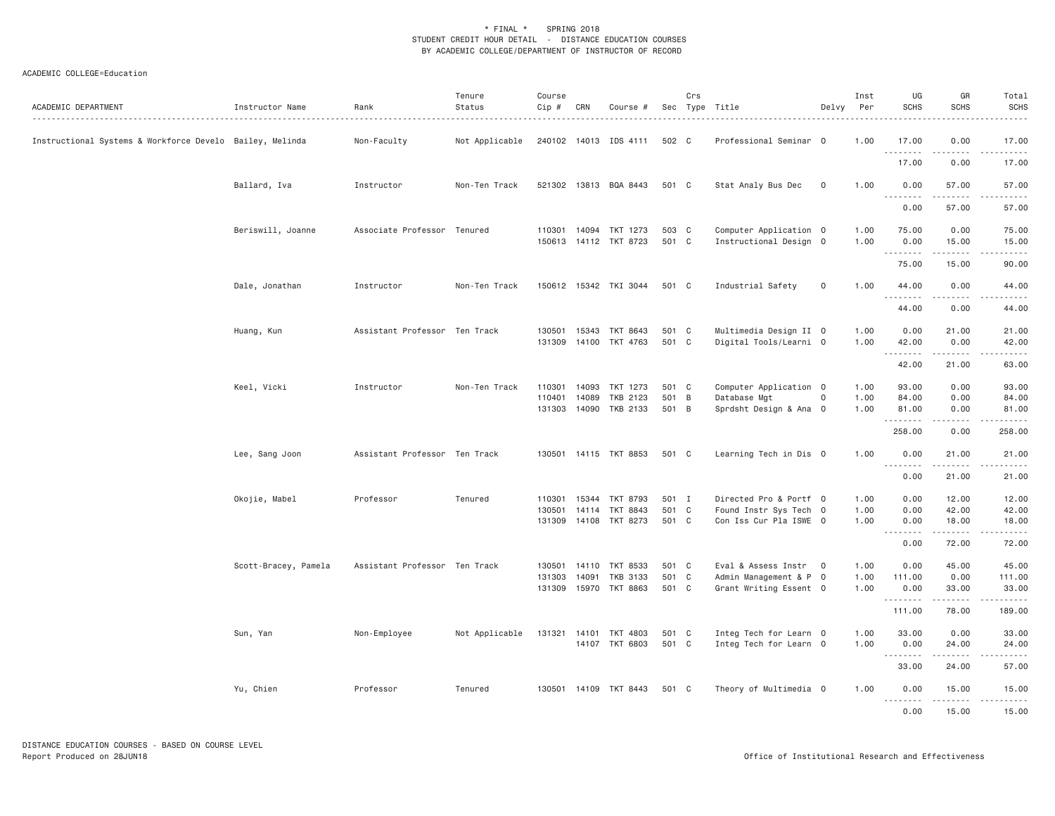* FINAL * SPRING 2018
STUDENT CREDIT HOUR DETAIL - DISTANCE EDUCATION COURSES
BY ACADEMIC COLLEGE/DEPARTMENT OF INSTRUCTOR OF RECORD

ACADEMIC COLLEGE=Education

| ACADEMIC DEPARTMENT | Instructor Name | Rank | Tenure Status | Course Cip # | CRN | Course # | Sec | Crs Type | Title | Delvy | Inst Per | UG SCHS | GR SCHS | Total SCHS |
|---|---|---|---|---|---|---|---|---|---|---|---|---|---|---|
| Instructional Systems & Workforce Develo | Bailey, Melinda | Non-Faculty | Not Applicable | 240102 | 14013 | IDS 4111 | 502 | C | Professional Seminar | O | 1.00 | 17.00 | 0.00 | 17.00 |
| | | | | | | | | | | | | 17.00 | 0.00 | 17.00 |
| | Ballard, Iva | Instructor | Non-Ten Track | 521302 | 13813 | BQA 8443 | 501 | C | Stat Analy Bus Dec | O | 1.00 | 0.00 | 57.00 | 57.00 |
| | | | | | | | | | | | | 0.00 | 57.00 | 57.00 |
| | Beriswill, Joanne | Associate Professor | Tenured | 110301 | 14094 | TKT 1273 | 503 | C | Computer Application | O | 1.00 | 75.00 | 0.00 | 75.00 |
| | | | | 150613 | 14112 | TKT 8723 | 501 | C | Instructional Design | O | 1.00 | 0.00 | 15.00 | 15.00 |
| | | | | | | | | | | | | 75.00 | 15.00 | 90.00 |
| | Dale, Jonathan | Instructor | Non-Ten Track | 150612 | 15342 | TKI 3044 | 501 | C | Industrial Safety | O | 1.00 | 44.00 | 0.00 | 44.00 |
| | | | | | | | | | | | | 44.00 | 0.00 | 44.00 |
| | Huang, Kun | Assistant Professor | Ten Track | 130501 | 15343 | TKT 8643 | 501 | C | Multimedia Design II | O | 1.00 | 0.00 | 21.00 | 21.00 |
| | | | | 131309 | 14100 | TKT 4763 | 501 | C | Digital Tools/Learni | O | 1.00 | 42.00 | 0.00 | 42.00 |
| | | | | | | | | | | | | 42.00 | 21.00 | 63.00 |
| | Keel, Vicki | Instructor | Non-Ten Track | 110301 | 14093 | TKT 1273 | 501 | C | Computer Application | O | 1.00 | 93.00 | 0.00 | 93.00 |
| | | | | 110401 | 14089 | TKB 2123 | 501 | B | Database Mgt | O | 1.00 | 84.00 | 0.00 | 84.00 |
| | | | | 131303 | 14090 | TKB 2133 | 501 | B | Sprdsht Design & Ana | O | 1.00 | 81.00 | 0.00 | 81.00 |
| | | | | | | | | | | | | 258.00 | 0.00 | 258.00 |
| | Lee, Sang Joon | Assistant Professor | Ten Track | 130501 | 14115 | TKT 8853 | 501 | C | Learning Tech in Dis | O | 1.00 | 0.00 | 21.00 | 21.00 |
| | | | | | | | | | | | | 0.00 | 21.00 | 21.00 |
| | Okojie, Mabel | Professor | Tenured | 110301 | 15344 | TKT 8793 | 501 | I | Directed Pro & Portf | O | 1.00 | 0.00 | 12.00 | 12.00 |
| | | | | 130501 | 14114 | TKT 8843 | 501 | C | Found Instr Sys Tech | O | 1.00 | 0.00 | 42.00 | 42.00 |
| | | | | 131309 | 14108 | TKT 8273 | 501 | C | Con Iss Cur Pla ISWE | O | 1.00 | 0.00 | 18.00 | 18.00 |
| | | | | | | | | | | | | 0.00 | 72.00 | 72.00 |
| | Scott-Bracey, Pamela | Assistant Professor | Ten Track | 130501 | 14110 | TKT 8533 | 501 | C | Eval & Assess Instr | O | 1.00 | 0.00 | 45.00 | 45.00 |
| | | | | 131303 | 14091 | TKB 3133 | 501 | C | Admin Management & P | O | 1.00 | 111.00 | 0.00 | 111.00 |
| | | | | 131309 | 15970 | TKT 8863 | 501 | C | Grant Writing Essent | O | 1.00 | 0.00 | 33.00 | 33.00 |
| | | | | | | | | | | | | 111.00 | 78.00 | 189.00 |
| | Sun, Yan | Non-Employee | Not Applicable | 131321 | 14101 | TKT 4803 | 501 | C | Integ Tech for Learn | O | 1.00 | 33.00 | 0.00 | 33.00 |
| | | | | | 14107 | TKT 6803 | 501 | C | Integ Tech for Learn | O | 1.00 | 0.00 | 24.00 | 24.00 |
| | | | | | | | | | | | | 33.00 | 24.00 | 57.00 |
| | Yu, Chien | Professor | Tenured | 130501 | 14109 | TKT 8443 | 501 | C | Theory of Multimedia | O | 1.00 | 0.00 | 15.00 | 15.00 |
| | | | | | | | | | | | | 0.00 | 15.00 | 15.00 |

DISTANCE EDUCATION COURSES - BASED ON COURSE LEVEL
Report Produced on 28JUN18 | Office of Institutional Research and Effectiveness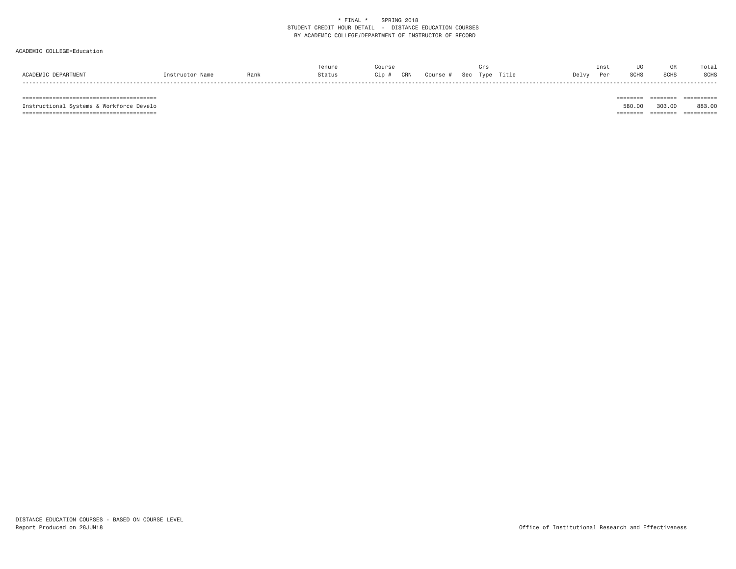\* FINAL \* SPRING 2018
STUDENT CREDIT HOUR DETAIL - DISTANCE EDUCATION COURSES
BY ACADEMIC COLLEGE/DEPARTMENT OF INSTRUCTOR OF RECORD

ACADEMIC COLLEGE=Education

| ACADEMIC DEPARTMENT | Instructor Name | Rank | Tenure Status | Course Cip # | CRN | Course # | Sec | Crs Type | Title | Delvy | Inst Per | UG SCHS | GR SCHS | Total SCHS |
|---|---|---|---|---|---|---|---|---|---|---|---|---|---|---|
| Instructional Systems & Workforce Develo | | | | | | | | | | | | 580.00 | 303.00 | 883.00 |

DISTANCE EDUCATION COURSES - BASED ON COURSE LEVEL
Report Produced on 28JUN18

Office of Institutional Research and Effectiveness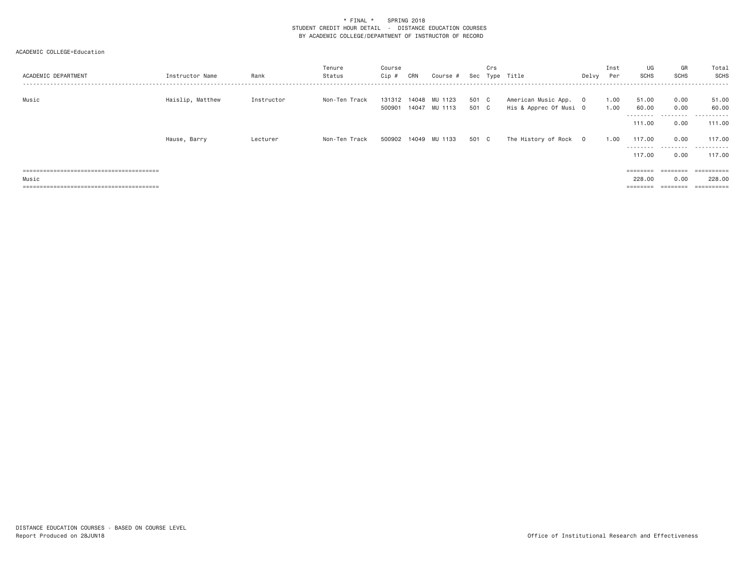* FINAL * SPRING 2018
STUDENT CREDIT HOUR DETAIL - DISTANCE EDUCATION COURSES
BY ACADEMIC COLLEGE/DEPARTMENT OF INSTRUCTOR OF RECORD

ACADEMIC COLLEGE=Education

| ACADEMIC DEPARTMENT | Instructor Name | Rank | Tenure Status | Course Cip # | CRN | Course # | Sec | Crs Type | Title | Delvy | Inst Per | UG SCHS | GR SCHS | Total SCHS |
|---|---|---|---|---|---|---|---|---|---|---|---|---|---|---|
| Music | Haislip, Matthew | Instructor | Non-Ten Track | 131312 | 14048 | MU 1123 | 501 | C | American Music App. | O | 1.00 | 51.00 | 0.00 | 51.00 |
| | | | | 500901 | 14047 | MU 1113 | 501 | C | His & Apprec Of Musi | O | 1.00 | 60.00 | 0.00 | 60.00 |
| | | | | | | | | | | | | 111.00 | 0.00 | 111.00 |
| | Hause, Barry | Lecturer | Non-Ten Track | 500902 | 14049 | MU 1133 | 501 | C | The History of Rock | O | 1.00 | 117.00 | 0.00 | 117.00 |
| | | | | | | | | | | | | 117.00 | 0.00 | 117.00 |
| Music | | | | | | | | | | | | 228.00 | 0.00 | 228.00 |

DISTANCE EDUCATION COURSES - BASED ON COURSE LEVEL
Report Produced on 28JUN18

Office of Institutional Research and Effectiveness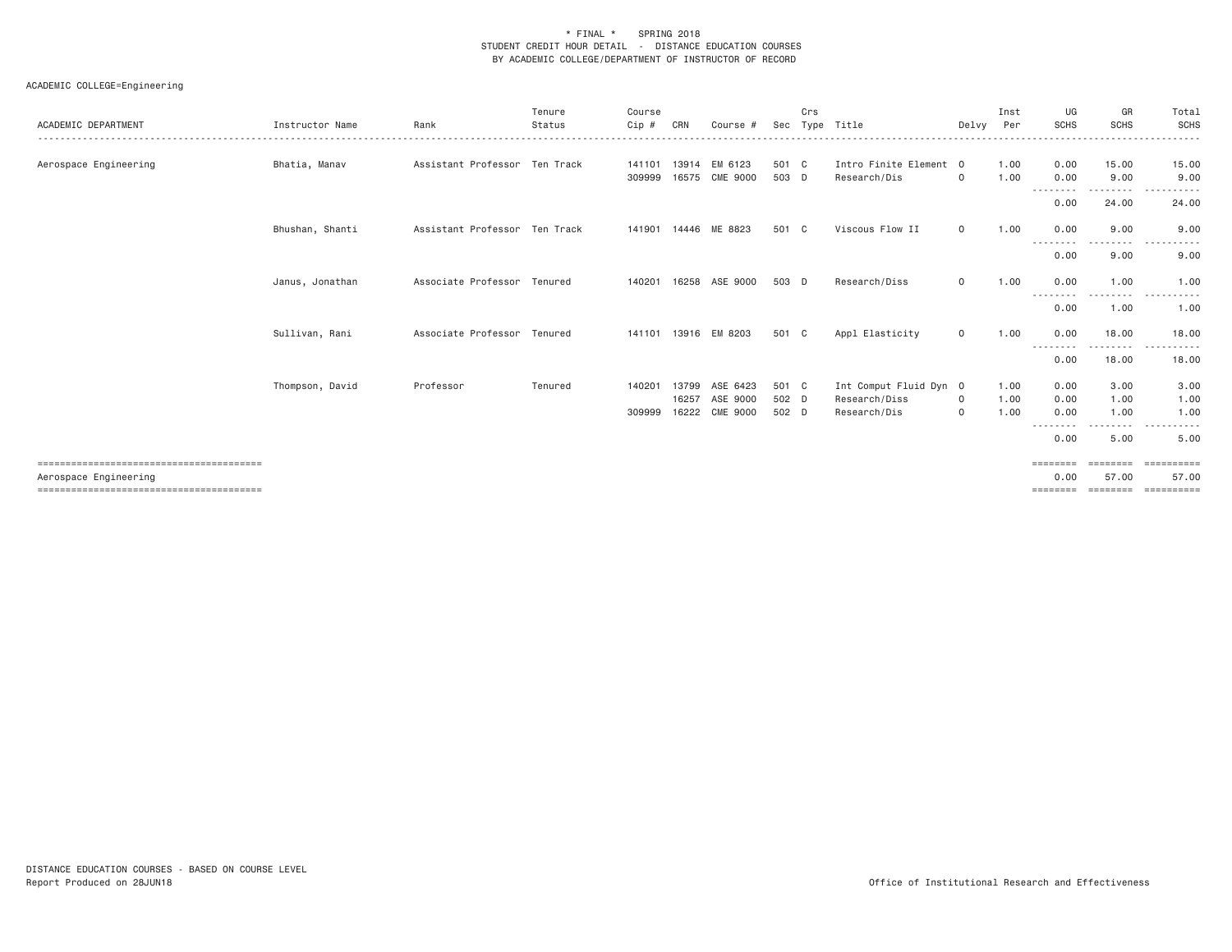\* FINAL \* SPRING 2018
STUDENT CREDIT HOUR DETAIL - DISTANCE EDUCATION COURSES
BY ACADEMIC COLLEGE/DEPARTMENT OF INSTRUCTOR OF RECORD

ACADEMIC COLLEGE=Engineering

| ACADEMIC DEPARTMENT | Instructor Name | Rank | Tenure Status | Course Cip # | CRN | Course # | Sec | Crs Type | Title | Delvy | Inst Per | UG SCHS | GR SCHS | Total SCHS |
|---|---|---|---|---|---|---|---|---|---|---|---|---|---|---|
| Aerospace Engineering | Bhatia, Manav | Assistant Professor | Ten Track | 141101 | 13914 | EM 6123 | 501 | C | Intro Finite Element | O | 1.00 | 0.00 | 15.00 | 15.00 |
| | | | | 309999 | 16575 | CME 9000 | 503 | D | Research/Dis | O | 1.00 | 0.00 | 9.00 | 9.00 |
| | | | | | | | | | | | | 0.00 | 24.00 | 24.00 |
| | Bhushan, Shanti | Assistant Professor | Ten Track | 141901 | 14446 | ME 8823 | 501 | C | Viscous Flow II | O | 1.00 | 0.00 | 9.00 | 9.00 |
| | | | | | | | | | | | | 0.00 | 9.00 | 9.00 |
| | Janus, Jonathan | Associate Professor | Tenured | 140201 | 16258 | ASE 9000 | 503 | D | Research/Diss | O | 1.00 | 0.00 | 1.00 | 1.00 |
| | | | | | | | | | | | | 0.00 | 1.00 | 1.00 |
| | Sullivan, Rani | Associate Professor | Tenured | 141101 | 13916 | EM 8203 | 501 | C | Appl Elasticity | O | 1.00 | 0.00 | 18.00 | 18.00 |
| | | | | | | | | | | | | 0.00 | 18.00 | 18.00 |
| | Thompson, David | Professor | Tenured | 140201 | 13799 | ASE 6423 | 501 | C | Int Comput Fluid Dyn | O | 1.00 | 0.00 | 3.00 | 3.00 |
| | | | | | 16257 | ASE 9000 | 502 | D | Research/Diss | O | 1.00 | 0.00 | 1.00 | 1.00 |
| | | | | 309999 | 16222 | CME 9000 | 502 | D | Research/Dis | O | 1.00 | 0.00 | 1.00 | 1.00 |
| | | | | | | | | | | | | 0.00 | 5.00 | 5.00 |
| Aerospace Engineering | | | | | | | | | | | | 0.00 | 57.00 | 57.00 |

DISTANCE EDUCATION COURSES - BASED ON COURSE LEVEL
Report Produced on 28JUN18

Office of Institutional Research and Effectiveness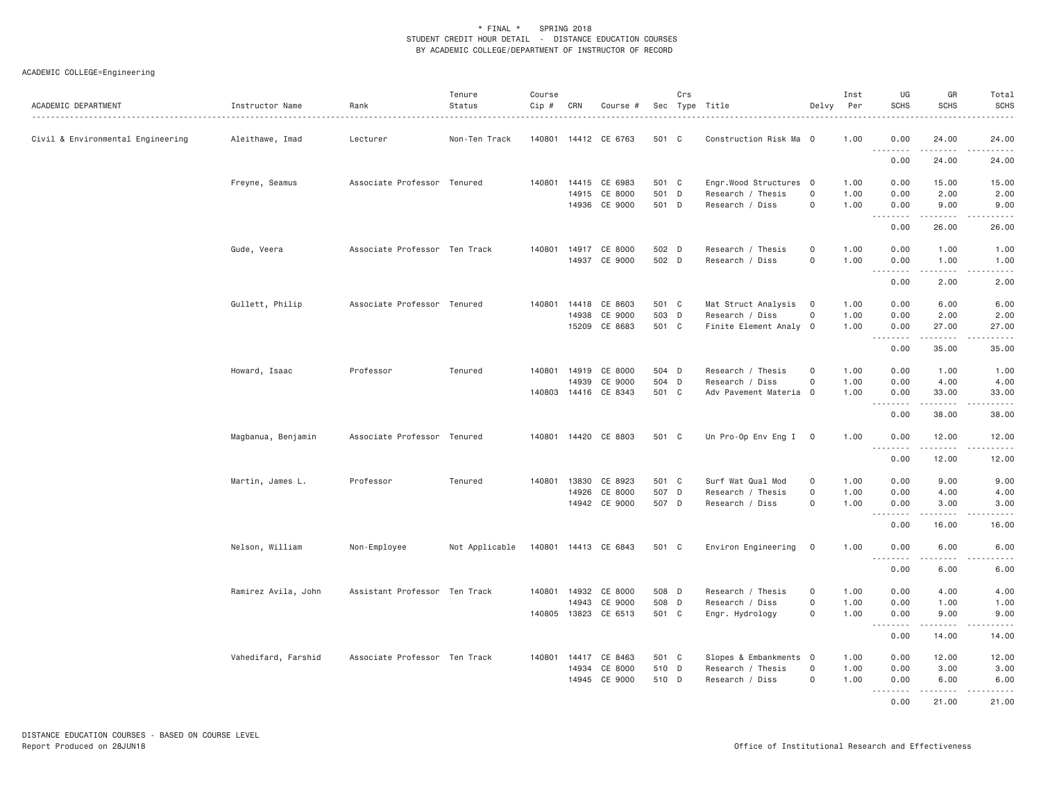\* FINAL \* SPRING 2018
STUDENT CREDIT HOUR DETAIL - DISTANCE EDUCATION COURSES
BY ACADEMIC COLLEGE/DEPARTMENT OF INSTRUCTOR OF RECORD

ACADEMIC COLLEGE=Engineering

| ACADEMIC DEPARTMENT | Instructor Name | Rank | Tenure Status | Course Cip # | CRN | Course # | Sec | Crs Type | Title | Delvy | Inst Per | UG SCHS | GR SCHS | Total SCHS |
|---|---|---|---|---|---|---|---|---|---|---|---|---|---|---|
| Civil & Environmental Engineering | Aleithawe, Imad | Lecturer | Non-Ten Track | 140801 | 14412 | CE 6763 | 501 | C | Construction Risk Ma | O | 1.00 | 0.00 | 24.00 | 24.00 |
| | | | | | | | | | | | | 0.00 | 24.00 | 24.00 |
| | Freyne, Seamus | Associate Professor | Tenured | 140801 | 14415 | CE 6983 | 501 | C | Engr.Wood Structures | O | 1.00 | 0.00 | 15.00 | 15.00 |
| | | | | | 14915 | CE 8000 | 501 | D | Research / Thesis | O | 1.00 | 0.00 | 2.00 | 2.00 |
| | | | | | 14936 | CE 9000 | 501 | D | Research / Diss | O | 1.00 | 0.00 | 9.00 | 9.00 |
| | | | | | | | | | | | | 0.00 | 26.00 | 26.00 |
| | Gude, Veera | Associate Professor | Ten Track | 140801 | 14917 | CE 8000 | 502 | D | Research / Thesis | O | 1.00 | 0.00 | 1.00 | 1.00 |
| | | | | | 14937 | CE 9000 | 502 | D | Research / Diss | O | 1.00 | 0.00 | 1.00 | 1.00 |
| | | | | | | | | | | | | 0.00 | 2.00 | 2.00 |
| | Gullett, Philip | Associate Professor | Tenured | 140801 | 14418 | CE 8603 | 501 | C | Mat Struct Analysis | O | 1.00 | 0.00 | 6.00 | 6.00 |
| | | | | | 14938 | CE 9000 | 503 | D | Research / Diss | O | 1.00 | 0.00 | 2.00 | 2.00 |
| | | | | | 15209 | CE 8683 | 501 | C | Finite Element Analy | O | 1.00 | 0.00 | 27.00 | 27.00 |
| | | | | | | | | | | | | 0.00 | 35.00 | 35.00 |
| | Howard, Isaac | Professor | Tenured | 140801 | 14919 | CE 8000 | 504 | D | Research / Thesis | O | 1.00 | 0.00 | 1.00 | 1.00 |
| | | | | | 14939 | CE 9000 | 504 | D | Research / Diss | O | 1.00 | 0.00 | 4.00 | 4.00 |
| | | | | 140803 | 14416 | CE 8343 | 501 | C | Adv Pavement Materia | O | 1.00 | 0.00 | 33.00 | 33.00 |
| | | | | | | | | | | | | 0.00 | 38.00 | 38.00 |
| | Magbanua, Benjamin | Associate Professor | Tenured | 140801 | 14420 | CE 8803 | 501 | C | Un Pro-Op Env Eng I | O | 1.00 | 0.00 | 12.00 | 12.00 |
| | | | | | | | | | | | | 0.00 | 12.00 | 12.00 |
| | Martin, James L. | Professor | Tenured | 140801 | 13830 | CE 8923 | 501 | C | Surf Wat Qual Mod | O | 1.00 | 0.00 | 9.00 | 9.00 |
| | | | | | 14926 | CE 8000 | 507 | D | Research / Thesis | O | 1.00 | 0.00 | 4.00 | 4.00 |
| | | | | | 14942 | CE 9000 | 507 | D | Research / Diss | O | 1.00 | 0.00 | 3.00 | 3.00 |
| | | | | | | | | | | | | 0.00 | 16.00 | 16.00 |
| | Nelson, William | Non-Employee | Not Applicable | 140801 | 14413 | CE 6843 | 501 | C | Environ Engineering | O | 1.00 | 0.00 | 6.00 | 6.00 |
| | | | | | | | | | | | | 0.00 | 6.00 | 6.00 |
| | Ramirez Avila, John | Assistant Professor | Ten Track | 140801 | 14932 | CE 8000 | 508 | D | Research / Thesis | O | 1.00 | 0.00 | 4.00 | 4.00 |
| | | | | | 14943 | CE 9000 | 508 | D | Research / Diss | O | 1.00 | 0.00 | 1.00 | 1.00 |
| | | | | 140805 | 13823 | CE 6513 | 501 | C | Engr. Hydrology | O | 1.00 | 0.00 | 9.00 | 9.00 |
| | | | | | | | | | | | | 0.00 | 14.00 | 14.00 |
| | Vahedifard, Farshid | Associate Professor | Ten Track | 140801 | 14417 | CE 8463 | 501 | C | Slopes & Embankments | O | 1.00 | 0.00 | 12.00 | 12.00 |
| | | | | | 14934 | CE 8000 | 510 | D | Research / Thesis | O | 1.00 | 0.00 | 3.00 | 3.00 |
| | | | | | 14945 | CE 9000 | 510 | D | Research / Diss | O | 1.00 | 0.00 | 6.00 | 6.00 |
| | | | | | | | | | | | | 0.00 | 21.00 | 21.00 |

DISTANCE EDUCATION COURSES - BASED ON COURSE LEVEL
Report Produced on 28JUN18

Office of Institutional Research and Effectiveness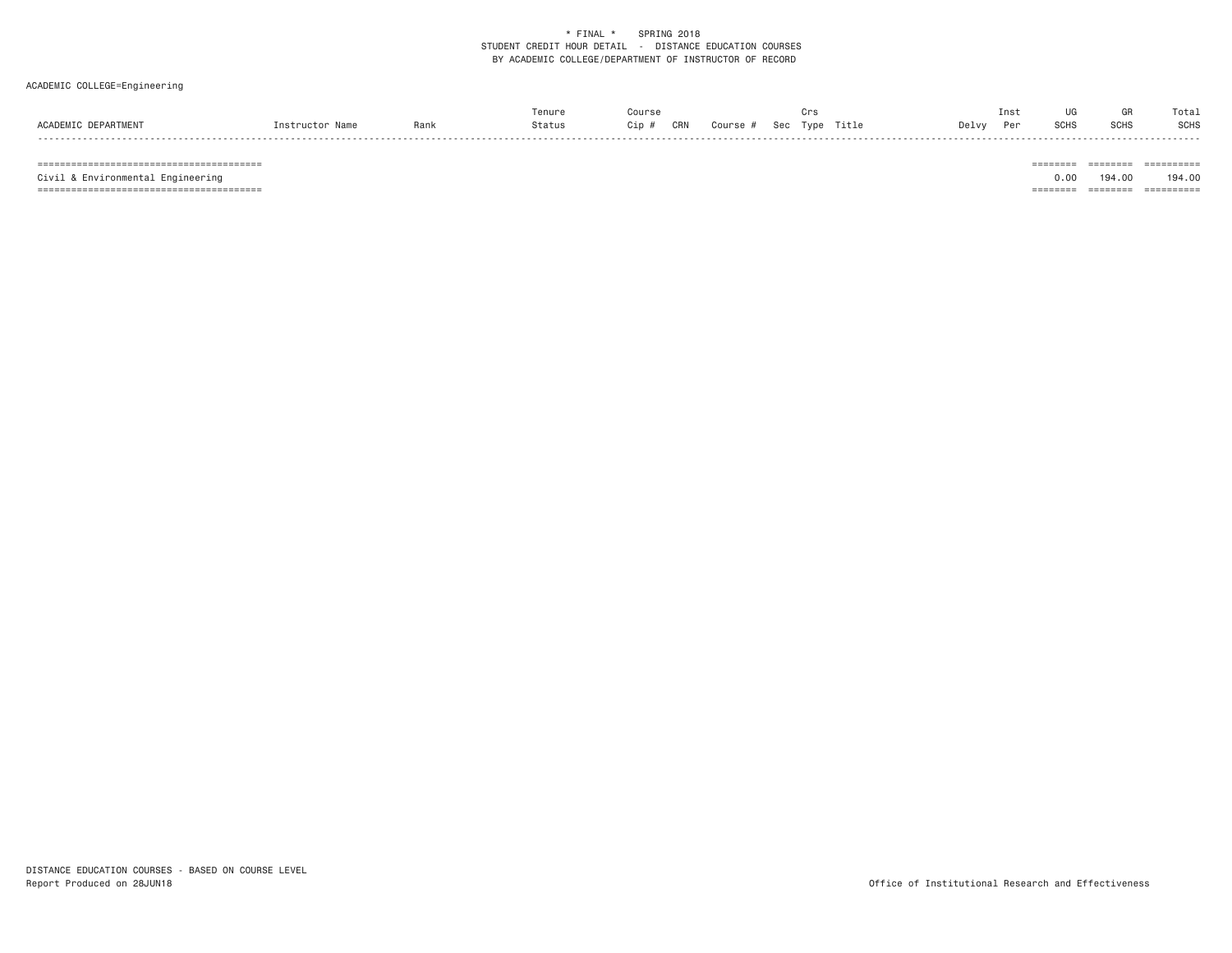\* FINAL \*    SPRING 2018
STUDENT CREDIT HOUR DETAIL - DISTANCE EDUCATION COURSES
BY ACADEMIC COLLEGE/DEPARTMENT OF INSTRUCTOR OF RECORD

ACADEMIC COLLEGE=Engineering

| ACADEMIC DEPARTMENT | Instructor Name | Rank | Tenure Status | Course Cip # | CRN | Course # | Sec | Crs Type | Title | Delvy | Inst Per | UG SCHS | GR SCHS | Total SCHS |
|---|---|---|---|---|---|---|---|---|---|---|---|---|---|---|
| Civil & Environmental Engineering | | | | | | | | | | | | 0.00 | 194.00 | 194.00 |

DISTANCE EDUCATION COURSES - BASED ON COURSE LEVEL
Report Produced on 28JUN18

Office of Institutional Research and Effectiveness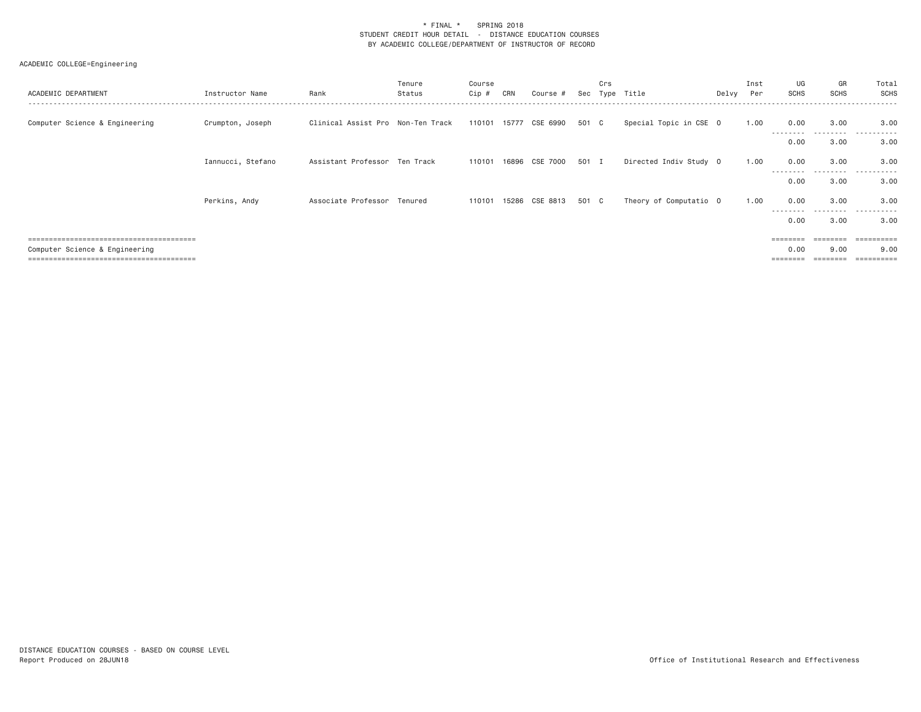\* FINAL \*    SPRING 2018
STUDENT CREDIT HOUR DETAIL - DISTANCE EDUCATION COURSES
BY ACADEMIC COLLEGE/DEPARTMENT OF INSTRUCTOR OF RECORD

ACADEMIC COLLEGE=Engineering

| ACADEMIC DEPARTMENT | Instructor Name | Rank | Tenure Status | Course Cip # | CRN | Course # | Sec | Crs Type | Title | Delvy | Inst Per | UG SCHS | GR SCHS | Total SCHS |
|---|---|---|---|---|---|---|---|---|---|---|---|---|---|---|
| Computer Science & Engineering | Crumpton, Joseph | Clinical Assist Pro | Non-Ten Track | 110101 | 15777 | CSE 6990 | 501 | C | Special Topic in CSE | O | 1.00 | 0.00 | 3.00 | 3.00 |
| | | | | | | | | | | | | 0.00 | 3.00 | 3.00 |
| | Iannucci, Stefano | Assistant Professor | Ten Track | 110101 | 16896 | CSE 7000 | 501 | I | Directed Indiv Study | O | 1.00 | 0.00 | 3.00 | 3.00 |
| | | | | | | | | | | | | 0.00 | 3.00 | 3.00 |
| | Perkins, Andy | Associate Professor | Tenured | 110101 | 15286 | CSE 8813 | 501 | C | Theory of Computatio | O | 1.00 | 0.00 | 3.00 | 3.00 |
| | | | | | | | | | | | | 0.00 | 3.00 | 3.00 |
| Computer Science & Engineering | | | | | | | | | | | | 0.00 | 9.00 | 9.00 |

DISTANCE EDUCATION COURSES - BASED ON COURSE LEVEL
Report Produced on 28JUN18

Office of Institutional Research and Effectiveness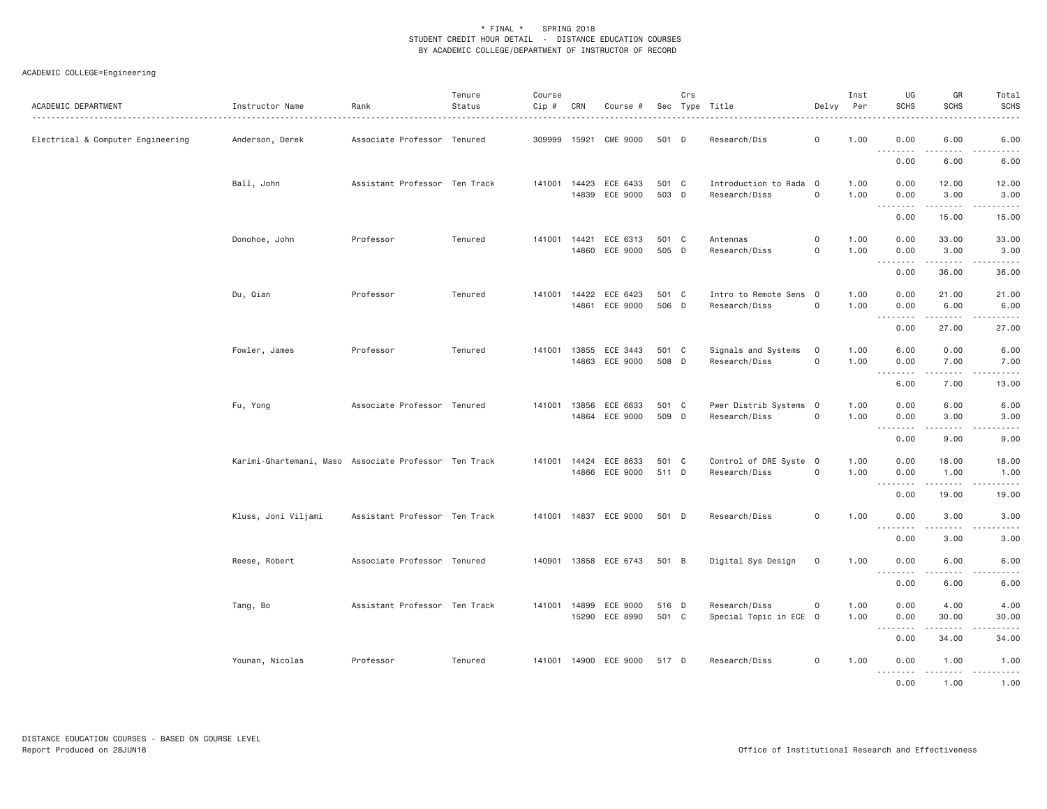\* FINAL \*    SPRING 2018
STUDENT CREDIT HOUR DETAIL - DISTANCE EDUCATION COURSES
BY ACADEMIC COLLEGE/DEPARTMENT OF INSTRUCTOR OF RECORD

ACADEMIC COLLEGE=Engineering

| ACADEMIC DEPARTMENT | Instructor Name | Rank | Tenure Status | Course Cip # | CRN | Course # | Sec | Crs Type | Title | Delvy | Inst Per | UG SCHS | GR SCHS | Total SCHS |
|---|---|---|---|---|---|---|---|---|---|---|---|---|---|---|
| Electrical & Computer Engineering | Anderson, Derek | Associate Professor | Tenured | 309999 | 15921 | CME 9000 | 501 | D | Research/Dis | O | 1.00 | 0.00 | 6.00 | 6.00 |
| | | | | | | | | | | | | 0.00 | 6.00 | 6.00 |
| | Ball, John | Assistant Professor | Ten Track | 141001 | 14423 | ECE 6433 | 501 | C | Introduction to Rada | O | 1.00 | 0.00 | 12.00 | 12.00 |
| | | | | | 14839 | ECE 9000 | 503 | D | Research/Diss | O | 1.00 | 0.00 | 3.00 | 3.00 |
| | | | | | | | | | | | | 0.00 | 15.00 | 15.00 |
| | Donohoe, John | Professor | Tenured | 141001 | 14421 | ECE 6313 | 501 | C | Antennas | O | 1.00 | 0.00 | 33.00 | 33.00 |
| | | | | | 14860 | ECE 9000 | 505 | D | Research/Diss | O | 1.00 | 0.00 | 3.00 | 3.00 |
| | | | | | | | | | | | | 0.00 | 36.00 | 36.00 |
| | Du, Qian | Professor | Tenured | 141001 | 14422 | ECE 6423 | 501 | C | Intro to Remote Sens | O | 1.00 | 0.00 | 21.00 | 21.00 |
| | | | | | 14861 | ECE 9000 | 506 | D | Research/Diss | O | 1.00 | 0.00 | 6.00 | 6.00 |
| | | | | | | | | | | | | 0.00 | 27.00 | 27.00 |
| | Fowler, James | Professor | Tenured | 141001 | 13855 | ECE 3443 | 501 | C | Signals and Systems | O | 1.00 | 6.00 | 0.00 | 6.00 |
| | | | | | 14863 | ECE 9000 | 508 | D | Research/Diss | O | 1.00 | 0.00 | 7.00 | 7.00 |
| | | | | | | | | | | | | 6.00 | 7.00 | 13.00 |
| | Fu, Yong | Associate Professor | Tenured | 141001 | 13856 | ECE 6633 | 501 | C | Pwer Distrib Systems | O | 1.00 | 0.00 | 6.00 | 6.00 |
| | | | | | 14864 | ECE 9000 | 509 | D | Research/Diss | O | 1.00 | 0.00 | 3.00 | 3.00 |
| | | | | | | | | | | | | 0.00 | 9.00 | 9.00 |
| | Karimi-Ghartemani, Maso | Associate Professor | Ten Track | 141001 | 14424 | ECE 8633 | 501 | C | Control of DRE Syste | O | 1.00 | 0.00 | 18.00 | 18.00 |
| | | | | | 14866 | ECE 9000 | 511 | D | Research/Diss | O | 1.00 | 0.00 | 1.00 | 1.00 |
| | | | | | | | | | | | | 0.00 | 19.00 | 19.00 |
| | Kluss, Joni Viljami | Assistant Professor | Ten Track | 141001 | 14837 | ECE 9000 | 501 | D | Research/Diss | O | 1.00 | 0.00 | 3.00 | 3.00 |
| | | | | | | | | | | | | 0.00 | 3.00 | 3.00 |
| | Reese, Robert | Associate Professor | Tenured | 140901 | 13858 | ECE 6743 | 501 | B | Digital Sys Design | O | 1.00 | 0.00 | 6.00 | 6.00 |
| | | | | | | | | | | | | 0.00 | 6.00 | 6.00 |
| | Tang, Bo | Assistant Professor | Ten Track | 141001 | 14899 | ECE 9000 | 516 | D | Research/Diss | O | 1.00 | 0.00 | 4.00 | 4.00 |
| | | | | | 15290 | ECE 8990 | 501 | C | Special Topic in ECE | O | 1.00 | 0.00 | 30.00 | 30.00 |
| | | | | | | | | | | | | 0.00 | 34.00 | 34.00 |
| | Younan, Nicolas | Professor | Tenured | 141001 | 14900 | ECE 9000 | 517 | D | Research/Diss | O | 1.00 | 0.00 | 1.00 | 1.00 |
| | | | | | | | | | | | | 0.00 | 1.00 | 1.00 |

DISTANCE EDUCATION COURSES - BASED ON COURSE LEVEL
Report Produced on 28JUN18

Office of Institutional Research and Effectiveness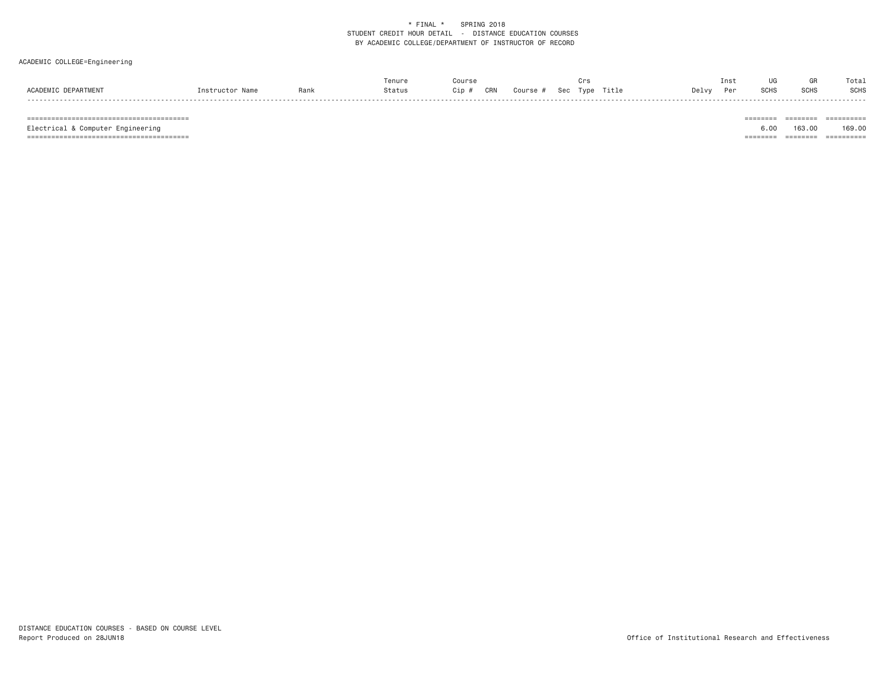\* FINAL \*    SPRING 2018

STUDENT CREDIT HOUR DETAIL - DISTANCE EDUCATION COURSES

BY ACADEMIC COLLEGE/DEPARTMENT OF INSTRUCTOR OF RECORD

ACADEMIC COLLEGE=Engineering

| ACADEMIC DEPARTMENT | Instructor Name | Rank | Tenure Status | Course Cip # | CRN | Course # | Sec | Crs Type | Title | Delvy | Inst Per | UG SCHS | GR SCHS | Total SCHS |
|---|---|---|---|---|---|---|---|---|---|---|---|---|---|---|
| Electrical & Computer Engineering | | | | | | | | | | | | 6.00 | 163.00 | 169.00 |

DISTANCE EDUCATION COURSES - BASED ON COURSE LEVEL

Report Produced on 28JUN18

Office of Institutional Research and Effectiveness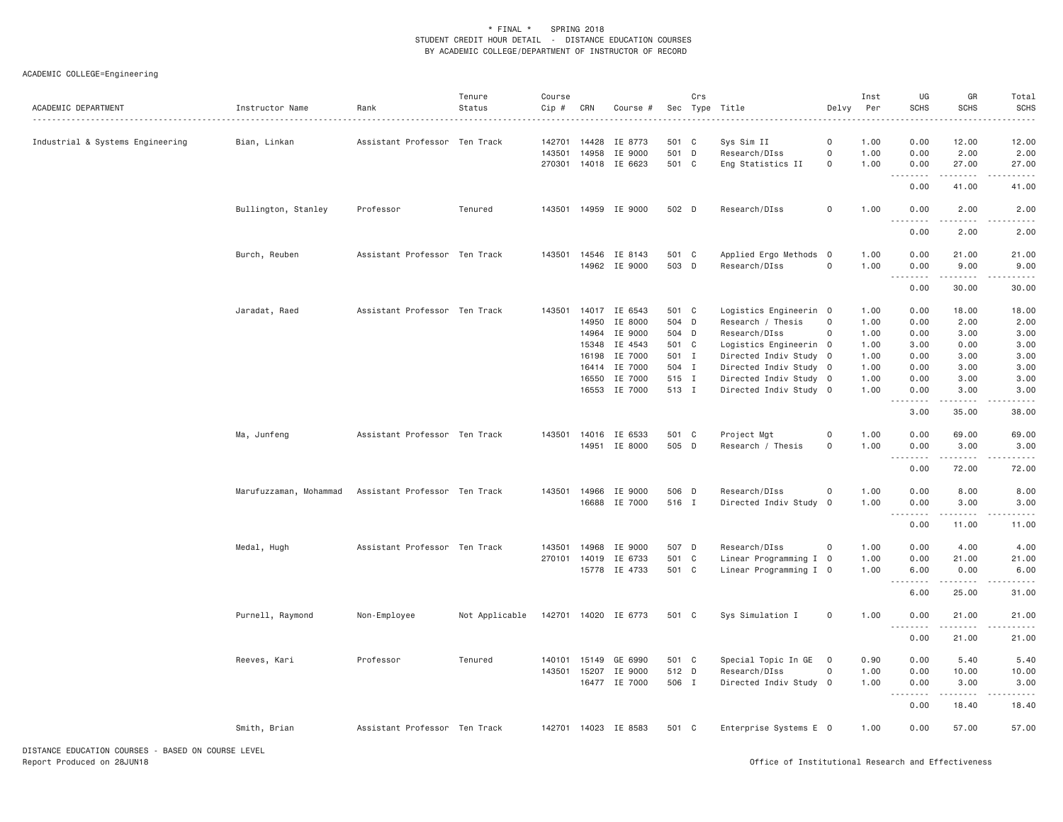\* FINAL \* SPRING 2018
STUDENT CREDIT HOUR DETAIL - DISTANCE EDUCATION COURSES
BY ACADEMIC COLLEGE/DEPARTMENT OF INSTRUCTOR OF RECORD

ACADEMIC COLLEGE=Engineering

| ACADEMIC DEPARTMENT | Instructor Name | Rank | Tenure Status | Course Cip # | CRN | Course # | Sec | Crs Type | Title | Delvy | Inst Per | UG SCHS | GR SCHS | Total SCHS |
|---|---|---|---|---|---|---|---|---|---|---|---|---|---|---|
| Industrial & Systems Engineering | Bian, Linkan | Assistant Professor | Ten Track | 142701 | 14428 | IE 8773 | 501 | C | Sys Sim II | O | 1.00 | 0.00 | 12.00 | 12.00 |
| | | | | 143501 | 14958 | IE 9000 | 501 | D | Research/DIss | O | 1.00 | 0.00 | 2.00 | 2.00 |
| | | | | 270301 | 14018 | IE 6623 | 501 | C | Eng Statistics II | O | 1.00 | 0.00 | 27.00 | 27.00 |
| | | | | | | | | | | | | 0.00 | 41.00 | 41.00 |
| | Bullington, Stanley | Professor | Tenured | 143501 | 14959 | IE 9000 | 502 | D | Research/DIss | O | 1.00 | 0.00 | 2.00 | 2.00 |
| | | | | | | | | | | | | 0.00 | 2.00 | 2.00 |
| | Burch, Reuben | Assistant Professor | Ten Track | 143501 | 14546 | IE 8143 | 501 | C | Applied Ergo Methods | O | 1.00 | 0.00 | 21.00 | 21.00 |
| | | | | | 14962 | IE 9000 | 503 | D | Research/DIss | O | 1.00 | 0.00 | 9.00 | 9.00 |
| | | | | | | | | | | | | 0.00 | 30.00 | 30.00 |
| | Jaradat, Raed | Assistant Professor | Ten Track | 143501 | 14017 | IE 6543 | 501 | C | Logistics Engineerin | O | 1.00 | 0.00 | 18.00 | 18.00 |
| | | | | | 14950 | IE 8000 | 504 | D | Research / Thesis | O | 1.00 | 0.00 | 2.00 | 2.00 |
| | | | | | 14964 | IE 9000 | 504 | D | Research/DIss | O | 1.00 | 0.00 | 3.00 | 3.00 |
| | | | | | 15348 | IE 4543 | 501 | C | Logistics Engineerin | O | 1.00 | 3.00 | 0.00 | 3.00 |
| | | | | | 16198 | IE 7000 | 501 | I | Directed Indiv Study | O | 1.00 | 0.00 | 3.00 | 3.00 |
| | | | | | 16414 | IE 7000 | 504 | I | Directed Indiv Study | O | 1.00 | 0.00 | 3.00 | 3.00 |
| | | | | | 16550 | IE 7000 | 515 | I | Directed Indiv Study | O | 1.00 | 0.00 | 3.00 | 3.00 |
| | | | | | 16553 | IE 7000 | 513 | I | Directed Indiv Study | O | 1.00 | 0.00 | 3.00 | 3.00 |
| | | | | | | | | | | | | 3.00 | 35.00 | 38.00 |
| | Ma, Junfeng | Assistant Professor | Ten Track | 143501 | 14016 | IE 6533 | 501 | C | Project Mgt | O | 1.00 | 0.00 | 69.00 | 69.00 |
| | | | | | 14951 | IE 8000 | 505 | D | Research / Thesis | O | 1.00 | 0.00 | 3.00 | 3.00 |
| | | | | | | | | | | | | 0.00 | 72.00 | 72.00 |
| | Marufuzzaman, Mohammad | Assistant Professor | Ten Track | 143501 | 14966 | IE 9000 | 506 | D | Research/DIss | O | 1.00 | 0.00 | 8.00 | 8.00 |
| | | | | | 16688 | IE 7000 | 516 | I | Directed Indiv Study | O | 1.00 | 0.00 | 3.00 | 3.00 |
| | | | | | | | | | | | | 0.00 | 11.00 | 11.00 |
| | Medal, Hugh | Assistant Professor | Ten Track | 143501 | 14968 | IE 9000 | 507 | D | Research/DIss | O | 1.00 | 0.00 | 4.00 | 4.00 |
| | | | | 270101 | 14019 | IE 6733 | 501 | C | Linear Programming I | O | 1.00 | 0.00 | 21.00 | 21.00 |
| | | | | | 15778 | IE 4733 | 501 | C | Linear Programming I | O | 1.00 | 6.00 | 0.00 | 6.00 |
| | | | | | | | | | | | | 6.00 | 25.00 | 31.00 |
| | Purnell, Raymond | Non-Employee | Not Applicable | 142701 | 14020 | IE 6773 | 501 | C | Sys Simulation I | O | 1.00 | 0.00 | 21.00 | 21.00 |
| | | | | | | | | | | | | 0.00 | 21.00 | 21.00 |
| | Reeves, Kari | Professor | Tenured | 140101 | 15149 | GE 6990 | 501 | C | Special Topic In GE | O | 0.90 | 0.00 | 5.40 | 5.40 |
| | | | | 143501 | 15207 | IE 9000 | 512 | D | Research/DIss | O | 1.00 | 0.00 | 10.00 | 10.00 |
| | | | | | 16477 | IE 7000 | 506 | I | Directed Indiv Study | O | 1.00 | 0.00 | 3.00 | 3.00 |
| | | | | | | | | | | | | 0.00 | 18.40 | 18.40 |
| | Smith, Brian | Assistant Professor | Ten Track | 142701 | 14023 | IE 8583 | 501 | C | Enterprise Systems E | O | 1.00 | 0.00 | 57.00 | 57.00 |

DISTANCE EDUCATION COURSES - BASED ON COURSE LEVEL
Report Produced on 28JUN18

Office of Institutional Research and Effectiveness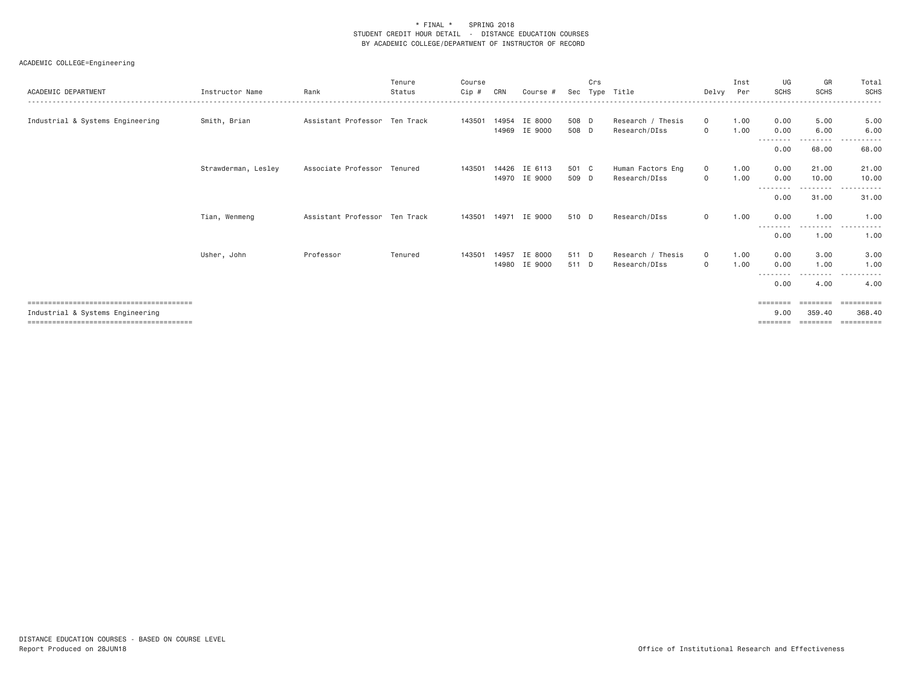\* FINAL \* SPRING 2018
STUDENT CREDIT HOUR DETAIL - DISTANCE EDUCATION COURSES
BY ACADEMIC COLLEGE/DEPARTMENT OF INSTRUCTOR OF RECORD

ACADEMIC COLLEGE=Engineering

| ACADEMIC DEPARTMENT | Instructor Name | Rank | Tenure Status | Course Cip # | CRN | Course # | Sec | Crs Type | Title | Delvy | Inst Per | UG SCHS | GR SCHS | Total SCHS |
|---|---|---|---|---|---|---|---|---|---|---|---|---|---|---|
| Industrial & Systems Engineering | Smith, Brian | Assistant Professor | Ten Track | 143501 | 14954 | IE 8000 | 508 | D | Research / Thesis | O | 1.00 | 0.00 | 5.00 | 5.00 |
| | | | | | 14969 | IE 9000 | 508 | D | Research/DIss | O | 1.00 | 0.00 | 6.00 | 6.00 |
| | | | | | | | | | | | | 0.00 | 68.00 | 68.00 |
| | Strawderman, Lesley | Associate Professor | Tenured | 143501 | 14426 | IE 6113 | 501 | C | Human Factors Eng | O | 1.00 | 0.00 | 21.00 | 21.00 |
| | | | | | 14970 | IE 9000 | 509 | D | Research/DIss | O | 1.00 | 0.00 | 10.00 | 10.00 |
| | | | | | | | | | | | | 0.00 | 31.00 | 31.00 |
| | Tian, Wenmeng | Assistant Professor | Ten Track | 143501 | 14971 | IE 9000 | 510 | D | Research/DIss | O | 1.00 | 0.00 | 1.00 | 1.00 |
| | | | | | | | | | | | | 0.00 | 1.00 | 1.00 |
| | Usher, John | Professor | Tenured | 143501 | 14957 | IE 8000 | 511 | D | Research / Thesis | O | 1.00 | 0.00 | 3.00 | 3.00 |
| | | | | | 14980 | IE 9000 | 511 | D | Research/DIss | O | 1.00 | 0.00 | 1.00 | 1.00 |
| | | | | | | | | | | | | 0.00 | 4.00 | 4.00 |
| Industrial & Systems Engineering | | | | | | | | | | | | 9.00 | 359.40 | 368.40 |

DISTANCE EDUCATION COURSES - BASED ON COURSE LEVEL
Report Produced on 28JUN18

Office of Institutional Research and Effectiveness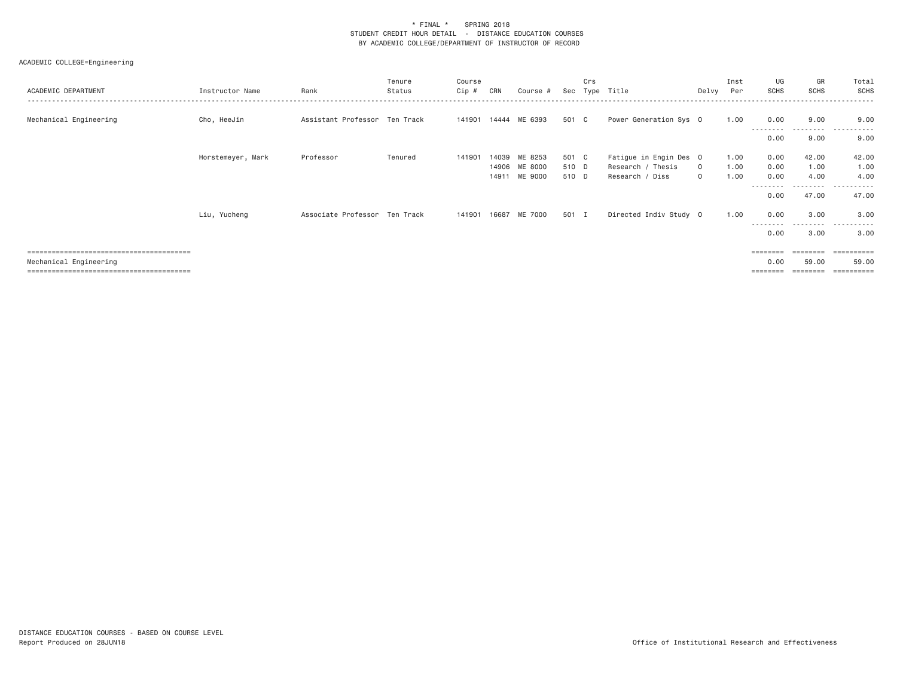\* FINAL \*    SPRING 2018
STUDENT CREDIT HOUR DETAIL - DISTANCE EDUCATION COURSES
BY ACADEMIC COLLEGE/DEPARTMENT OF INSTRUCTOR OF RECORD

ACADEMIC COLLEGE=Engineering

| ACADEMIC DEPARTMENT | Instructor Name | Rank | Tenure Status | Course Cip # | CRN | Course # | Sec | Crs Type | Title | Delvy | Inst Per | UG SCHS | GR SCHS | Total SCHS |
|---|---|---|---|---|---|---|---|---|---|---|---|---|---|---|
| Mechanical Engineering | Cho, HeeJin | Assistant Professor | Ten Track | 141901 | 14444 | ME 6393 | 501 | C | Power Generation Sys | O | 1.00 | 0.00 | 9.00 | 9.00 |
| | | | | | | | | | | | | 0.00 | 9.00 | 9.00 |
| | Horstemeyer, Mark | Professor | Tenured | 141901 | 14039 | ME 8253 | 501 | C | Fatigue in Engin Des | O | 1.00 | 0.00 | 42.00 | 42.00 |
| | | | | | 14906 | ME 8000 | 510 | D | Research / Thesis | O | 1.00 | 0.00 | 1.00 | 1.00 |
| | | | | | 14911 | ME 9000 | 510 | D | Research / Diss | O | 1.00 | 0.00 | 4.00 | 4.00 |
| | | | | | | | | | | | | 0.00 | 47.00 | 47.00 |
| | Liu, Yucheng | Associate Professor | Ten Track | 141901 | 16687 | ME 7000 | 501 | I | Directed Indiv Study | O | 1.00 | 0.00 | 3.00 | 3.00 |
| | | | | | | | | | | | | 0.00 | 3.00 | 3.00 |
| Mechanical Engineering | | | | | | | | | | | | 0.00 | 59.00 | 59.00 |

DISTANCE EDUCATION COURSES - BASED ON COURSE LEVEL
Report Produced on 28JUN18

Office of Institutional Research and Effectiveness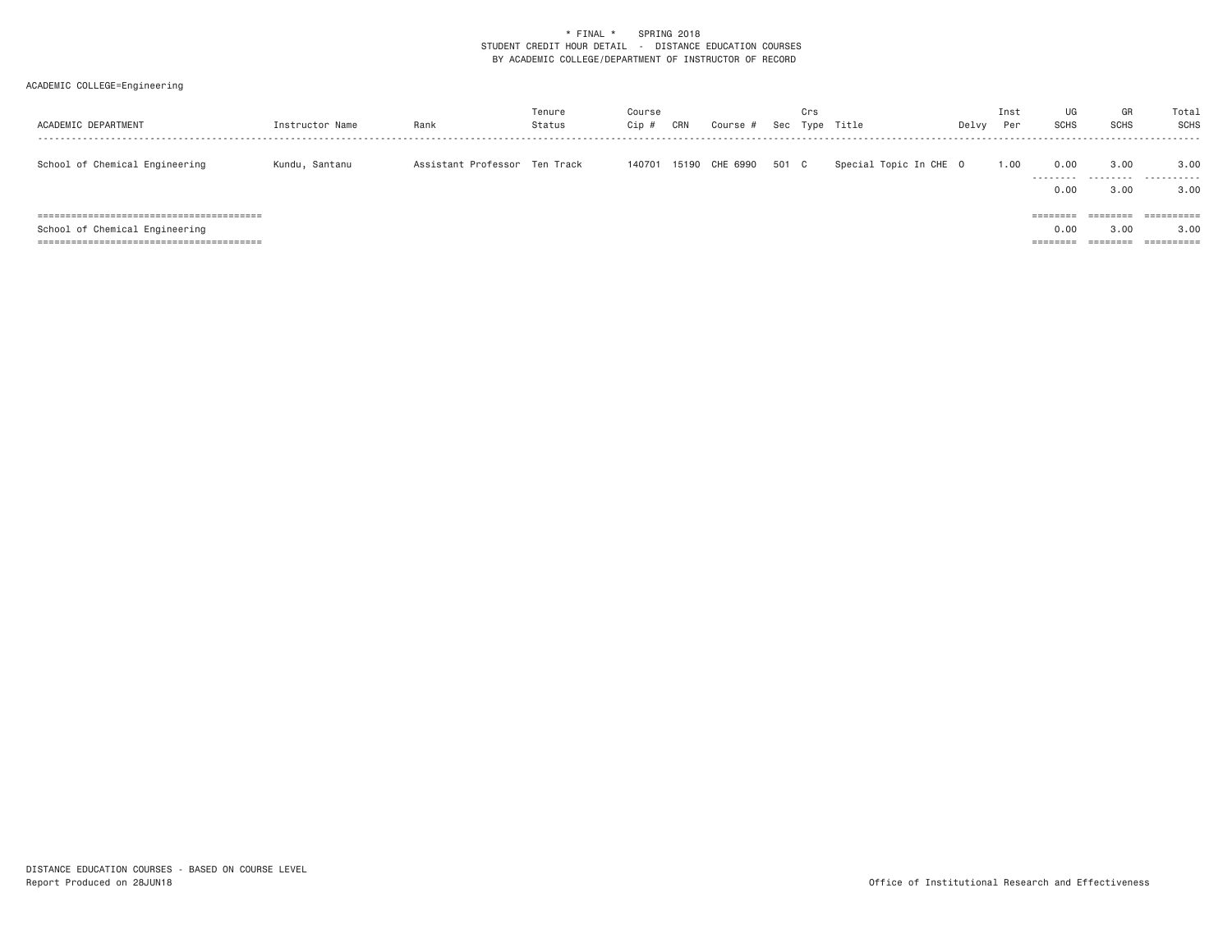\* FINAL \*    SPRING 2018
STUDENT CREDIT HOUR DETAIL - DISTANCE EDUCATION COURSES
BY ACADEMIC COLLEGE/DEPARTMENT OF INSTRUCTOR OF RECORD

ACADEMIC COLLEGE=Engineering

| ACADEMIC DEPARTMENT | Instructor Name | Rank | Tenure Status | Course Cip # | CRN | Course # | Sec | Crs Type | Title | Delvy | Inst Per | UG SCHS | GR SCHS | Total SCHS |
|---|---|---|---|---|---|---|---|---|---|---|---|---|---|---|
| School of Chemical Engineering | Kundu, Santanu | Assistant Professor | Ten Track | 140701 | 15190 | CHE 6990 | 501 | C | Special Topic In CHE | O | 1.00 | 0.00 | 3.00 | 3.00 |
| | | | | | | | | | | | | 0.00 | 3.00 | 3.00 |
| School of Chemical Engineering | | | | | | | | | | | | 0.00 | 3.00 | 3.00 |

DISTANCE EDUCATION COURSES - BASED ON COURSE LEVEL
Report Produced on 28JUN18

Office of Institutional Research and Effectiveness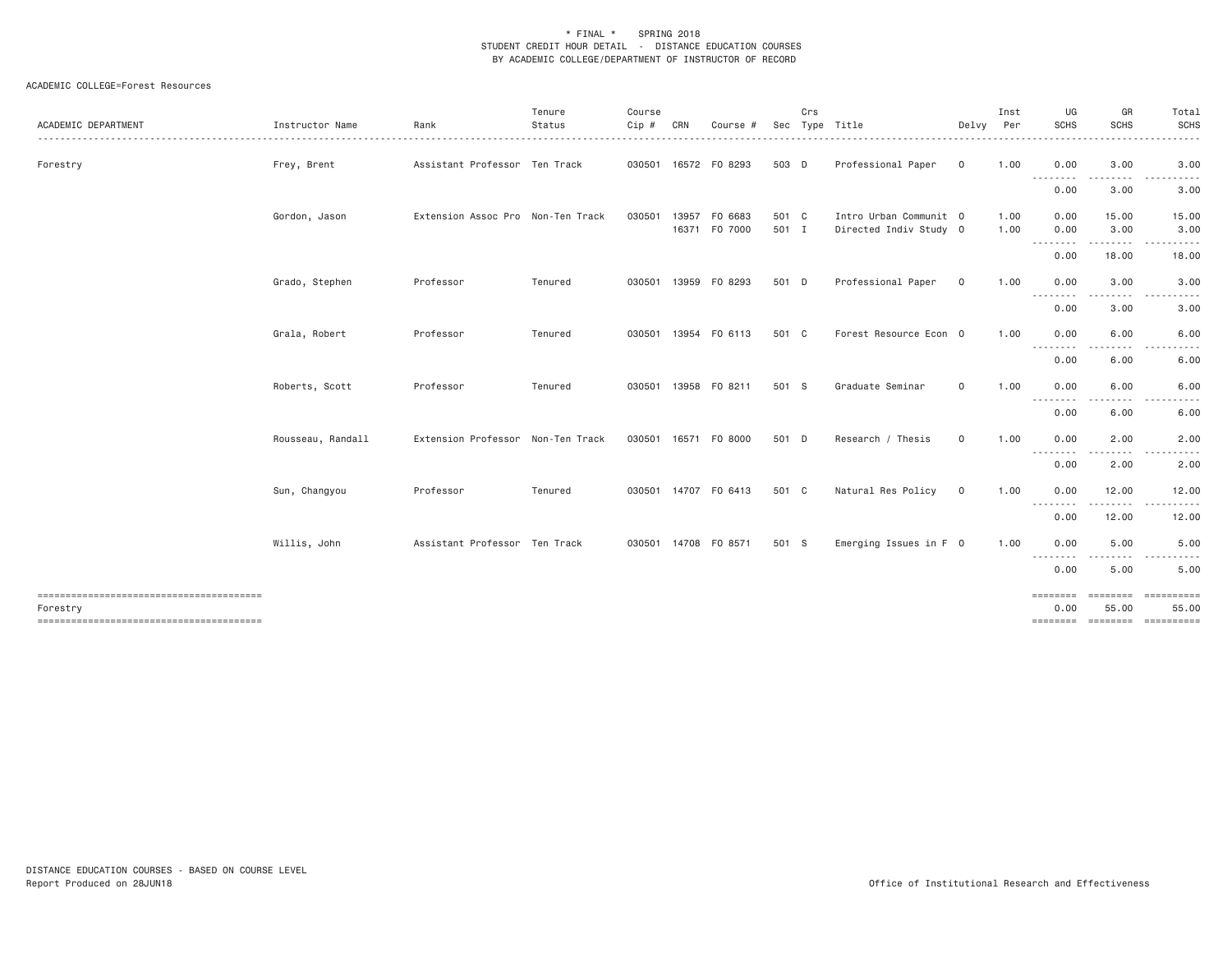\* FINAL \* SPRING 2018
STUDENT CREDIT HOUR DETAIL - DISTANCE EDUCATION COURSES
BY ACADEMIC COLLEGE/DEPARTMENT OF INSTRUCTOR OF RECORD

ACADEMIC COLLEGE=Forest Resources

| ACADEMIC DEPARTMENT | Instructor Name | Rank | Tenure Status | Course Cip # | CRN | Course # | Sec | Crs Type | Title | Delvy | Inst Per | UG SCHS | GR SCHS | Total SCHS |
|---|---|---|---|---|---|---|---|---|---|---|---|---|---|---|
| Forestry | Frey, Brent | Assistant Professor | Ten Track | 030501 | 16572 | FO 8293 | 503 | D | Professional Paper | O | 1.00 | 0.00 | 3.00 | 3.00 |
| | | | | | | | | | | | | 0.00 | 3.00 | 3.00 |
| | Gordon, Jason | Extension Assoc Pro | Non-Ten Track | 030501 | 13957 | FO 6683 | 501 | C | Intro Urban Communit | O | 1.00 | 0.00 | 15.00 | 15.00 |
| | | | | | 16371 | FO 7000 | 501 | I | Directed Indiv Study | O | 1.00 | 0.00 | 3.00 | 3.00 |
| | | | | | | | | | | | | 0.00 | 18.00 | 18.00 |
| | Grado, Stephen | Professor | Tenured | 030501 | 13959 | FO 8293 | 501 | D | Professional Paper | O | 1.00 | 0.00 | 3.00 | 3.00 |
| | | | | | | | | | | | | 0.00 | 3.00 | 3.00 |
| | Grala, Robert | Professor | Tenured | 030501 | 13954 | FO 6113 | 501 | C | Forest Resource Econ | O | 1.00 | 0.00 | 6.00 | 6.00 |
| | | | | | | | | | | | | 0.00 | 6.00 | 6.00 |
| | Roberts, Scott | Professor | Tenured | 030501 | 13958 | FO 8211 | 501 | S | Graduate Seminar | O | 1.00 | 0.00 | 6.00 | 6.00 |
| | | | | | | | | | | | | 0.00 | 6.00 | 6.00 |
| | Rousseau, Randall | Extension Professor | Non-Ten Track | 030501 | 16571 | FO 8000 | 501 | D | Research / Thesis | O | 1.00 | 0.00 | 2.00 | 2.00 |
| | | | | | | | | | | | | 0.00 | 2.00 | 2.00 |
| | Sun, Changyou | Professor | Tenured | 030501 | 14707 | FO 6413 | 501 | C | Natural Res Policy | O | 1.00 | 0.00 | 12.00 | 12.00 |
| | | | | | | | | | | | | 0.00 | 12.00 | 12.00 |
| | Willis, John | Assistant Professor | Ten Track | 030501 | 14708 | FO 8571 | 501 | S | Emerging Issues in F | O | 1.00 | 0.00 | 5.00 | 5.00 |
| | | | | | | | | | | | | 0.00 | 5.00 | 5.00 |
| Forestry | | | | | | | | | | | | 0.00 | 55.00 | 55.00 |

DISTANCE EDUCATION COURSES - BASED ON COURSE LEVEL
Report Produced on 28JUN18

Office of Institutional Research and Effectiveness